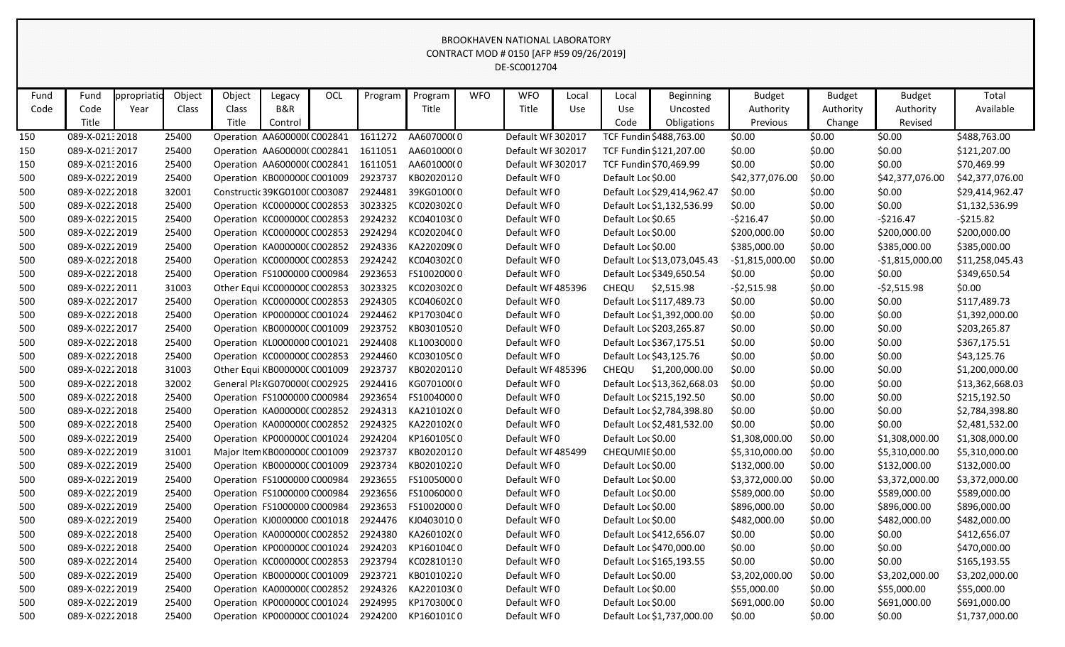BROOKHAVEN NATIONAL LABORATORY
CONTRACT MOD # 0150 [AFP #59 09/26/2019]
DE-SC0012704

| Fund Code | Fund Code Title | ppropriatio Year | Object Class | Object Class Title | Legacy B&R Control | OCL | Program | Program Title | WFO | WFO Title | Local Use | Local Use Code | Beginning Uncosted Obligations | Budget Authority Previous | Budget Authority Change | Budget Authority Revised | Total Available |
|---|---|---|---|---|---|---|---|---|---|---|---|---|---|---|---|---|---|
| 150 | 089-X-021:2018 | | 25400 | Operation | AA600000( | C002841 | 1611272 | AA607000( | 0 | Default WF | 302017 | TCF Fundin | $488,763.00 | $0.00 | $0.00 | $0.00 | $488,763.00 |
| 150 | 089-X-021:2017 | | 25400 | Operation | AA600000( | C002841 | 1611051 | AA601000( | 0 | Default WF | 302017 | TCF Fundin | $121,207.00 | $0.00 | $0.00 | $0.00 | $121,207.00 |
| 150 | 089-X-021:2016 | | 25400 | Operation | AA600000( | C002841 | 1611051 | AA601000( | 0 | Default WF | 302017 | TCF Fundin | $70,469.99 | $0.00 | $0.00 | $0.00 | $70,469.99 |
| 500 | 089-X-0222 | 2019 | 25400 | Operation | KB000000( | C001009 | 2923737 | KB020201 | 20 | Default WF | 0 | Default Loc | $0.00 | $42,377,076.00 | $0.00 | $42,377,076.00 | $42,377,076.00 |
| 500 | 089-X-0222 | 2018 | 32001 | Constructic | 39KG0100( | C003087 | 2924481 | 39KG0100( | 0 | Default WF | 0 | Default Loc | $29,414,962.47 | $0.00 | $0.00 | $0.00 | $29,414,962.47 |
| 500 | 089-X-0222 | 2018 | 25400 | Operation | KC000000( | C002853 | 3023325 | KC020302( | 0 | Default WF | 0 | Default Loc | $1,132,536.99 | $0.00 | $0.00 | $0.00 | $1,132,536.99 |
| 500 | 089-X-0222 | 2015 | 25400 | Operation | KC000000( | C002853 | 2924232 | KC040103( | 0 | Default WF | 0 | Default Loc | $0.65 | -$216.47 | $0.00 | -$216.47 | -$215.82 |
| 500 | 089-X-0222 | 2019 | 25400 | Operation | KC000000( | C002853 | 2924294 | KC020204( | 0 | Default WF | 0 | Default Loc | $0.00 | $200,000.00 | $0.00 | $200,000.00 | $200,000.00 |
| 500 | 089-X-0222 | 2019 | 25400 | Operation | KA000000( | C002852 | 2924336 | KA220209( | 0 | Default WF | 0 | Default Loc | $0.00 | $385,000.00 | $0.00 | $385,000.00 | $385,000.00 |
| 500 | 089-X-0222 | 2018 | 25400 | Operation | KC000000( | C002853 | 2924242 | KC040302( | 0 | Default WF | 0 | Default Loc | $13,073,045.43 | -$1,815,000.00 | $0.00 | -$1,815,000.00 | $11,258,045.43 |
| 500 | 089-X-0222 | 2018 | 25400 | Operation | FS1000000 | C000984 | 2923653 | FS1002000 | 0 | Default WF | 0 | Default Loc | $349,650.54 | $0.00 | $0.00 | $0.00 | $349,650.54 |
| 500 | 089-X-0222 | 2011 | 31003 | Other Equi | KC000000( | C002853 | 3023325 | KC020302( | 0 | Default WF | 485396 | CHEQU | $2,515.98 | -$2,515.98 | $0.00 | -$2,515.98 | $0.00 |
| 500 | 089-X-0222 | 2017 | 25400 | Operation | KC000000( | C002853 | 2924305 | KC040602( | 0 | Default WF | 0 | Default Loc | $117,489.73 | $0.00 | $0.00 | $0.00 | $117,489.73 |
| 500 | 089-X-0222 | 2018 | 25400 | Operation | KP000000( | C001024 | 2924462 | KP170304( | 0 | Default WF | 0 | Default Loc | $1,392,000.00 | $0.00 | $0.00 | $0.00 | $1,392,000.00 |
| 500 | 089-X-0222 | 2017 | 25400 | Operation | KB000000( | C001009 | 2923752 | KB030105 | 20 | Default WF | 0 | Default Loc | $203,265.87 | $0.00 | $0.00 | $0.00 | $203,265.87 |
| 500 | 089-X-0222 | 2018 | 25400 | Operation | KL0000000 | C001021 | 2924408 | KL1003000 | 0 | Default WF | 0 | Default Loc | $367,175.51 | $0.00 | $0.00 | $0.00 | $367,175.51 |
| 500 | 089-X-0222 | 2018 | 25400 | Operation | KC000000( | C002853 | 2924460 | KC030105( | 0 | Default WF | 0 | Default Loc | $43,125.76 | $0.00 | $0.00 | $0.00 | $43,125.76 |
| 500 | 089-X-0222 | 2018 | 31003 | Other Equi | KB000000( | C001009 | 2923737 | KB020201 | 20 | Default WF | 485396 | CHEQU | $1,200,000.00 | $0.00 | $0.00 | $0.00 | $1,200,000.00 |
| 500 | 089-X-0222 | 2018 | 32002 | General Pl | KG070000( | C002925 | 2924416 | KG070100( | 0 | Default WF | 0 | Default Loc | $13,362,668.03 | $0.00 | $0.00 | $0.00 | $13,362,668.03 |
| 500 | 089-X-0222 | 2018 | 25400 | Operation | FS1000000 | C000984 | 2923654 | FS1004000 | 0 | Default WF | 0 | Default Loc | $215,192.50 | $0.00 | $0.00 | $0.00 | $215,192.50 |
| 500 | 089-X-0222 | 2018 | 25400 | Operation | KA000000( | C002852 | 2924313 | KA210102( | 0 | Default WF | 0 | Default Loc | $2,784,398.80 | $0.00 | $0.00 | $0.00 | $2,784,398.80 |
| 500 | 089-X-0222 | 2018 | 25400 | Operation | KA000000( | C002852 | 2924325 | KA220102( | 0 | Default WF | 0 | Default Loc | $2,481,532.00 | $0.00 | $0.00 | $0.00 | $2,481,532.00 |
| 500 | 089-X-0222 | 2019 | 25400 | Operation | KP000000( | C001024 | 2924204 | KP160105( | 0 | Default WF | 0 | Default Loc | $0.00 | $1,308,000.00 | $0.00 | $1,308,000.00 | $1,308,000.00 |
| 500 | 089-X-0222 | 2019 | 31001 | Major Item | KB000000( | C001009 | 2923737 | KB020201 | 20 | Default WF | 485499 | CHEQUMIE | $0.00 | $5,310,000.00 | $0.00 | $5,310,000.00 | $5,310,000.00 |
| 500 | 089-X-0222 | 2019 | 25400 | Operation | KB000000( | C001009 | 2923734 | KB020102 | 20 | Default WF | 0 | Default Loc | $0.00 | $132,000.00 | $0.00 | $132,000.00 | $132,000.00 |
| 500 | 089-X-0222 | 2019 | 25400 | Operation | FS1000000 | C000984 | 2923655 | FS1005000 | 0 | Default WF | 0 | Default Loc | $0.00 | $3,372,000.00 | $0.00 | $3,372,000.00 | $3,372,000.00 |
| 500 | 089-X-0222 | 2019 | 25400 | Operation | FS1000000 | C000984 | 2923656 | FS1006000 | 0 | Default WF | 0 | Default Loc | $0.00 | $589,000.00 | $0.00 | $589,000.00 | $589,000.00 |
| 500 | 089-X-0222 | 2019 | 25400 | Operation | FS1000000 | C000984 | 2923653 | FS1002000 | 0 | Default WF | 0 | Default Loc | $0.00 | $896,000.00 | $0.00 | $896,000.00 | $896,000.00 |
| 500 | 089-X-0222 | 2019 | 25400 | Operation | KJ0000000 | C001018 | 2924476 | KJ0403010 | 0 | Default WF | 0 | Default Loc | $0.00 | $482,000.00 | $0.00 | $482,000.00 | $482,000.00 |
| 500 | 089-X-0222 | 2018 | 25400 | Operation | KA000000( | C002852 | 2924380 | KA260102( | 0 | Default WF | 0 | Default Loc | $412,656.07 | $0.00 | $0.00 | $0.00 | $412,656.07 |
| 500 | 089-X-0222 | 2018 | 25400 | Operation | KP000000( | C001024 | 2924203 | KP160104( | 0 | Default WF | 0 | Default Loc | $470,000.00 | $0.00 | $0.00 | $0.00 | $470,000.00 |
| 500 | 089-X-0222 | 2014 | 25400 | Operation | KC000000( | C002853 | 2923794 | KC028101 | 30 | Default WF | 0 | Default Loc | $165,193.55 | $0.00 | $0.00 | $0.00 | $165,193.55 |
| 500 | 089-X-0222 | 2019 | 25400 | Operation | KB000000( | C001009 | 2923721 | KB010102 | 20 | Default WF | 0 | Default Loc | $0.00 | $3,202,000.00 | $0.00 | $3,202,000.00 | $3,202,000.00 |
| 500 | 089-X-0222 | 2019 | 25400 | Operation | KA000000( | C002852 | 2924326 | KA220103( | 0 | Default WF | 0 | Default Loc | $0.00 | $55,000.00 | $0.00 | $55,000.00 | $55,000.00 |
| 500 | 089-X-0222 | 2019 | 25400 | Operation | KP000000( | C001024 | 2924995 | KP170300( | 0 | Default WF | 0 | Default Loc | $0.00 | $691,000.00 | $0.00 | $691,000.00 | $691,000.00 |
| 500 | 089-X-0222 | 2018 | 25400 | Operation | KP000000( | C001024 | 2924200 | KP160101( | 0 | Default WF | 0 | Default Loc | $1,737,000.00 | $0.00 | $0.00 | $0.00 | $1,737,000.00 |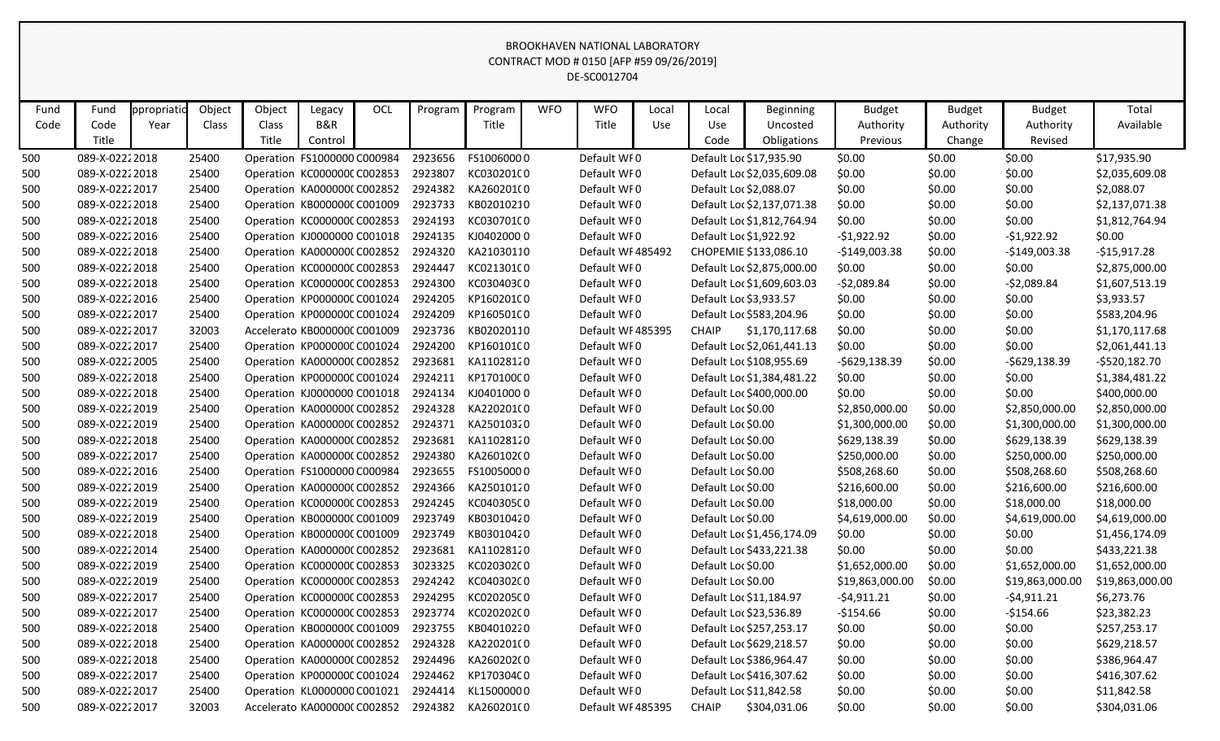BROOKHAVEN NATIONAL LABORATORY
CONTRACT MOD # 0150 [AFP #59 09/26/2019]
DE-SC0012704

| Fund Code | Fund Code Title | ppropriatio Year | Object Class | Object Class Title | Legacy B&R Control | OCL | Program | Program Title | WFO | WFO Title | Local Use | Local Use Code | Beginning Uncosted Obligations | Budget Authority Previous | Budget Authority Change | Budget Authority Revised | Total Available |
|---|---|---|---|---|---|---|---|---|---|---|---|---|---|---|---|---|---|
| 500 | 089-X-0222 | 2018 | 25400 | Operation | FS1000000 | C000984 | 2923656 | FS1006000 | 0 | Default WF | 0 | Default Loc | $17,935.90 | $0.00 | $0.00 | $0.00 | $17,935.90 |
| 500 | 089-X-0222 | 2018 | 25400 | Operation | KC0000000 | C002853 | 2923807 | KC0302010 | 0 | Default WF | 0 | Default Loc | $2,035,609.08 | $0.00 | $0.00 | $0.00 | $2,035,609.08 |
| 500 | 089-X-0222 | 2017 | 25400 | Operation | KA0000000 | C002852 | 2924382 | KA2601010 | 0 | Default WF | 0 | Default Loc | $2,088.07 | $0.00 | $0.00 | $0.00 | $2,088.07 |
| 500 | 089-X-0222 | 2018 | 25400 | Operation | KB0000000 | C001009 | 2923733 | KB0201021 | 0 | Default WF | 0 | Default Loc | $2,137,071.38 | $0.00 | $0.00 | $0.00 | $2,137,071.38 |
| 500 | 089-X-0222 | 2018 | 25400 | Operation | KC0000000 | C002853 | 2924193 | KC0307010 | 0 | Default WF | 0 | Default Loc | $1,812,764.94 | $0.00 | $0.00 | $0.00 | $1,812,764.94 |
| 500 | 089-X-0222 | 2016 | 25400 | Operation | KJ0000000 | C001018 | 2924135 | KJ0402000 | 0 | Default WF | 0 | Default Loc | $1,922.92 | -$1,922.92 | $0.00 | -$1,922.92 | $0.00 |
| 500 | 089-X-0222 | 2018 | 25400 | Operation | KA0000000 | C002852 | 2924320 | KA2103011 | 0 | Default WF | 485492 | CHOPEMIE | $133,086.10 | -$149,003.38 | $0.00 | -$149,003.38 | -$15,917.28 |
| 500 | 089-X-0222 | 2018 | 25400 | Operation | KC0000000 | C002853 | 2924447 | KC0213010 | 0 | Default WF | 0 | Default Loc | $2,875,000.00 | $0.00 | $0.00 | $0.00 | $2,875,000.00 |
| 500 | 089-X-0222 | 2018 | 25400 | Operation | KC0000000 | C002853 | 2924300 | KC0304030 | 0 | Default WF | 0 | Default Loc | $1,609,603.03 | -$2,089.84 | $0.00 | -$2,089.84 | $1,607,513.19 |
| 500 | 089-X-0222 | 2016 | 25400 | Operation | KP0000000 | C001024 | 2924205 | KP1602010 | 0 | Default WF | 0 | Default Loc | $3,933.57 | $0.00 | $0.00 | $0.00 | $3,933.57 |
| 500 | 089-X-0222 | 2017 | 25400 | Operation | KP0000000 | C001024 | 2924209 | KP1605010 | 0 | Default WF | 0 | Default Loc | $583,204.96 | $0.00 | $0.00 | $0.00 | $583,204.96 |
| 500 | 089-X-0222 | 2017 | 32003 | Accelerato | KB0000000 | C001009 | 2923736 | KB0202011 | 0 | Default WF | 485395 | CHAIP | $1,170,117.68 | $0.00 | $0.00 | $0.00 | $1,170,117.68 |
| 500 | 089-X-0222 | 2017 | 25400 | Operation | KP0000000 | C001024 | 2924200 | KP1601010 | 0 | Default WF | 0 | Default Loc | $2,061,441.13 | $0.00 | $0.00 | $0.00 | $2,061,441.13 |
| 500 | 089-X-0222 | 2005 | 25400 | Operation | KA0000000 | C002852 | 2923681 | KA1102812 | 0 | Default WF | 0 | Default Loc | $108,955.69 | -$629,138.39 | $0.00 | -$629,138.39 | -$520,182.70 |
| 500 | 089-X-0222 | 2018 | 25400 | Operation | KP0000000 | C001024 | 2924211 | KP1701000 | 0 | Default WF | 0 | Default Loc | $1,384,481.22 | $0.00 | $0.00 | $0.00 | $1,384,481.22 |
| 500 | 089-X-0222 | 2018 | 25400 | Operation | KJ0000000 | C001018 | 2924134 | KJ0401000 | 0 | Default WF | 0 | Default Loc | $400,000.00 | $0.00 | $0.00 | $0.00 | $400,000.00 |
| 500 | 089-X-0222 | 2019 | 25400 | Operation | KA0000000 | C002852 | 2924328 | KA2202010 | 0 | Default WF | 0 | Default Loc | $0.00 | $2,850,000.00 | $0.00 | $2,850,000.00 | $2,850,000.00 |
| 500 | 089-X-0222 | 2019 | 25400 | Operation | KA0000000 | C002852 | 2924371 | KA2501032 | 0 | Default WF | 0 | Default Loc | $0.00 | $1,300,000.00 | $0.00 | $1,300,000.00 | $1,300,000.00 |
| 500 | 089-X-0222 | 2018 | 25400 | Operation | KA0000000 | C002852 | 2923681 | KA1102812 | 0 | Default WF | 0 | Default Loc | $0.00 | $629,138.39 | $0.00 | $629,138.39 | $629,138.39 |
| 500 | 089-X-0222 | 2017 | 25400 | Operation | KA0000000 | C002852 | 2924380 | KA2601020 | 0 | Default WF | 0 | Default Loc | $0.00 | $250,000.00 | $0.00 | $250,000.00 | $250,000.00 |
| 500 | 089-X-0222 | 2016 | 25400 | Operation | FS1000000 | C000984 | 2923655 | FS1005000 | 0 | Default WF | 0 | Default Loc | $0.00 | $508,268.60 | $0.00 | $508,268.60 | $508,268.60 |
| 500 | 089-X-0222 | 2019 | 25400 | Operation | KA0000000 | C002852 | 2924366 | KA2501012 | 0 | Default WF | 0 | Default Loc | $0.00 | $216,600.00 | $0.00 | $216,600.00 | $216,600.00 |
| 500 | 089-X-0222 | 2019 | 25400 | Operation | KC0000000 | C002853 | 2924245 | KC0403050 | 0 | Default WF | 0 | Default Loc | $0.00 | $18,000.00 | $0.00 | $18,000.00 | $18,000.00 |
| 500 | 089-X-0222 | 2019 | 25400 | Operation | KB0000000 | C001009 | 2923749 | KB0301042 | 0 | Default WF | 0 | Default Loc | $0.00 | $4,619,000.00 | $0.00 | $4,619,000.00 | $4,619,000.00 |
| 500 | 089-X-0222 | 2018 | 25400 | Operation | KB0000000 | C001009 | 2923749 | KB0301042 | 0 | Default WF | 0 | Default Loc | $1,456,174.09 | $0.00 | $0.00 | $0.00 | $1,456,174.09 |
| 500 | 089-X-0222 | 2014 | 25400 | Operation | KA0000000 | C002852 | 2923681 | KA1102812 | 0 | Default WF | 0 | Default Loc | $433,221.38 | $0.00 | $0.00 | $0.00 | $433,221.38 |
| 500 | 089-X-0222 | 2019 | 25400 | Operation | KC0000000 | C002853 | 3023325 | KC0203020 | 0 | Default WF | 0 | Default Loc | $0.00 | $1,652,000.00 | $0.00 | $1,652,000.00 | $1,652,000.00 |
| 500 | 089-X-0222 | 2019 | 25400 | Operation | KC0000000 | C002853 | 2924242 | KC0403020 | 0 | Default WF | 0 | Default Loc | $0.00 | $19,863,000.00 | $0.00 | $19,863,000.00 | $19,863,000.00 |
| 500 | 089-X-0222 | 2017 | 25400 | Operation | KC0000000 | C002853 | 2924295 | KC0202050 | 0 | Default WF | 0 | Default Loc | $11,184.97 | -$4,911.21 | $0.00 | -$4,911.21 | $6,273.76 |
| 500 | 089-X-0222 | 2017 | 25400 | Operation | KC0000000 | C002853 | 2923774 | KC0202020 | 0 | Default WF | 0 | Default Loc | $23,536.89 | -$154.66 | $0.00 | -$154.66 | $23,382.23 |
| 500 | 089-X-0222 | 2018 | 25400 | Operation | KB0000000 | C001009 | 2923755 | KB0401022 | 0 | Default WF | 0 | Default Loc | $257,253.17 | $0.00 | $0.00 | $0.00 | $257,253.17 |
| 500 | 089-X-0222 | 2018 | 25400 | Operation | KA0000000 | C002852 | 2924328 | KA2202010 | 0 | Default WF | 0 | Default Loc | $629,218.57 | $0.00 | $0.00 | $0.00 | $629,218.57 |
| 500 | 089-X-0222 | 2018 | 25400 | Operation | KA0000000 | C002852 | 2924496 | KA2602020 | 0 | Default WF | 0 | Default Loc | $386,964.47 | $0.00 | $0.00 | $0.00 | $386,964.47 |
| 500 | 089-X-0222 | 2017 | 25400 | Operation | KP0000000 | C001024 | 2924462 | KP1703040 | 0 | Default WF | 0 | Default Loc | $416,307.62 | $0.00 | $0.00 | $0.00 | $416,307.62 |
| 500 | 089-X-0222 | 2017 | 25400 | Operation | KL0000000 | C001021 | 2924414 | KL1500000 | 0 | Default WF | 0 | Default Loc | $11,842.58 | $0.00 | $0.00 | $0.00 | $11,842.58 |
| 500 | 089-X-0222 | 2017 | 32003 | Accelerato | KA0000000 | C002852 | 2924382 | KA2601010 | 0 | Default WF | 485395 | CHAIP | $304,031.06 | $0.00 | $0.00 | $0.00 | $304,031.06 |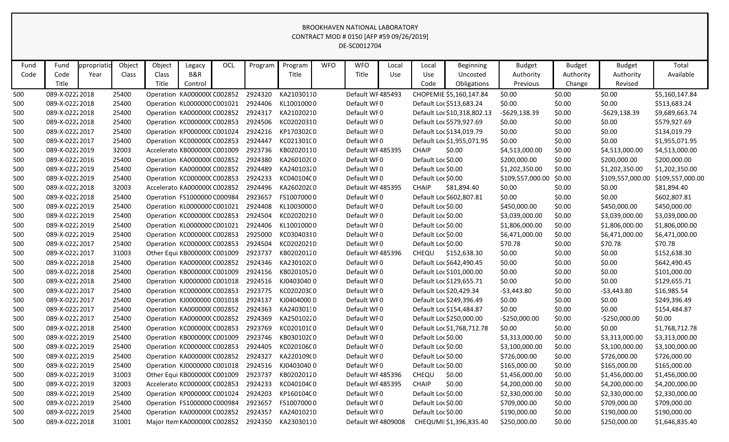BROOKHAVEN NATIONAL LABORATORY
CONTRACT MOD # 0150 [AFP #59 09/26/2019]
DE-SC0012704

| Fund Code | Fund Code Title | ppropriatio Year | Object Class | Object Class Title | Legacy B&R Control | OCL | Program | Program Title | WFO | WFO Title | Local Use | Local Use Code | Beginning Uncosted Obligations | Budget Authority Previous | Budget Authority Change | Budget Authority Revised | Total Available |
|---|---|---|---|---|---|---|---|---|---|---|---|---|---|---|---|---|---|
| 500 | 089-X-0222 | 2018 | 25400 | Operation | KA0000000 | C002852 | 2924320 | KA21030110 | | Default WF | 485493 | CHOPEMIE | $5,160,147.84 | $0.00 | $0.00 | $0.00 | $5,160,147.84 |
| 500 | 089-X-0222 | 2018 | 25400 | Operation | KL0000000 | C001021 | 2924406 | KL10010000 | | Default WF | 0 | Default Loc | $513,683.24 | $0.00 | $0.00 | $0.00 | $513,683.24 |
| 500 | 089-X-0222 | 2018 | 25400 | Operation | KA0000000 | C002852 | 2924317 | KA21020210 | | Default WF | 0 | Default Loc | $10,318,802.13 | -$629,138.39 | $0.00 | -$629,138.39 | $9,689,663.74 |
| 500 | 089-X-0222 | 2018 | 25400 | Operation | KC0000000 | C002853 | 2924506 | KC02020310 | | Default WF | 0 | Default Loc | $579,927.69 | $0.00 | $0.00 | $0.00 | $579,927.69 |
| 500 | 089-X-0222 | 2017 | 25400 | Operation | KP0000000 | C001024 | 2924216 | KP17030200 | | Default WF | 0 | Default Loc | $134,019.79 | $0.00 | $0.00 | $0.00 | $134,019.79 |
| 500 | 089-X-0222 | 2017 | 25400 | Operation | KC0000000 | C002853 | 2924447 | KC02130100 | | Default WF | 0 | Default Loc | $1,955,071.95 | $0.00 | $0.00 | $0.00 | $1,955,071.95 |
| 500 | 089-X-0222 | 2019 | 32003 | Accelerato | KB0000000 | C001009 | 2923736 | KB02020110 | | Default WF | 485395 | CHAIP | $0.00 | $4,513,000.00 | $0.00 | $4,513,000.00 | $4,513,000.00 |
| 500 | 089-X-0222 | 2016 | 25400 | Operation | KA0000000 | C002852 | 2924380 | KA26010200 | | Default WF | 0 | Default Loc | $0.00 | $200,000.00 | $0.00 | $200,000.00 | $200,000.00 |
| 500 | 089-X-0222 | 2019 | 25400 | Operation | KA0000000 | C002852 | 2924489 | KA24010320 | | Default WF | 0 | Default Loc | $0.00 | $1,202,350.00 | $0.00 | $1,202,350.00 | $1,202,350.00 |
| 500 | 089-X-0222 | 2019 | 25400 | Operation | KC0000000 | C002853 | 2924233 | KC04010400 | | Default WF | 0 | Default Loc | $0.00 | $109,557,000.00 | $0.00 | $109,557,000.00 | $109,557,000.00 |
| 500 | 089-X-0222 | 2018 | 32003 | Accelerato | KA0000000 | C002852 | 2924496 | KA26020200 | | Default WF | 485395 | CHAIP | $81,894.40 | $0.00 | $0.00 | $0.00 | $81,894.40 |
| 500 | 089-X-0222 | 2018 | 25400 | Operation | FS1000000 | C000984 | 2923657 | FS10070000 | | Default WF | 0 | Default Loc | $602,807.81 | $0.00 | $0.00 | $0.00 | $602,807.81 |
| 500 | 089-X-0222 | 2019 | 25400 | Operation | KL0000000 | C001021 | 2924408 | KL10030000 | | Default WF | 0 | Default Loc | $0.00 | $450,000.00 | $0.00 | $450,000.00 | $450,000.00 |
| 500 | 089-X-0222 | 2019 | 25400 | Operation | KC0000000 | C002853 | 2924504 | KC02020210 | | Default WF | 0 | Default Loc | $0.00 | $3,039,000.00 | $0.00 | $3,039,000.00 | $3,039,000.00 |
| 500 | 089-X-0222 | 2019 | 25400 | Operation | KL0000000 | C001021 | 2924406 | KL10010000 | | Default WF | 0 | Default Loc | $0.00 | $1,806,000.00 | $0.00 | $1,806,000.00 | $1,806,000.00 |
| 500 | 089-X-0222 | 2019 | 25400 | Operation | KC0000000 | C002853 | 2925000 | KC03040310 | | Default WF | 0 | Default Loc | $0.00 | $6,471,000.00 | $0.00 | $6,471,000.00 | $6,471,000.00 |
| 500 | 089-X-0222 | 2017 | 25400 | Operation | KC0000000 | C002853 | 2924504 | KC02020210 | | Default WF | 0 | Default Loc | $0.00 | $70.78 | $0.00 | $70.78 | $70.78 |
| 500 | 089-X-0222 | 2017 | 31003 | Other Equi | KB0000000 | C001009 | 2923737 | KB02020120 | | Default WF | 485396 | CHEQU | $152,638.30 | $0.00 | $0.00 | $0.00 | $152,638.30 |
| 500 | 089-X-0222 | 2018 | 25400 | Operation | KA0000000 | C002852 | 2924346 | KA23010200 | | Default WF | 0 | Default Loc | $642,490.45 | $0.00 | $0.00 | $0.00 | $642,490.45 |
| 500 | 089-X-0222 | 2018 | 25400 | Operation | KB0000000 | C001009 | 2924156 | KB02010520 | | Default WF | 0 | Default Loc | $101,000.00 | $0.00 | $0.00 | $0.00 | $101,000.00 |
| 500 | 089-X-0222 | 2018 | 25400 | Operation | KJ0000000 | C001018 | 2924516 | KJ04030400 | | Default WF | 0 | Default Loc | $129,655.71 | $0.00 | $0.00 | $0.00 | $129,655.71 |
| 500 | 089-X-0222 | 2017 | 25400 | Operation | KC0000000 | C002853 | 2923775 | KC02020300 | | Default WF | 0 | Default Loc | $20,429.34 | -$3,443.80 | $0.00 | -$3,443.80 | $16,985.54 |
| 500 | 089-X-0222 | 2017 | 25400 | Operation | KJ0000000 | C001018 | 2924137 | KJ04040000 | | Default WF | 0 | Default Loc | $249,396.49 | $0.00 | $0.00 | $0.00 | $249,396.49 |
| 500 | 089-X-0222 | 2017 | 25400 | Operation | KA0000000 | C002852 | 2924363 | KA24030130 | | Default WF | 0 | Default Loc | $154,484.87 | $0.00 | $0.00 | $0.00 | $154,484.87 |
| 500 | 089-X-0222 | 2017 | 25400 | Operation | KA0000000 | C002852 | 2924369 | KA25010220 | | Default WF | 0 | Default Loc | $250,000.00 | -$250,000.00 | $0.00 | -$250,000.00 | $0.00 |
| 500 | 089-X-0222 | 2018 | 25400 | Operation | KC0000000 | C002853 | 2923769 | KC02010100 | | Default WF | 0 | Default Loc | $1,768,712.78 | $0.00 | $0.00 | $0.00 | $1,768,712.78 |
| 500 | 089-X-0222 | 2019 | 25400 | Operation | KB0000000 | C001009 | 2923746 | KB03010200 | | Default WF | 0 | Default Loc | $0.00 | $3,313,000.00 | $0.00 | $3,313,000.00 | $3,313,000.00 |
| 500 | 089-X-0222 | 2019 | 25400 | Operation | KC0000000 | C002853 | 2924405 | KC02010600 | | Default WF | 0 | Default Loc | $0.00 | $3,100,000.00 | $0.00 | $3,100,000.00 | $3,100,000.00 |
| 500 | 089-X-0222 | 2019 | 25400 | Operation | KA0000000 | C002852 | 2924327 | KA22010900 | | Default WF | 0 | Default Loc | $0.00 | $726,000.00 | $0.00 | $726,000.00 | $726,000.00 |
| 500 | 089-X-0222 | 2019 | 25400 | Operation | KJ0000000 | C001018 | 2924516 | KJ04030400 | | Default WF | 0 | Default Loc | $0.00 | $165,000.00 | $0.00 | $165,000.00 | $165,000.00 |
| 500 | 089-X-0222 | 2019 | 31003 | Other Equi | KB0000000 | C001009 | 2923737 | KB02020120 | | Default WF | 485396 | CHEQU | $0.00 | $1,456,000.00 | $0.00 | $1,456,000.00 | $1,456,000.00 |
| 500 | 089-X-0222 | 2019 | 32003 | Accelerato | KC0000000 | C002853 | 2924233 | KC04010400 | | Default WF | 485395 | CHAIP | $0.00 | $4,200,000.00 | $0.00 | $4,200,000.00 | $4,200,000.00 |
| 500 | 089-X-0222 | 2019 | 25400 | Operation | KP0000000 | C001024 | 2924203 | KP16010400 | | Default WF | 0 | Default Loc | $0.00 | $2,330,000.00 | $0.00 | $2,330,000.00 | $2,330,000.00 |
| 500 | 089-X-0222 | 2019 | 25400 | Operation | FS1000000 | C000984 | 2923657 | FS10070000 | | Default WF | 0 | Default Loc | $0.00 | $709,000.00 | $0.00 | $709,000.00 | $709,000.00 |
| 500 | 089-X-0222 | 2019 | 25400 | Operation | KA0000000 | C002852 | 2924357 | KA24010210 | | Default WF | 0 | Default Loc | $0.00 | $190,000.00 | $0.00 | $190,000.00 | $190,000.00 |
| 500 | 089-X-0222 | 2018 | 31001 | Major Item | KA0000000 | C002852 | 2924350 | KA23030110 | | Default WF | 4809008 | CHEQUMII | $1,396,835.40 | $250,000.00 | $0.00 | $250,000.00 | $1,646,835.40 |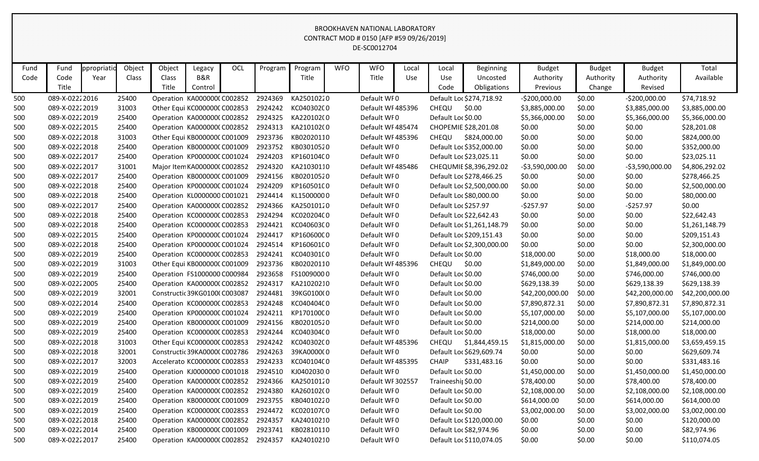BROOKHAVEN NATIONAL LABORATORY
CONTRACT MOD # 0150 [AFP #59 09/26/2019]
DE-SC0012704

| Fund Code | Fund Code Title | ppropriatio Year | Object Class | Object Class Title | Legacy B&R Control | OCL | Program | Program Title | WFO | WFO Title | Local Use | Local Use Code | Beginning Uncosted Obligations | Budget Authority Previous | Budget Authority Change | Budget Authority Revised | Total Available |
|---|---|---|---|---|---|---|---|---|---|---|---|---|---|---|---|---|---|
| 500 | 089-X-0222 | 2016 | 25400 | Operation | KA0000000 | C002852 | 2924369 | KA25010220 | | Default WF | 0 | Default Loc | $274,718.92 | -$200,000.00 | $0.00 | -$200,000.00 | $74,718.92 |
| 500 | 089-X-0222 | 2019 | 31003 | Other Equi | KC0000000 | C002853 | 2924242 | KC04030200 | | Default WF | 485396 | CHEQU | $0.00 | $3,885,000.00 | $0.00 | $3,885,000.00 | $3,885,000.00 |
| 500 | 089-X-0222 | 2019 | 25400 | Operation | KA0000000 | C002852 | 2924325 | KA22010200 | | Default WF | 0 | Default Loc | $0.00 | $5,366,000.00 | $0.00 | $5,366,000.00 | $5,366,000.00 |
| 500 | 089-X-0222 | 2015 | 25400 | Operation | KA0000000 | C002852 | 2924313 | KA21010200 | | Default WF | 485474 | CHOPEMIE | $28,201.08 | $0.00 | $0.00 | $0.00 | $28,201.08 |
| 500 | 089-X-0222 | 2018 | 31003 | Other Equi | KB0000000 | C001009 | 2923736 | KB02020110 | | Default WF | 485396 | CHEQU | $824,000.00 | $0.00 | $0.00 | $0.00 | $824,000.00 |
| 500 | 089-X-0222 | 2018 | 25400 | Operation | KB0000000 | C001009 | 2923752 | KB03010520 | | Default WF | 0 | Default Loc | $352,000.00 | $0.00 | $0.00 | $0.00 | $352,000.00 |
| 500 | 089-X-0222 | 2017 | 25400 | Operation | KP0000000 | C001024 | 2924203 | KP16010400 | | Default WF | 0 | Default Loc | $23,025.11 | $0.00 | $0.00 | $0.00 | $23,025.11 |
| 500 | 089-X-0222 | 2017 | 31001 | Major Item | KA0000000 | C002852 | 2924320 | KA21030110 | | Default WF | 485486 | CHEQUMIE | $8,396,292.02 | -$3,590,000.00 | $0.00 | -$3,590,000.00 | $4,806,292.02 |
| 500 | 089-X-0222 | 2017 | 25400 | Operation | KB0000000 | C001009 | 2924156 | KB02010520 | | Default WF | 0 | Default Loc | $278,466.25 | $0.00 | $0.00 | $0.00 | $278,466.25 |
| 500 | 089-X-0222 | 2018 | 25400 | Operation | KP0000000 | C001024 | 2924209 | KP16050100 | | Default WF | 0 | Default Loc | $2,500,000.00 | $0.00 | $0.00 | $0.00 | $2,500,000.00 |
| 500 | 089-X-0222 | 2018 | 25400 | Operation | KL0000000 | C001021 | 2924414 | KL15000000 | | Default WF | 0 | Default Loc | $80,000.00 | $0.00 | $0.00 | $0.00 | $80,000.00 |
| 500 | 089-X-0222 | 2017 | 25400 | Operation | KA0000000 | C002852 | 2924366 | KA25010120 | | Default WF | 0 | Default Loc | $257.97 | -$257.97 | $0.00 | -$257.97 | $0.00 |
| 500 | 089-X-0222 | 2018 | 25400 | Operation | KC0000000 | C002853 | 2924294 | KC02020400 | | Default WF | 0 | Default Loc | $22,642.43 | $0.00 | $0.00 | $0.00 | $22,642.43 |
| 500 | 089-X-0222 | 2018 | 25400 | Operation | KC0000000 | C002853 | 2924421 | KC04060300 | | Default WF | 0 | Default Loc | $1,261,148.79 | $0.00 | $0.00 | $0.00 | $1,261,148.79 |
| 500 | 089-X-0222 | 2015 | 25400 | Operation | KP0000000 | C001024 | 2924417 | KP16060000 | | Default WF | 0 | Default Loc | $209,151.43 | $0.00 | $0.00 | $0.00 | $209,151.43 |
| 500 | 089-X-0222 | 2018 | 25400 | Operation | KP0000000 | C001024 | 2924514 | KP16060100 | | Default WF | 0 | Default Loc | $2,300,000.00 | $0.00 | $0.00 | $0.00 | $2,300,000.00 |
| 500 | 089-X-0222 | 2019 | 25400 | Operation | KC0000000 | C002853 | 2924241 | KC04030100 | | Default WF | 0 | Default Loc | $0.00 | $18,000.00 | $0.00 | $18,000.00 | $18,000.00 |
| 500 | 089-X-0222 | 2019 | 31003 | Other Equi | KB0000000 | C001009 | 2923736 | KB02020110 | | Default WF | 485396 | CHEQU | $0.00 | $1,849,000.00 | $0.00 | $1,849,000.00 | $1,849,000.00 |
| 500 | 089-X-0222 | 2019 | 25400 | Operation | FS1000000 | C000984 | 2923658 | FS10090000 | | Default WF | 0 | Default Loc | $0.00 | $746,000.00 | $0.00 | $746,000.00 | $746,000.00 |
| 500 | 089-X-0222 | 2005 | 25400 | Operation | KA0000000 | C002852 | 2924317 | KA21020210 | | Default WF | 0 | Default Loc | $0.00 | $629,138.39 | $0.00 | $629,138.39 | $629,138.39 |
| 500 | 089-X-0222 | 2019 | 32001 | Constructic | 39KG0100 | C003087 | 2924481 | 39KG01000 | | Default WF | 0 | Default Loc | $0.00 | $42,200,000.00 | $0.00 | $42,200,000.00 | $42,200,000.00 |
| 500 | 089-X-0222 | 2014 | 25400 | Operation | KC0000000 | C002853 | 2924248 | KC04040400 | | Default WF | 0 | Default Loc | $0.00 | $7,890,872.31 | $0.00 | $7,890,872.31 | $7,890,872.31 |
| 500 | 089-X-0222 | 2019 | 25400 | Operation | KP0000000 | C001024 | 2924211 | KP17010000 | | Default WF | 0 | Default Loc | $0.00 | $5,107,000.00 | $0.00 | $5,107,000.00 | $5,107,000.00 |
| 500 | 089-X-0222 | 2019 | 25400 | Operation | KB0000000 | C001009 | 2924156 | KB02010520 | | Default WF | 0 | Default Loc | $0.00 | $214,000.00 | $0.00 | $214,000.00 | $214,000.00 |
| 500 | 089-X-0222 | 2019 | 25400 | Operation | KC0000000 | C002853 | 2924244 | KC04030400 | | Default WF | 0 | Default Loc | $0.00 | $18,000.00 | $0.00 | $18,000.00 | $18,000.00 |
| 500 | 089-X-0222 | 2018 | 31003 | Other Equi | KC0000000 | C002853 | 2924242 | KC04030200 | | Default WF | 485396 | CHEQU | $1,844,459.15 | $1,815,000.00 | $0.00 | $1,815,000.00 | $3,659,459.15 |
| 500 | 089-X-0222 | 2018 | 32001 | Constructic | 39KA0000 | C002786 | 2924263 | 39KA00000 | | Default WF | 0 | Default Loc | $629,609.74 | $0.00 | $0.00 | $0.00 | $629,609.74 |
| 500 | 089-X-0222 | 2017 | 32003 | Accelerato | KC0000000 | C002853 | 2924233 | KC04010400 | | Default WF | 485395 | CHAIP | $331,483.16 | $0.00 | $0.00 | $0.00 | $331,483.16 |
| 500 | 089-X-0222 | 2019 | 25400 | Operation | KJ0000000 | C001018 | 2924510 | KJ04020300 | | Default WF | 0 | Default Loc | $0.00 | $1,450,000.00 | $0.00 | $1,450,000.00 | $1,450,000.00 |
| 500 | 089-X-0222 | 2019 | 25400 | Operation | KA0000000 | C002852 | 2924366 | KA25010120 | | Default WF | 302557 | Traineeshi | $0.00 | $78,400.00 | $0.00 | $78,400.00 | $78,400.00 |
| 500 | 089-X-0222 | 2019 | 25400 | Operation | KA0000000 | C002852 | 2924380 | KA26010200 | | Default WF | 0 | Default Loc | $0.00 | $2,108,000.00 | $0.00 | $2,108,000.00 | $2,108,000.00 |
| 500 | 089-X-0222 | 2019 | 25400 | Operation | KB0000000 | C001009 | 2923755 | KB04010220 | | Default WF | 0 | Default Loc | $0.00 | $614,000.00 | $0.00 | $614,000.00 | $614,000.00 |
| 500 | 089-X-0222 | 2019 | 25400 | Operation | KC0000000 | C002853 | 2924472 | KC02010700 | | Default WF | 0 | Default Loc | $0.00 | $3,002,000.00 | $0.00 | $3,002,000.00 | $3,002,000.00 |
| 500 | 089-X-0222 | 2018 | 25400 | Operation | KA0000000 | C002852 | 2924357 | KA24010210 | | Default WF | 0 | Default Loc | $120,000.00 | $0.00 | $0.00 | $0.00 | $120,000.00 |
| 500 | 089-X-0222 | 2014 | 25400 | Operation | KB0000000 | C001009 | 2923741 | KB02810110 | | Default WF | 0 | Default Loc | $82,974.96 | $0.00 | $0.00 | $0.00 | $82,974.96 |
| 500 | 089-X-0222 | 2017 | 25400 | Operation | KA0000000 | C002852 | 2924357 | KA24010210 | | Default WF | 0 | Default Loc | $110,074.05 | $0.00 | $0.00 | $0.00 | $110,074.05 |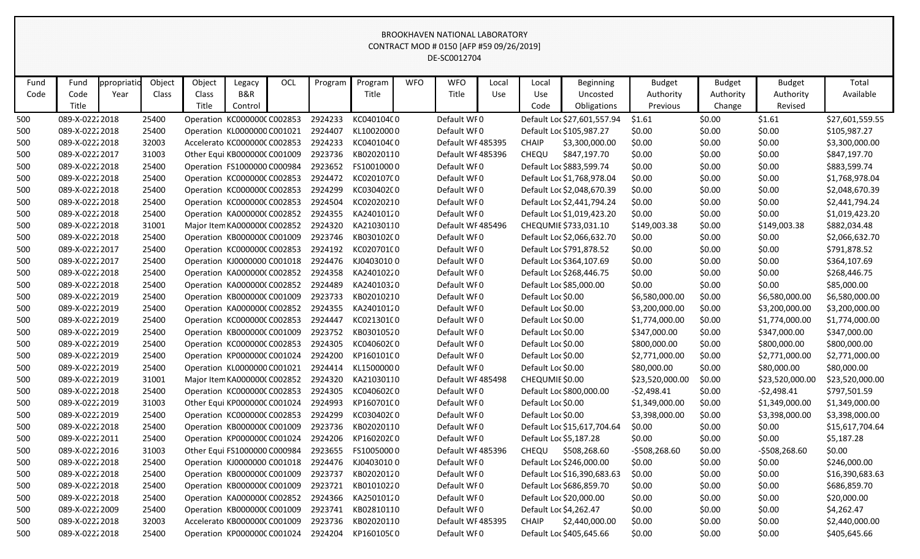BROOKHAVEN NATIONAL LABORATORY
CONTRACT MOD # 0150 [AFP #59 09/26/2019]
DE-SC0012704

| Fund Code | Fund Code Title | ppropriatio Year | Object Class | Object Class Title | Legacy B&R Control | OCL | Program | Program Title | WFO | WFO Title | Local Use | Local Use Code | Beginning Uncosted Obligations | Budget Authority Previous | Budget Authority Change | Budget Authority Revised | Total Available |
|---|---|---|---|---|---|---|---|---|---|---|---|---|---|---|---|---|---|
| 500 | 089-X-0222 | 2018 | 25400 | Operation | KC0000000 | C002853 | 2924233 | KC0401040 | 0 | Default WF | 0 | Default Loc | $27,601,557.94 | $1.61 | $0.00 | $1.61 | $27,601,559.55 |
| 500 | 089-X-0222 | 2018 | 25400 | Operation | KL0000000 | C001021 | 2924407 | KL1002000 | 0 | Default WF | 0 | Default Loc | $105,987.27 | $0.00 | $0.00 | $0.00 | $105,987.27 |
| 500 | 089-X-0222 | 2018 | 32003 | Accelerato | KC0000000 | C002853 | 2924233 | KC0401040 | 0 | Default WF | 485395 | CHAIP | $3,300,000.00 | $0.00 | $0.00 | $0.00 | $3,300,000.00 |
| 500 | 089-X-0222 | 2017 | 31003 | Other Equi | KB0000000 | C001009 | 2923736 | KB0202011 | 0 | Default WF | 485396 | CHEQU | $847,197.70 | $0.00 | $0.00 | $0.00 | $847,197.70 |
| 500 | 089-X-0222 | 2018 | 25400 | Operation | FS1000000 | C000984 | 2923652 | FS1001000 | 0 | Default WF | 0 | Default Loc | $883,599.74 | $0.00 | $0.00 | $0.00 | $883,599.74 |
| 500 | 089-X-0222 | 2018 | 25400 | Operation | KC0000000 | C002853 | 2924472 | KC0201070 | 0 | Default WF | 0 | Default Loc | $1,768,978.04 | $0.00 | $0.00 | $0.00 | $1,768,978.04 |
| 500 | 089-X-0222 | 2018 | 25400 | Operation | KC0000000 | C002853 | 2924299 | KC0304020 | 0 | Default WF | 0 | Default Loc | $2,048,670.39 | $0.00 | $0.00 | $0.00 | $2,048,670.39 |
| 500 | 089-X-0222 | 2018 | 25400 | Operation | KC0000000 | C002853 | 2924504 | KC0202021 | 0 | Default WF | 0 | Default Loc | $2,441,794.24 | $0.00 | $0.00 | $0.00 | $2,441,794.24 |
| 500 | 089-X-0222 | 2018 | 25400 | Operation | KA0000000 | C002852 | 2924355 | KA2401012 | 0 | Default WF | 0 | Default Loc | $1,019,423.20 | $0.00 | $0.00 | $0.00 | $1,019,423.20 |
| 500 | 089-X-0222 | 2018 | 31001 | Major Item | KA0000000 | C002852 | 2924320 | KA2103011 | 0 | Default WF | 485496 | CHEQUMIE | $733,031.10 | $149,003.38 | $0.00 | $149,003.38 | $882,034.48 |
| 500 | 089-X-0222 | 2018 | 25400 | Operation | KB0000000 | C001009 | 2923746 | KB0301020 | 0 | Default WF | 0 | Default Loc | $2,066,632.70 | $0.00 | $0.00 | $0.00 | $2,066,632.70 |
| 500 | 089-X-0222 | 2017 | 25400 | Operation | KC0000000 | C002853 | 2924192 | KC0207010 | 0 | Default WF | 0 | Default Loc | $791,878.52 | $0.00 | $0.00 | $0.00 | $791,878.52 |
| 500 | 089-X-0222 | 2017 | 25400 | Operation | KJ0000000 | C001018 | 2924476 | KJ0403010 | 0 | Default WF | 0 | Default Loc | $364,107.69 | $0.00 | $0.00 | $0.00 | $364,107.69 |
| 500 | 089-X-0222 | 2018 | 25400 | Operation | KA0000000 | C002852 | 2924358 | KA2401022 | 0 | Default WF | 0 | Default Loc | $268,446.75 | $0.00 | $0.00 | $0.00 | $268,446.75 |
| 500 | 089-X-0222 | 2018 | 25400 | Operation | KA0000000 | C002852 | 2924489 | KA2401032 | 0 | Default WF | 0 | Default Loc | $85,000.00 | $0.00 | $0.00 | $0.00 | $85,000.00 |
| 500 | 089-X-0222 | 2019 | 25400 | Operation | KB0000000 | C001009 | 2923733 | KB0201021 | 0 | Default WF | 0 | Default Loc | $0.00 | $6,580,000.00 | $0.00 | $6,580,000.00 | $6,580,000.00 |
| 500 | 089-X-0222 | 2019 | 25400 | Operation | KA0000000 | C002852 | 2924355 | KA2401012 | 0 | Default WF | 0 | Default Loc | $0.00 | $3,200,000.00 | $0.00 | $3,200,000.00 | $3,200,000.00 |
| 500 | 089-X-0222 | 2019 | 25400 | Operation | KC0000000 | C002853 | 2924447 | KC0213010 | 0 | Default WF | 0 | Default Loc | $0.00 | $1,774,000.00 | $0.00 | $1,774,000.00 | $1,774,000.00 |
| 500 | 089-X-0222 | 2019 | 25400 | Operation | KB0000000 | C001009 | 2923752 | KB0301052 | 0 | Default WF | 0 | Default Loc | $0.00 | $347,000.00 | $0.00 | $347,000.00 | $347,000.00 |
| 500 | 089-X-0222 | 2019 | 25400 | Operation | KC0000000 | C002853 | 2924305 | KC0406020 | 0 | Default WF | 0 | Default Loc | $0.00 | $800,000.00 | $0.00 | $800,000.00 | $800,000.00 |
| 500 | 089-X-0222 | 2019 | 25400 | Operation | KP0000000 | C001024 | 2924200 | KP1601010 | 0 | Default WF | 0 | Default Loc | $0.00 | $2,771,000.00 | $0.00 | $2,771,000.00 | $2,771,000.00 |
| 500 | 089-X-0222 | 2019 | 25400 | Operation | KL0000000 | C001021 | 2924414 | KL1500000 | 0 | Default WF | 0 | Default Loc | $0.00 | $80,000.00 | $0.00 | $80,000.00 | $80,000.00 |
| 500 | 089-X-0222 | 2019 | 31001 | Major Item | KA0000000 | C002852 | 2924320 | KA2103011 | 0 | Default WF | 485498 | CHEQUMIE | $0.00 | $23,520,000.00 | $0.00 | $23,520,000.00 | $23,520,000.00 |
| 500 | 089-X-0222 | 2018 | 25400 | Operation | KC0000000 | C002853 | 2924305 | KC0406020 | 0 | Default WF | 0 | Default Loc | $800,000.00 | -$2,498.41 | $0.00 | -$2,498.41 | $797,501.59 |
| 500 | 089-X-0222 | 2019 | 31003 | Other Equi | KP0000000 | C001024 | 2924993 | KP1607010 | 0 | Default WF | 0 | Default Loc | $0.00 | $1,349,000.00 | $0.00 | $1,349,000.00 | $1,349,000.00 |
| 500 | 089-X-0222 | 2019 | 25400 | Operation | KC0000000 | C002853 | 2924299 | KC0304020 | 0 | Default WF | 0 | Default Loc | $0.00 | $3,398,000.00 | $0.00 | $3,398,000.00 | $3,398,000.00 |
| 500 | 089-X-0222 | 2018 | 25400 | Operation | KB0000000 | C001009 | 2923736 | KB0202011 | 0 | Default WF | 0 | Default Loc | $15,617,704.64 | $0.00 | $0.00 | $0.00 | $15,617,704.64 |
| 500 | 089-X-0222 | 2011 | 25400 | Operation | KP0000000 | C001024 | 2924206 | KP1602020 | 0 | Default WF | 0 | Default Loc | $5,187.28 | $0.00 | $0.00 | $0.00 | $5,187.28 |
| 500 | 089-X-0222 | 2016 | 31003 | Other Equi | FS1000000 | C000984 | 2923655 | FS1005000 | 0 | Default WF | 485396 | CHEQU | $508,268.60 | -$508,268.60 | $0.00 | -$508,268.60 | $0.00 |
| 500 | 089-X-0222 | 2018 | 25400 | Operation | KJ0000000 | C001018 | 2924476 | KJ0403010 | 0 | Default WF | 0 | Default Loc | $246,000.00 | $0.00 | $0.00 | $0.00 | $246,000.00 |
| 500 | 089-X-0222 | 2018 | 25400 | Operation | KB0000000 | C001009 | 2923737 | KB0202012 | 0 | Default WF | 0 | Default Loc | $16,390,683.63 | $0.00 | $0.00 | $0.00 | $16,390,683.63 |
| 500 | 089-X-0222 | 2018 | 25400 | Operation | KB0000000 | C001009 | 2923721 | KB0101022 | 0 | Default WF | 0 | Default Loc | $686,859.70 | $0.00 | $0.00 | $0.00 | $686,859.70 |
| 500 | 089-X-0222 | 2018 | 25400 | Operation | KA0000000 | C002852 | 2924366 | KA2501012 | 0 | Default WF | 0 | Default Loc | $20,000.00 | $0.00 | $0.00 | $0.00 | $20,000.00 |
| 500 | 089-X-0222 | 2009 | 25400 | Operation | KB0000000 | C001009 | 2923741 | KB0281011 | 0 | Default WF | 0 | Default Loc | $4,262.47 | $0.00 | $0.00 | $0.00 | $4,262.47 |
| 500 | 089-X-0222 | 2018 | 32003 | Accelerato | KB0000000 | C001009 | 2923736 | KB0202011 | 0 | Default WF | 485395 | CHAIP | $2,440,000.00 | $0.00 | $0.00 | $0.00 | $2,440,000.00 |
| 500 | 089-X-0222 | 2018 | 25400 | Operation | KP0000000 | C001024 | 2924204 | KP1601050 | 0 | Default WF | 0 | Default Loc | $405,645.66 | $0.00 | $0.00 | $0.00 | $405,645.66 |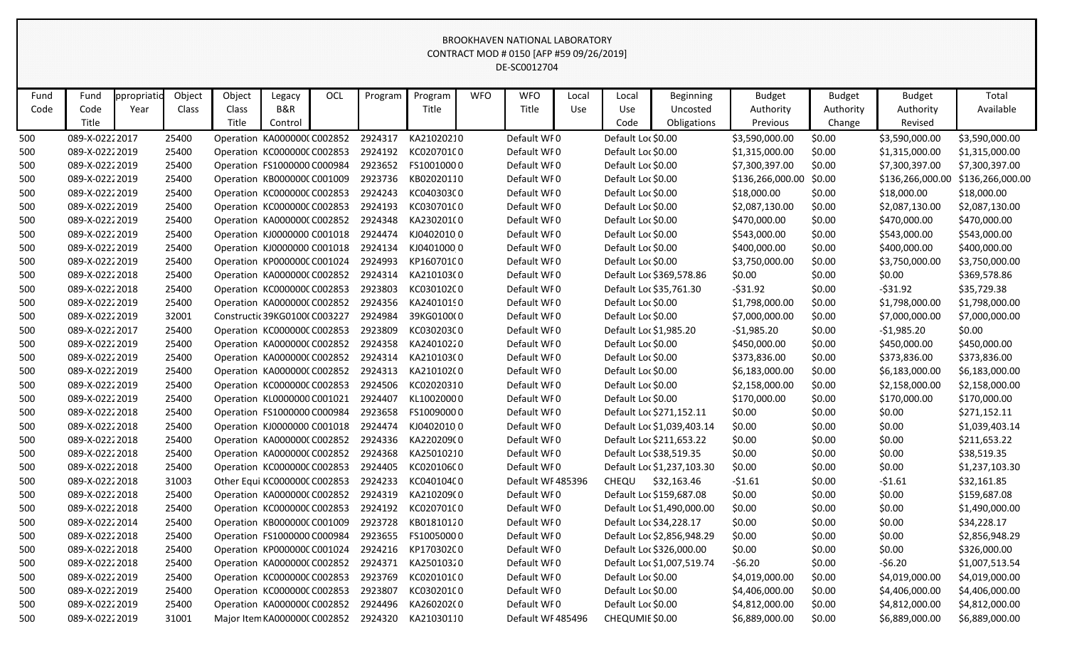# BROOKHAVEN NATIONAL LABORATORY
CONTRACT MOD # 0150 [AFP #59 09/26/2019]
DE-SC0012704

| Fund Code | Fund Code Title | ppropriatio Year | Object Class | Object Class Title | Legacy B&R Control | OCL | Program | Program Title | WFO | WFO Title | Local Use | Local Use Code | Beginning Uncosted Obligations | Budget Authority Previous | Budget Authority Change | Budget Authority Revised | Total Available |
|---|---|---|---|---|---|---|---|---|---|---|---|---|---|---|---|---|---|
| 500 | 089-X-0222 | 2017 | 25400 | Operation | KA0000000 | C002852 | 2924317 | KA21020210 | | Default WF | 0 | Default Loc | $0.00 | $3,590,000.00 | $0.00 | $3,590,000.00 | $3,590,000.00 |
| 500 | 089-X-0222 | 2019 | 25400 | Operation | KC0000000 | C002853 | 2924192 | KC020701C0 | | Default WF | 0 | Default Loc | $0.00 | $1,315,000.00 | $0.00 | $1,315,000.00 | $1,315,000.00 |
| 500 | 089-X-0222 | 2019 | 25400 | Operation | FS1000000 | C000984 | 2923652 | FS10010000 | | Default WF | 0 | Default Loc | $0.00 | $7,300,397.00 | $0.00 | $7,300,397.00 | $7,300,397.00 |
| 500 | 089-X-0222 | 2019 | 25400 | Operation | KB0000000 | C001009 | 2923736 | KB02020110 | | Default WF | 0 | Default Loc | $0.00 | $136,266,000.00 | $0.00 | $136,266,000.00 | $136,266,000.00 |
| 500 | 089-X-0222 | 2019 | 25400 | Operation | KC0000000 | C002853 | 2924243 | KC040303C0 | | Default WF | 0 | Default Loc | $0.00 | $18,000.00 | $0.00 | $18,000.00 | $18,000.00 |
| 500 | 089-X-0222 | 2019 | 25400 | Operation | KC0000000 | C002853 | 2924193 | KC030701C0 | | Default WF | 0 | Default Loc | $0.00 | $2,087,130.00 | $0.00 | $2,087,130.00 | $2,087,130.00 |
| 500 | 089-X-0222 | 2019 | 25400 | Operation | KA0000000 | C002852 | 2924348 | KA230201C0 | | Default WF | 0 | Default Loc | $0.00 | $470,000.00 | $0.00 | $470,000.00 | $470,000.00 |
| 500 | 089-X-0222 | 2019 | 25400 | Operation | KJ0000000 | C001018 | 2924474 | KJ04020100 | | Default WF | 0 | Default Loc | $0.00 | $543,000.00 | $0.00 | $543,000.00 | $543,000.00 |
| 500 | 089-X-0222 | 2019 | 25400 | Operation | KJ0000000 | C001018 | 2924134 | KJ04010000 | | Default WF | 0 | Default Loc | $0.00 | $400,000.00 | $0.00 | $400,000.00 | $400,000.00 |
| 500 | 089-X-0222 | 2019 | 25400 | Operation | KP0000000 | C001024 | 2924993 | KP160701C0 | | Default WF | 0 | Default Loc | $0.00 | $3,750,000.00 | $0.00 | $3,750,000.00 | $3,750,000.00 |
| 500 | 089-X-0222 | 2018 | 25400 | Operation | KA0000000 | C002852 | 2924314 | KA210103C0 | | Default WF | 0 | Default Loc | $369,578.86 | $0.00 | $0.00 | $0.00 | $369,578.86 |
| 500 | 089-X-0222 | 2018 | 25400 | Operation | KC0000000 | C002853 | 2923803 | KC030102C0 | | Default WF | 0 | Default Loc | $35,761.30 | -$31.92 | $0.00 | -$31.92 | $35,729.38 |
| 500 | 089-X-0222 | 2019 | 25400 | Operation | KA0000000 | C002852 | 2924356 | KA2401019 0 | | Default WF | 0 | Default Loc | $0.00 | $1,798,000.00 | $0.00 | $1,798,000.00 | $1,798,000.00 |
| 500 | 089-X-0222 | 2019 | 32001 | Constructio | 39KG0100 | C003227 | 2924984 | 39KG0100 0 | | Default WF | 0 | Default Loc | $0.00 | $7,000,000.00 | $0.00 | $7,000,000.00 | $7,000,000.00 |
| 500 | 089-X-0222 | 2017 | 25400 | Operation | KC0000000 | C002853 | 2923809 | KC030203C0 | | Default WF | 0 | Default Loc | $1,985.20 | -$1,985.20 | $0.00 | -$1,985.20 | $0.00 |
| 500 | 089-X-0222 | 2019 | 25400 | Operation | KA0000000 | C002852 | 2924358 | KA24010220 | | Default WF | 0 | Default Loc | $0.00 | $450,000.00 | $0.00 | $450,000.00 | $450,000.00 |
| 500 | 089-X-0222 | 2019 | 25400 | Operation | KA0000000 | C002852 | 2924314 | KA210103C0 | | Default WF | 0 | Default Loc | $0.00 | $373,836.00 | $0.00 | $373,836.00 | $373,836.00 |
| 500 | 089-X-0222 | 2019 | 25400 | Operation | KA0000000 | C002852 | 2924313 | KA210102C0 | | Default WF | 0 | Default Loc | $0.00 | $6,183,000.00 | $0.00 | $6,183,000.00 | $6,183,000.00 |
| 500 | 089-X-0222 | 2019 | 25400 | Operation | KC0000000 | C002853 | 2924506 | KC02020310 | | Default WF | 0 | Default Loc | $0.00 | $2,158,000.00 | $0.00 | $2,158,000.00 | $2,158,000.00 |
| 500 | 089-X-0222 | 2019 | 25400 | Operation | KL0000000 | C001021 | 2924407 | KL10020000 | | Default WF | 0 | Default Loc | $0.00 | $170,000.00 | $0.00 | $170,000.00 | $170,000.00 |
| 500 | 089-X-0222 | 2018 | 25400 | Operation | FS1000000 | C000984 | 2923658 | FS10090000 | | Default WF | 0 | Default Loc | $271,152.11 | $0.00 | $0.00 | $0.00 | $271,152.11 |
| 500 | 089-X-0222 | 2018 | 25400 | Operation | KJ0000000 | C001018 | 2924474 | KJ04020100 | | Default WF | 0 | Default Loc | $1,039,403.14 | $0.00 | $0.00 | $0.00 | $1,039,403.14 |
| 500 | 089-X-0222 | 2018 | 25400 | Operation | KA0000000 | C002852 | 2924336 | KA220209C0 | | Default WF | 0 | Default Loc | $211,653.22 | $0.00 | $0.00 | $0.00 | $211,653.22 |
| 500 | 089-X-0222 | 2018 | 25400 | Operation | KA0000000 | C002852 | 2924368 | KA25010210 | | Default WF | 0 | Default Loc | $38,519.35 | $0.00 | $0.00 | $0.00 | $38,519.35 |
| 500 | 089-X-0222 | 2018 | 25400 | Operation | KC0000000 | C002853 | 2924405 | KC020106C0 | | Default WF | 0 | Default Loc | $1,237,103.30 | $0.00 | $0.00 | $0.00 | $1,237,103.30 |
| 500 | 089-X-0222 | 2018 | 31003 | Other Equi | KC0000000 | C002853 | 2924233 | KC040104C0 | | Default WF | 485396 | CHEQU | $32,163.46 | -$1.61 | $0.00 | -$1.61 | $32,161.85 |
| 500 | 089-X-0222 | 2018 | 25400 | Operation | KA0000000 | C002852 | 2924319 | KA210209C0 | | Default WF | 0 | Default Loc | $159,687.08 | $0.00 | $0.00 | $0.00 | $159,687.08 |
| 500 | 089-X-0222 | 2018 | 25400 | Operation | KC0000000 | C002853 | 2924192 | KC020701C0 | | Default WF | 0 | Default Loc | $1,490,000.00 | $0.00 | $0.00 | $0.00 | $1,490,000.00 |
| 500 | 089-X-0222 | 2014 | 25400 | Operation | KB0000000 | C001009 | 2923728 | KB01810120 | | Default WF | 0 | Default Loc | $34,228.17 | $0.00 | $0.00 | $0.00 | $34,228.17 |
| 500 | 089-X-0222 | 2018 | 25400 | Operation | FS1000000 | C000984 | 2923655 | FS10050000 | | Default WF | 0 | Default Loc | $2,856,948.29 | $0.00 | $0.00 | $0.00 | $2,856,948.29 |
| 500 | 089-X-0222 | 2018 | 25400 | Operation | KP0000000 | C001024 | 2924216 | KP170302C0 | | Default WF | 0 | Default Loc | $326,000.00 | $0.00 | $0.00 | $0.00 | $326,000.00 |
| 500 | 089-X-0222 | 2018 | 25400 | Operation | KA0000000 | C002852 | 2924371 | KA25010320 | | Default WF | 0 | Default Loc | $1,007,519.74 | -$6.20 | $0.00 | -$6.20 | $1,007,513.54 |
| 500 | 089-X-0222 | 2019 | 25400 | Operation | KC0000000 | C002853 | 2923769 | KC020101C0 | | Default WF | 0 | Default Loc | $0.00 | $4,019,000.00 | $0.00 | $4,019,000.00 | $4,019,000.00 |
| 500 | 089-X-0222 | 2019 | 25400 | Operation | KC0000000 | C002853 | 2923807 | KC030201C0 | | Default WF | 0 | Default Loc | $0.00 | $4,406,000.00 | $0.00 | $4,406,000.00 | $4,406,000.00 |
| 500 | 089-X-0222 | 2019 | 25400 | Operation | KA0000000 | C002852 | 2924496 | KA260202C0 | | Default WF | 0 | Default Loc | $0.00 | $4,812,000.00 | $0.00 | $4,812,000.00 | $4,812,000.00 |
| 500 | 089-X-0222 | 2019 | 31001 | Major Item | KA0000000 | C002852 | 2924320 | KA21030110 | | Default WF | 485496 | CHEQUMIE | $0.00 | $6,889,000.00 | $0.00 | $6,889,000.00 | $6,889,000.00 |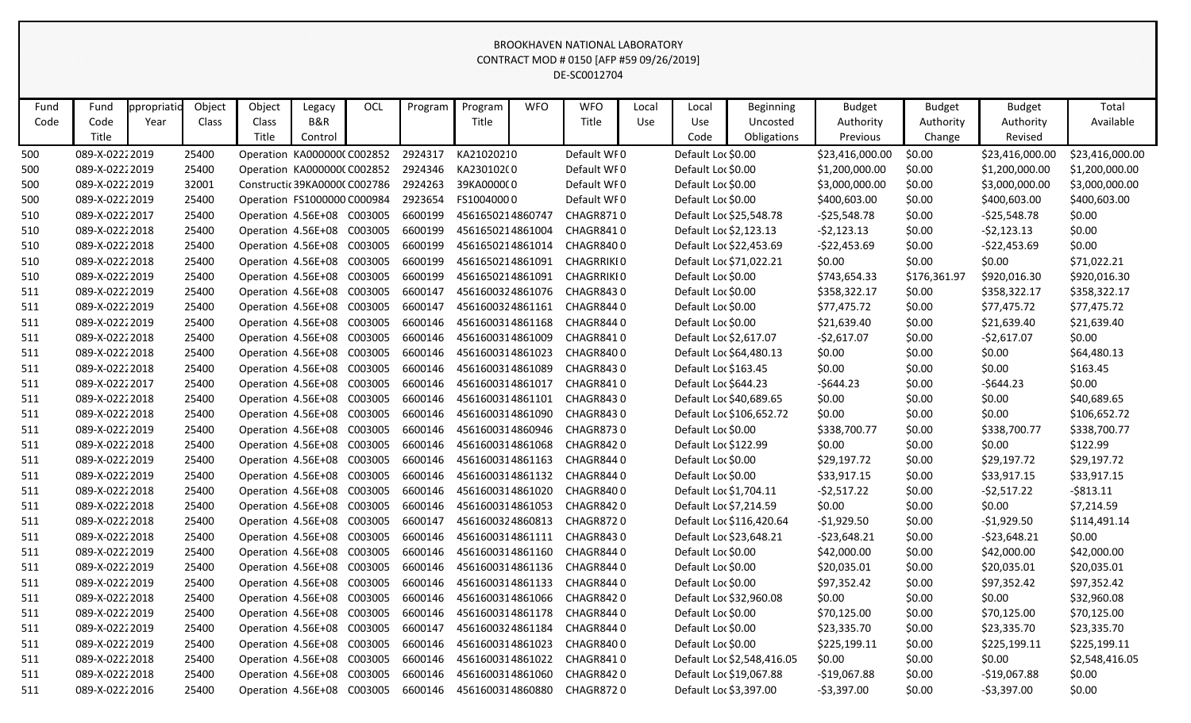BROOKHAVEN NATIONAL LABORATORY
CONTRACT MOD # 0150 [AFP #59 09/26/2019]
DE-SC0012704

| Fund Code | Fund Code Title | ppropriatio Year | Object Class | Object Class Title | Legacy B&R Control | OCL | Program | Program Title | WFO | WFO Title | Local Use | Local Use Code | Beginning Uncosted Obligations | Budget Authority Previous | Budget Authority Change | Budget Authority Revised | Total Available |
|---|---|---|---|---|---|---|---|---|---|---|---|---|---|---|---|---|---|
| 500 | 089-X-0222 | 2019 | 25400 | Operation | KA0000000 | C002852 | 2924317 | KA21020210 | | Default WF | 0 | Default Loc | $0.00 | $23,416,000.00 | $0.00 | $23,416,000.00 | $23,416,000.00 |
| 500 | 089-X-0222 | 2019 | 25400 | Operation | KA0000000 | C002852 | 2924346 | KA2302020 | | Default WF | 0 | Default Loc | $0.00 | $1,200,000.00 | $0.00 | $1,200,000.00 | $1,200,000.00 |
| 500 | 089-X-0222 | 2019 | 32001 | Constructio | 39KA0000 | C002786 | 2924263 | 39KA00000 | | Default WF | 0 | Default Loc | $0.00 | $3,000,000.00 | $0.00 | $3,000,000.00 | $3,000,000.00 |
| 500 | 089-X-0222 | 2019 | 25400 | Operation | FS1000000 | C000984 | 2923654 | FS10040000 | | Default WF | 0 | Default Loc | $0.00 | $400,603.00 | $0.00 | $400,603.00 | $400,603.00 |
| 510 | 089-X-0222 | 2017 | 25400 | Operation | 4.56E+08 | C003005 | 6600199 | 45616502 | 14860747 | CHAGR871 | 0 | Default Loc | $25,548.78 | -$25,548.78 | $0.00 | -$25,548.78 | $0.00 |
| 510 | 089-X-0222 | 2018 | 25400 | Operation | 4.56E+08 | C003005 | 6600199 | 45616502 | 14861004 | CHAGR841 | 0 | Default Loc | $2,123.13 | -$2,123.13 | $0.00 | -$2,123.13 | $0.00 |
| 510 | 089-X-0222 | 2018 | 25400 | Operation | 4.56E+08 | C003005 | 6600199 | 45616502 | 14861014 | CHAGR840 | 0 | Default Loc | $22,453.69 | -$22,453.69 | $0.00 | -$22,453.69 | $0.00 |
| 510 | 089-X-0222 | 2018 | 25400 | Operation | 4.56E+08 | C003005 | 6600199 | 45616502 | 14861091 | CHAGRRIKI | 0 | Default Loc | $71,022.21 | $0.00 | $0.00 | $0.00 | $71,022.21 |
| 510 | 089-X-0222 | 2019 | 25400 | Operation | 4.56E+08 | C003005 | 6600199 | 45616502 | 14861091 | CHAGRRIKI | 0 | Default Loc | $0.00 | $743,654.33 | $176,361.97 | $920,016.30 | $920,016.30 |
| 511 | 089-X-0222 | 2019 | 25400 | Operation | 4.56E+08 | C003005 | 6600147 | 45616003 | 24861076 | CHAGR843 | 0 | Default Loc | $0.00 | $358,322.17 | $0.00 | $358,322.17 | $358,322.17 |
| 511 | 089-X-0222 | 2019 | 25400 | Operation | 4.56E+08 | C003005 | 6600147 | 45616003 | 24861161 | CHAGR844 | 0 | Default Loc | $0.00 | $77,475.72 | $0.00 | $77,475.72 | $77,475.72 |
| 511 | 089-X-0222 | 2019 | 25400 | Operation | 4.56E+08 | C003005 | 6600146 | 45616003 | 14861168 | CHAGR844 | 0 | Default Loc | $0.00 | $21,639.40 | $0.00 | $21,639.40 | $21,639.40 |
| 511 | 089-X-0222 | 2018 | 25400 | Operation | 4.56E+08 | C003005 | 6600146 | 45616003 | 14861009 | CHAGR841 | 0 | Default Loc | $2,617.07 | -$2,617.07 | $0.00 | -$2,617.07 | $0.00 |
| 511 | 089-X-0222 | 2018 | 25400 | Operation | 4.56E+08 | C003005 | 6600146 | 45616003 | 14861023 | CHAGR840 | 0 | Default Loc | $64,480.13 | $0.00 | $0.00 | $0.00 | $64,480.13 |
| 511 | 089-X-0222 | 2018 | 25400 | Operation | 4.56E+08 | C003005 | 6600146 | 45616003 | 14861089 | CHAGR843 | 0 | Default Loc | $163.45 | $0.00 | $0.00 | $0.00 | $163.45 |
| 511 | 089-X-0222 | 2017 | 25400 | Operation | 4.56E+08 | C003005 | 6600146 | 45616003 | 14861017 | CHAGR841 | 0 | Default Loc | $644.23 | -$644.23 | $0.00 | -$644.23 | $0.00 |
| 511 | 089-X-0222 | 2018 | 25400 | Operation | 4.56E+08 | C003005 | 6600146 | 45616003 | 14861101 | CHAGR843 | 0 | Default Loc | $40,689.65 | $0.00 | $0.00 | $0.00 | $40,689.65 |
| 511 | 089-X-0222 | 2018 | 25400 | Operation | 4.56E+08 | C003005 | 6600146 | 45616003 | 14861090 | CHAGR843 | 0 | Default Loc | $106,652.72 | $0.00 | $0.00 | $0.00 | $106,652.72 |
| 511 | 089-X-0222 | 2019 | 25400 | Operation | 4.56E+08 | C003005 | 6600146 | 45616003 | 14860946 | CHAGR873 | 0 | Default Loc | $0.00 | $338,700.77 | $0.00 | $338,700.77 | $338,700.77 |
| 511 | 089-X-0222 | 2018 | 25400 | Operation | 4.56E+08 | C003005 | 6600146 | 45616003 | 14861068 | CHAGR842 | 0 | Default Loc | $122.99 | $0.00 | $0.00 | $0.00 | $122.99 |
| 511 | 089-X-0222 | 2019 | 25400 | Operation | 4.56E+08 | C003005 | 6600146 | 45616003 | 14861163 | CHAGR844 | 0 | Default Loc | $0.00 | $29,197.72 | $0.00 | $29,197.72 | $29,197.72 |
| 511 | 089-X-0222 | 2019 | 25400 | Operation | 4.56E+08 | C003005 | 6600146 | 45616003 | 14861132 | CHAGR844 | 0 | Default Loc | $0.00 | $33,917.15 | $0.00 | $33,917.15 | $33,917.15 |
| 511 | 089-X-0222 | 2018 | 25400 | Operation | 4.56E+08 | C003005 | 6600146 | 45616003 | 14861020 | CHAGR840 | 0 | Default Loc | $1,704.11 | -$2,517.22 | $0.00 | -$2,517.22 | -$813.11 |
| 511 | 089-X-0222 | 2018 | 25400 | Operation | 4.56E+08 | C003005 | 6600146 | 45616003 | 14861053 | CHAGR842 | 0 | Default Loc | $7,214.59 | $0.00 | $0.00 | $0.00 | $7,214.59 |
| 511 | 089-X-0222 | 2018 | 25400 | Operation | 4.56E+08 | C003005 | 6600147 | 45616003 | 24860813 | CHAGR872 | 0 | Default Loc | $116,420.64 | -$1,929.50 | $0.00 | -$1,929.50 | $114,491.14 |
| 511 | 089-X-0222 | 2018 | 25400 | Operation | 4.56E+08 | C003005 | 6600146 | 45616003 | 14861111 | CHAGR843 | 0 | Default Loc | $23,648.21 | -$23,648.21 | $0.00 | -$23,648.21 | $0.00 |
| 511 | 089-X-0222 | 2019 | 25400 | Operation | 4.56E+08 | C003005 | 6600146 | 45616003 | 14861160 | CHAGR844 | 0 | Default Loc | $0.00 | $42,000.00 | $0.00 | $42,000.00 | $42,000.00 |
| 511 | 089-X-0222 | 2019 | 25400 | Operation | 4.56E+08 | C003005 | 6600146 | 45616003 | 14861136 | CHAGR844 | 0 | Default Loc | $0.00 | $20,035.01 | $0.00 | $20,035.01 | $20,035.01 |
| 511 | 089-X-0222 | 2019 | 25400 | Operation | 4.56E+08 | C003005 | 6600146 | 45616003 | 14861133 | CHAGR844 | 0 | Default Loc | $0.00 | $97,352.42 | $0.00 | $97,352.42 | $97,352.42 |
| 511 | 089-X-0222 | 2018 | 25400 | Operation | 4.56E+08 | C003005 | 6600146 | 45616003 | 14861066 | CHAGR842 | 0 | Default Loc | $32,960.08 | $0.00 | $0.00 | $0.00 | $32,960.08 |
| 511 | 089-X-0222 | 2019 | 25400 | Operation | 4.56E+08 | C003005 | 6600146 | 45616003 | 14861178 | CHAGR844 | 0 | Default Loc | $0.00 | $70,125.00 | $0.00 | $70,125.00 | $70,125.00 |
| 511 | 089-X-0222 | 2019 | 25400 | Operation | 4.56E+08 | C003005 | 6600147 | 45616003 | 24861184 | CHAGR844 | 0 | Default Loc | $0.00 | $23,335.70 | $0.00 | $23,335.70 | $23,335.70 |
| 511 | 089-X-0222 | 2019 | 25400 | Operation | 4.56E+08 | C003005 | 6600146 | 45616003 | 14861023 | CHAGR840 | 0 | Default Loc | $0.00 | $225,199.11 | $0.00 | $225,199.11 | $225,199.11 |
| 511 | 089-X-0222 | 2018 | 25400 | Operation | 4.56E+08 | C003005 | 6600146 | 45616003 | 14861022 | CHAGR841 | 0 | Default Loc | $2,548,416.05 | $0.00 | $0.00 | $0.00 | $2,548,416.05 |
| 511 | 089-X-0222 | 2018 | 25400 | Operation | 4.56E+08 | C003005 | 6600146 | 45616003 | 14861060 | CHAGR842 | 0 | Default Loc | $19,067.88 | -$19,067.88 | $0.00 | -$19,067.88 | $0.00 |
| 511 | 089-X-0222 | 2016 | 25400 | Operation | 4.56E+08 | C003005 | 6600146 | 45616003 | 14860880 | CHAGR872 | 0 | Default Loc | $3,397.00 | -$3,397.00 | $0.00 | -$3,397.00 | $0.00 |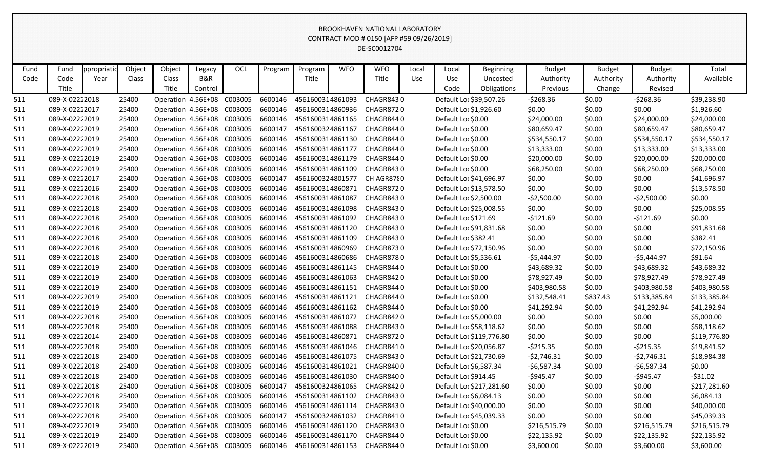BROOKHAVEN NATIONAL LABORATORY
CONTRACT MOD # 0150 [AFP #59 09/26/2019]
DE-SC0012704

| Fund Code | Fund Code Title | ppropriatio Year | Object Class | Object Class Title | Legacy B&R Control | OCL | Program | Program Title | WFO | WFO Title | Local Use | Local Use Code | Beginning Uncosted Obligations | Budget Authority Previous | Budget Authority Change | Budget Authority Revised | Total Available |
|---|---|---|---|---|---|---|---|---|---|---|---|---|---|---|---|---|---|
| 511 | 089-X-0222 | 2018 | 25400 | Operation | 4.56E+08 | C003005 | 6600146 | 4561600314861093 | | CHAGR843 | 0 | Default Loc | $39,507.26 | -$268.36 | $0.00 | -$268.36 | $39,238.90 |
| 511 | 089-X-0222 | 2017 | 25400 | Operation | 4.56E+08 | C003005 | 6600146 | 4561600314860936 | | CHAGR872 | 0 | Default Loc | $1,926.60 | $0.00 | $0.00 | $0.00 | $1,926.60 |
| 511 | 089-X-0222 | 2019 | 25400 | Operation | 4.56E+08 | C003005 | 6600146 | 4561600314861165 | | CHAGR844 | 0 | Default Loc | $0.00 | $24,000.00 | $0.00 | $24,000.00 | $24,000.00 |
| 511 | 089-X-0222 | 2019 | 25400 | Operation | 4.56E+08 | C003005 | 6600147 | 4561600324861167 | | CHAGR844 | 0 | Default Loc | $0.00 | $80,659.47 | $0.00 | $80,659.47 | $80,659.47 |
| 511 | 089-X-0222 | 2019 | 25400 | Operation | 4.56E+08 | C003005 | 6600146 | 4561600314861130 | | CHAGR844 | 0 | Default Loc | $0.00 | $534,550.17 | $0.00 | $534,550.17 | $534,550.17 |
| 511 | 089-X-0222 | 2019 | 25400 | Operation | 4.56E+08 | C003005 | 6600146 | 4561600314861177 | | CHAGR844 | 0 | Default Loc | $0.00 | $13,333.00 | $0.00 | $13,333.00 | $13,333.00 |
| 511 | 089-X-0222 | 2019 | 25400 | Operation | 4.56E+08 | C003005 | 6600146 | 4561600314861179 | | CHAGR844 | 0 | Default Loc | $0.00 | $20,000.00 | $0.00 | $20,000.00 | $20,000.00 |
| 511 | 089-X-0222 | 2019 | 25400 | Operation | 4.56E+08 | C003005 | 6600146 | 4561600314861109 | | CHAGR843 | 0 | Default Loc | $0.00 | $68,250.00 | $0.00 | $68,250.00 | $68,250.00 |
| 511 | 089-X-0222 | 2017 | 25400 | Operation | 4.56E+08 | C003005 | 6600147 | 4561600324801577 | | CH AGR878 | 0 | Default Loc | $41,696.97 | $0.00 | $0.00 | $0.00 | $41,696.97 |
| 511 | 089-X-0222 | 2016 | 25400 | Operation | 4.56E+08 | C003005 | 6600146 | 4561600314860871 | | CHAGR872 | 0 | Default Loc | $13,578.50 | $0.00 | $0.00 | $0.00 | $13,578.50 |
| 511 | 089-X-0222 | 2018 | 25400 | Operation | 4.56E+08 | C003005 | 6600146 | 4561600314861087 | | CHAGR843 | 0 | Default Loc | $2,500.00 | -$2,500.00 | $0.00 | -$2,500.00 | $0.00 |
| 511 | 089-X-0222 | 2018 | 25400 | Operation | 4.56E+08 | C003005 | 6600146 | 4561600314861098 | | CHAGR843 | 0 | Default Loc | $25,008.55 | $0.00 | $0.00 | $0.00 | $25,008.55 |
| 511 | 089-X-0222 | 2018 | 25400 | Operation | 4.56E+08 | C003005 | 6600146 | 4561600314861092 | | CHAGR843 | 0 | Default Loc | $121.69 | -$121.69 | $0.00 | -$121.69 | $0.00 |
| 511 | 089-X-0222 | 2018 | 25400 | Operation | 4.56E+08 | C003005 | 6600146 | 4561600314861120 | | CHAGR843 | 0 | Default Loc | $91,831.68 | $0.00 | $0.00 | $0.00 | $91,831.68 |
| 511 | 089-X-0222 | 2018 | 25400 | Operation | 4.56E+08 | C003005 | 6600146 | 4561600314861109 | | CHAGR843 | 0 | Default Loc | $382.41 | $0.00 | $0.00 | $0.00 | $382.41 |
| 511 | 089-X-0222 | 2018 | 25400 | Operation | 4.56E+08 | C003005 | 6600146 | 4561600314860969 | | CHAGR873 | 0 | Default Loc | $72,150.96 | $0.00 | $0.00 | $0.00 | $72,150.96 |
| 511 | 089-X-0222 | 2018 | 25400 | Operation | 4.56E+08 | C003005 | 6600146 | 4561600314860686 | | CHAGR878 | 0 | Default Loc | $5,536.61 | -$5,444.97 | $0.00 | -$5,444.97 | $91.64 |
| 511 | 089-X-0222 | 2019 | 25400 | Operation | 4.56E+08 | C003005 | 6600146 | 4561600314861145 | | CHAGR844 | 0 | Default Loc | $0.00 | $43,689.32 | $0.00 | $43,689.32 | $43,689.32 |
| 511 | 089-X-0222 | 2019 | 25400 | Operation | 4.56E+08 | C003005 | 6600146 | 4561600314861063 | | CHAGR842 | 0 | Default Loc | $0.00 | $78,927.49 | $0.00 | $78,927.49 | $78,927.49 |
| 511 | 089-X-0222 | 2019 | 25400 | Operation | 4.56E+08 | C003005 | 6600146 | 4561600314861151 | | CHAGR844 | 0 | Default Loc | $0.00 | $403,980.58 | $0.00 | $403,980.58 | $403,980.58 |
| 511 | 089-X-0222 | 2019 | 25400 | Operation | 4.56E+08 | C003005 | 6600146 | 4561600314861121 | | CHAGR844 | 0 | Default Loc | $0.00 | $132,548.41 | $837.43 | $133,385.84 | $133,385.84 |
| 511 | 089-X-0222 | 2019 | 25400 | Operation | 4.56E+08 | C003005 | 6600146 | 4561600314861162 | | CHAGR844 | 0 | Default Loc | $0.00 | $41,292.94 | $0.00 | $41,292.94 | $41,292.94 |
| 511 | 089-X-0222 | 2018 | 25400 | Operation | 4.56E+08 | C003005 | 6600146 | 4561600314861072 | | CHAGR842 | 0 | Default Loc | $5,000.00 | $0.00 | $0.00 | $0.00 | $5,000.00 |
| 511 | 089-X-0222 | 2018 | 25400 | Operation | 4.56E+08 | C003005 | 6600146 | 4561600314861088 | | CHAGR843 | 0 | Default Loc | $58,118.62 | $0.00 | $0.00 | $0.00 | $58,118.62 |
| 511 | 089-X-0222 | 2014 | 25400 | Operation | 4.56E+08 | C003005 | 6600146 | 4561600314860871 | | CHAGR872 | 0 | Default Loc | $119,776.80 | $0.00 | $0.00 | $0.00 | $119,776.80 |
| 511 | 089-X-0222 | 2018 | 25400 | Operation | 4.56E+08 | C003005 | 6600146 | 4561600314861046 | | CHAGR841 | 0 | Default Loc | $20,056.87 | -$215.35 | $0.00 | -$215.35 | $19,841.52 |
| 511 | 089-X-0222 | 2018 | 25400 | Operation | 4.56E+08 | C003005 | 6600146 | 4561600314861075 | | CHAGR843 | 0 | Default Loc | $21,730.69 | -$2,746.31 | $0.00 | -$2,746.31 | $18,984.38 |
| 511 | 089-X-0222 | 2018 | 25400 | Operation | 4.56E+08 | C003005 | 6600146 | 4561600314861021 | | CHAGR840 | 0 | Default Loc | $6,587.34 | -$6,587.34 | $0.00 | -$6,587.34 | $0.00 |
| 511 | 089-X-0222 | 2018 | 25400 | Operation | 4.56E+08 | C003005 | 6600146 | 4561600314861030 | | CHAGR840 | 0 | Default Loc | $914.45 | -$945.47 | $0.00 | -$945.47 | -$31.02 |
| 511 | 089-X-0222 | 2018 | 25400 | Operation | 4.56E+08 | C003005 | 6600147 | 4561600324861065 | | CHAGR842 | 0 | Default Loc | $217,281.60 | $0.00 | $0.00 | $0.00 | $217,281.60 |
| 511 | 089-X-0222 | 2018 | 25400 | Operation | 4.56E+08 | C003005 | 6600146 | 4561600314861102 | | CHAGR843 | 0 | Default Loc | $6,084.13 | $0.00 | $0.00 | $0.00 | $6,084.13 |
| 511 | 089-X-0222 | 2018 | 25400 | Operation | 4.56E+08 | C003005 | 6600146 | 4561600314861114 | | CHAGR843 | 0 | Default Loc | $40,000.00 | $0.00 | $0.00 | $0.00 | $40,000.00 |
| 511 | 089-X-0222 | 2018 | 25400 | Operation | 4.56E+08 | C003005 | 6600147 | 4561600324861032 | | CHAGR841 | 0 | Default Loc | $45,039.33 | $0.00 | $0.00 | $0.00 | $45,039.33 |
| 511 | 089-X-0222 | 2019 | 25400 | Operation | 4.56E+08 | C003005 | 6600146 | 4561600314861120 | | CHAGR843 | 0 | Default Loc | $0.00 | $216,515.79 | $0.00 | $216,515.79 | $216,515.79 |
| 511 | 089-X-0222 | 2019 | 25400 | Operation | 4.56E+08 | C003005 | 6600146 | 4561600314861170 | | CHAGR844 | 0 | Default Loc | $0.00 | $22,135.92 | $0.00 | $22,135.92 | $22,135.92 |
| 511 | 089-X-0222 | 2019 | 25400 | Operation | 4.56E+08 | C003005 | 6600146 | 4561600314861153 | | CHAGR844 | 0 | Default Loc | $0.00 | $3,600.00 | $0.00 | $3,600.00 | $3,600.00 |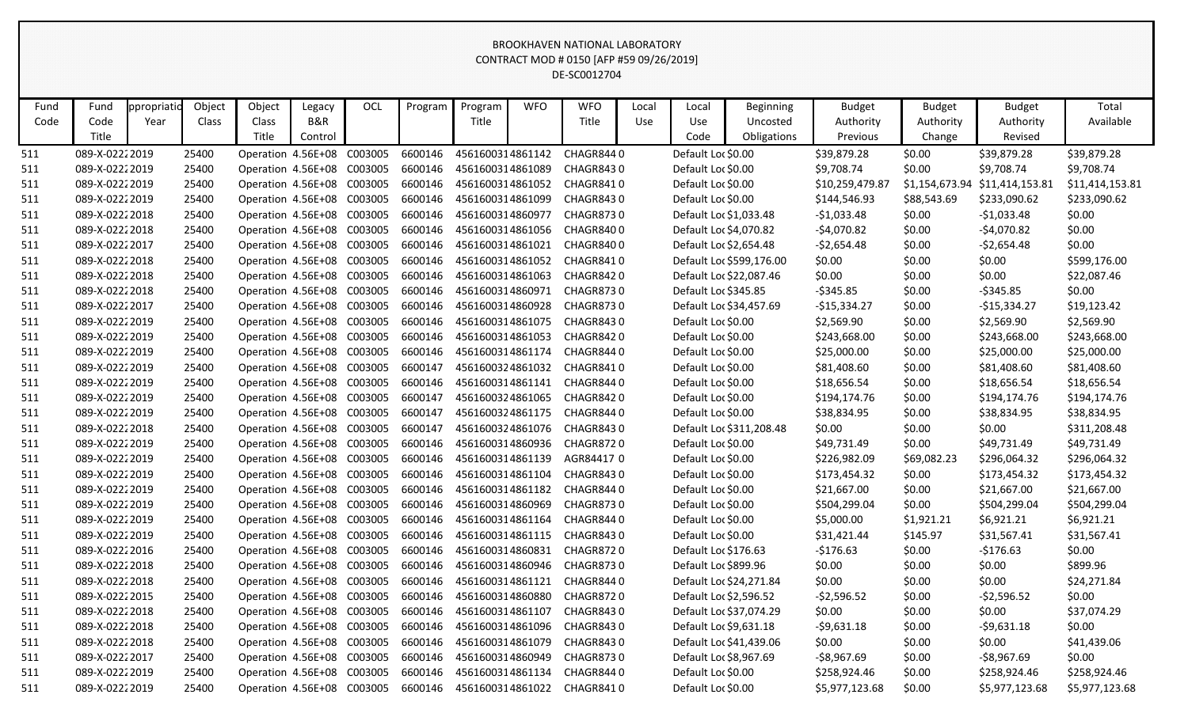BROOKHAVEN NATIONAL LABORATORY
CONTRACT MOD # 0150 [AFP #59 09/26/2019]
DE-SC0012704

| Fund Code | Fund Code Title | ppropriatio Year | Object Class | Object Class Title | Legacy B&R Control | OCL | Program | Program Title | WFO | WFO Title | Local Use | Local Use Code | Beginning Uncosted Obligations | Budget Authority Previous | Budget Authority Change | Budget Authority Revised | Total Available |
|---|---|---|---|---|---|---|---|---|---|---|---|---|---|---|---|---|---|
| 511 | 089-X-0222 | 2019 | 25400 | Operation | 4.56E+08 | C003005 | 6600146 | 4561600314 | 861142 | CHAGR844 | 0 | Default Loc | $0.00 | $39,879.28 | $0.00 | $39,879.28 | $39,879.28 |
| 511 | 089-X-0222 | 2019 | 25400 | Operation | 4.56E+08 | C003005 | 6600146 | 4561600314 | 861089 | CHAGR843 | 0 | Default Loc | $0.00 | $9,708.74 | $0.00 | $9,708.74 | $9,708.74 |
| 511 | 089-X-0222 | 2019 | 25400 | Operation | 4.56E+08 | C003005 | 6600146 | 4561600314 | 861052 | CHAGR841 | 0 | Default Loc | $0.00 | $10,259,479.87 | $1,154,673.94 | $11,414,153.81 | $11,414,153.81 |
| 511 | 089-X-0222 | 2019 | 25400 | Operation | 4.56E+08 | C003005 | 6600146 | 4561600314 | 861099 | CHAGR843 | 0 | Default Loc | $0.00 | $144,546.93 | $88,543.69 | $233,090.62 | $233,090.62 |
| 511 | 089-X-0222 | 2018 | 25400 | Operation | 4.56E+08 | C003005 | 6600146 | 4561600314 | 860977 | CHAGR873 | 0 | Default Loc | $1,033.48 | -$1,033.48 | $0.00 | -$1,033.48 | $0.00 |
| 511 | 089-X-0222 | 2018 | 25400 | Operation | 4.56E+08 | C003005 | 6600146 | 4561600314 | 861056 | CHAGR840 | 0 | Default Loc | $4,070.82 | -$4,070.82 | $0.00 | -$4,070.82 | $0.00 |
| 511 | 089-X-0222 | 2017 | 25400 | Operation | 4.56E+08 | C003005 | 6600146 | 4561600314 | 861021 | CHAGR840 | 0 | Default Loc | $2,654.48 | -$2,654.48 | $0.00 | -$2,654.48 | $0.00 |
| 511 | 089-X-0222 | 2018 | 25400 | Operation | 4.56E+08 | C003005 | 6600146 | 4561600314 | 861052 | CHAGR841 | 0 | Default Loc | $599,176.00 | $0.00 | $0.00 | $0.00 | $599,176.00 |
| 511 | 089-X-0222 | 2018 | 25400 | Operation | 4.56E+08 | C003005 | 6600146 | 4561600314 | 861063 | CHAGR842 | 0 | Default Loc | $22,087.46 | $0.00 | $0.00 | $0.00 | $22,087.46 |
| 511 | 089-X-0222 | 2018 | 25400 | Operation | 4.56E+08 | C003005 | 6600146 | 4561600314 | 860971 | CHAGR873 | 0 | Default Loc | $345.85 | -$345.85 | $0.00 | -$345.85 | $0.00 |
| 511 | 089-X-0222 | 2017 | 25400 | Operation | 4.56E+08 | C003005 | 6600146 | 4561600314 | 860928 | CHAGR873 | 0 | Default Loc | $34,457.69 | -$15,334.27 | $0.00 | -$15,334.27 | $19,123.42 |
| 511 | 089-X-0222 | 2019 | 25400 | Operation | 4.56E+08 | C003005 | 6600146 | 4561600314 | 861075 | CHAGR843 | 0 | Default Loc | $0.00 | $2,569.90 | $0.00 | $2,569.90 | $2,569.90 |
| 511 | 089-X-0222 | 2019 | 25400 | Operation | 4.56E+08 | C003005 | 6600146 | 4561600314 | 861053 | CHAGR842 | 0 | Default Loc | $0.00 | $243,668.00 | $0.00 | $243,668.00 | $243,668.00 |
| 511 | 089-X-0222 | 2019 | 25400 | Operation | 4.56E+08 | C003005 | 6600146 | 4561600314 | 861174 | CHAGR844 | 0 | Default Loc | $0.00 | $25,000.00 | $0.00 | $25,000.00 | $25,000.00 |
| 511 | 089-X-0222 | 2019 | 25400 | Operation | 4.56E+08 | C003005 | 6600147 | 4561600324 | 861032 | CHAGR841 | 0 | Default Loc | $0.00 | $81,408.60 | $0.00 | $81,408.60 | $81,408.60 |
| 511 | 089-X-0222 | 2019 | 25400 | Operation | 4.56E+08 | C003005 | 6600146 | 4561600314 | 861141 | CHAGR844 | 0 | Default Loc | $0.00 | $18,656.54 | $0.00 | $18,656.54 | $18,656.54 |
| 511 | 089-X-0222 | 2019 | 25400 | Operation | 4.56E+08 | C003005 | 6600147 | 4561600324 | 861065 | CHAGR842 | 0 | Default Loc | $0.00 | $194,174.76 | $0.00 | $194,174.76 | $194,174.76 |
| 511 | 089-X-0222 | 2019 | 25400 | Operation | 4.56E+08 | C003005 | 6600147 | 4561600324 | 861175 | CHAGR844 | 0 | Default Loc | $0.00 | $38,834.95 | $0.00 | $38,834.95 | $38,834.95 |
| 511 | 089-X-0222 | 2018 | 25400 | Operation | 4.56E+08 | C003005 | 6600147 | 4561600324 | 861076 | CHAGR843 | 0 | Default Loc | $311,208.48 | $0.00 | $0.00 | $0.00 | $311,208.48 |
| 511 | 089-X-0222 | 2019 | 25400 | Operation | 4.56E+08 | C003005 | 6600146 | 4561600314 | 860936 | CHAGR872 | 0 | Default Loc | $0.00 | $49,731.49 | $0.00 | $49,731.49 | $49,731.49 |
| 511 | 089-X-0222 | 2019 | 25400 | Operation | 4.56E+08 | C003005 | 6600146 | 4561600314 | 861139 | AGR84417 | 0 | Default Loc | $0.00 | $226,982.09 | $69,082.23 | $296,064.32 | $296,064.32 |
| 511 | 089-X-0222 | 2019 | 25400 | Operation | 4.56E+08 | C003005 | 6600146 | 4561600314 | 861104 | CHAGR843 | 0 | Default Loc | $0.00 | $173,454.32 | $0.00 | $173,454.32 | $173,454.32 |
| 511 | 089-X-0222 | 2019 | 25400 | Operation | 4.56E+08 | C003005 | 6600146 | 4561600314 | 861182 | CHAGR844 | 0 | Default Loc | $0.00 | $21,667.00 | $0.00 | $21,667.00 | $21,667.00 |
| 511 | 089-X-0222 | 2019 | 25400 | Operation | 4.56E+08 | C003005 | 6600146 | 4561600314 | 860969 | CHAGR873 | 0 | Default Loc | $0.00 | $504,299.04 | $0.00 | $504,299.04 | $504,299.04 |
| 511 | 089-X-0222 | 2019 | 25400 | Operation | 4.56E+08 | C003005 | 6600146 | 4561600314 | 861164 | CHAGR844 | 0 | Default Loc | $0.00 | $5,000.00 | $1,921.21 | $6,921.21 | $6,921.21 |
| 511 | 089-X-0222 | 2019 | 25400 | Operation | 4.56E+08 | C003005 | 6600146 | 4561600314 | 861115 | CHAGR843 | 0 | Default Loc | $0.00 | $31,421.44 | $145.97 | $31,567.41 | $31,567.41 |
| 511 | 089-X-0222 | 2016 | 25400 | Operation | 4.56E+08 | C003005 | 6600146 | 4561600314 | 860831 | CHAGR872 | 0 | Default Loc | $176.63 | -$176.63 | $0.00 | -$176.63 | $0.00 |
| 511 | 089-X-0222 | 2018 | 25400 | Operation | 4.56E+08 | C003005 | 6600146 | 4561600314 | 860946 | CHAGR873 | 0 | Default Loc | $899.96 | $0.00 | $0.00 | $0.00 | $899.96 |
| 511 | 089-X-0222 | 2018 | 25400 | Operation | 4.56E+08 | C003005 | 6600146 | 4561600314 | 861121 | CHAGR844 | 0 | Default Loc | $24,271.84 | $0.00 | $0.00 | $0.00 | $24,271.84 |
| 511 | 089-X-0222 | 2015 | 25400 | Operation | 4.56E+08 | C003005 | 6600146 | 4561600314 | 860880 | CHAGR872 | 0 | Default Loc | $2,596.52 | -$2,596.52 | $0.00 | -$2,596.52 | $0.00 |
| 511 | 089-X-0222 | 2018 | 25400 | Operation | 4.56E+08 | C003005 | 6600146 | 4561600314 | 861107 | CHAGR843 | 0 | Default Loc | $37,074.29 | $0.00 | $0.00 | $0.00 | $37,074.29 |
| 511 | 089-X-0222 | 2018 | 25400 | Operation | 4.56E+08 | C003005 | 6600146 | 4561600314 | 861096 | CHAGR843 | 0 | Default Loc | $9,631.18 | -$9,631.18 | $0.00 | -$9,631.18 | $0.00 |
| 511 | 089-X-0222 | 2018 | 25400 | Operation | 4.56E+08 | C003005 | 6600146 | 4561600314 | 861079 | CHAGR843 | 0 | Default Loc | $41,439.06 | $0.00 | $0.00 | $0.00 | $41,439.06 |
| 511 | 089-X-0222 | 2017 | 25400 | Operation | 4.56E+08 | C003005 | 6600146 | 4561600314 | 860949 | CHAGR873 | 0 | Default Loc | $8,967.69 | -$8,967.69 | $0.00 | -$8,967.69 | $0.00 |
| 511 | 089-X-0222 | 2019 | 25400 | Operation | 4.56E+08 | C003005 | 6600146 | 4561600314 | 861134 | CHAGR844 | 0 | Default Loc | $0.00 | $258,924.46 | $0.00 | $258,924.46 | $258,924.46 |
| 511 | 089-X-0222 | 2019 | 25400 | Operation | 4.56E+08 | C003005 | 6600146 | 4561600314 | 861022 | CHAGR841 | 0 | Default Loc | $0.00 | $5,977,123.68 | $0.00 | $5,977,123.68 | $5,977,123.68 |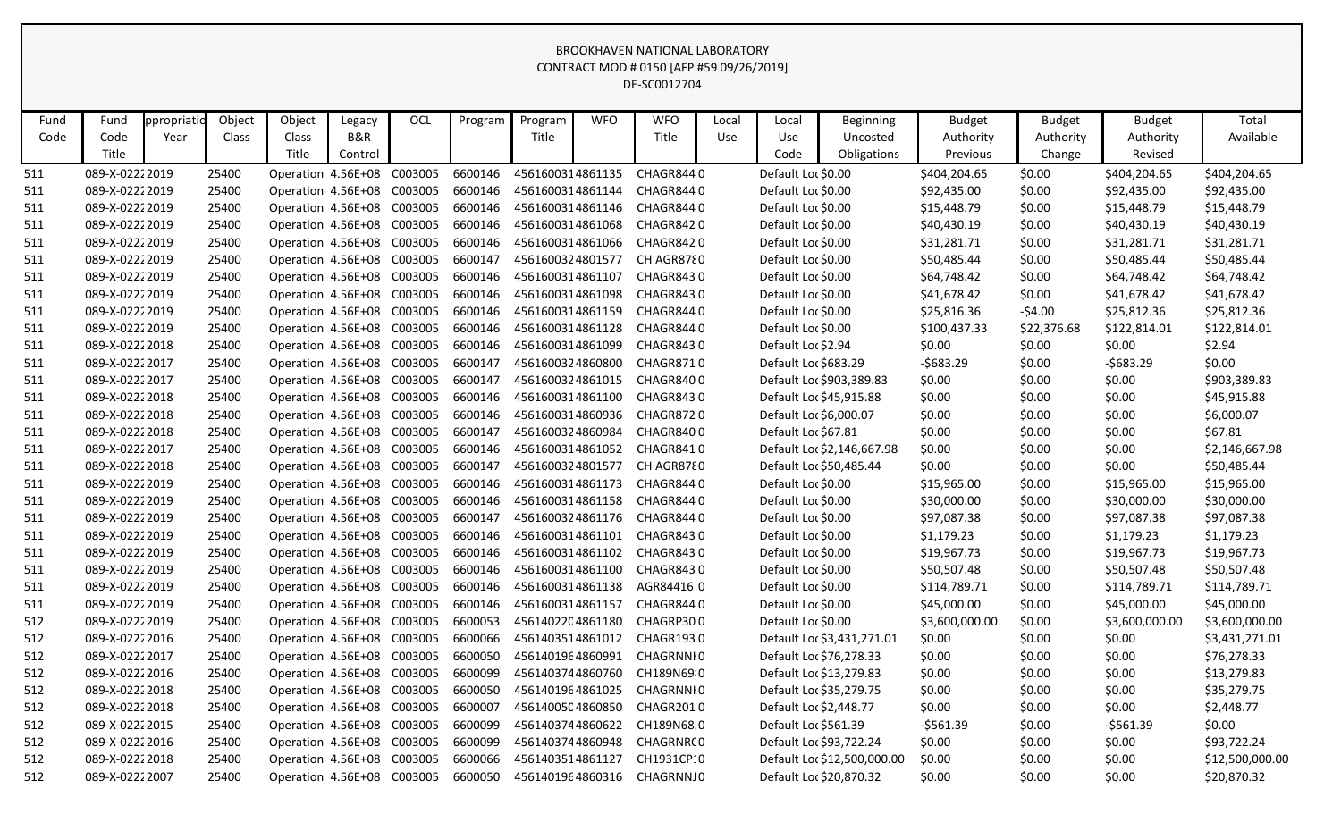# BROOKHAVEN NATIONAL LABORATORY
CONTRACT MOD # 0150 [AFP #59 09/26/2019]
DE-SC0012704

| Fund Code | Fund Code Title | ppropriatio Year | Object Class | Object Class Title | Legacy B&R Control | OCL | Program | Program Title | WFO | WFO Title | Local Use | Local Use Code | Beginning Uncosted Obligations | Budget Authority Previous | Budget Authority Change | Budget Authority Revised | Total Available |
|---|---|---|---|---|---|---|---|---|---|---|---|---|---|---|---|---|---|
| 511 | 089-X-0222 | 2019 | 25400 | Operation | 4.56E+08 | C003005 | 6600146 | 4561600314 | 861135 | CHAGR844 | 0 | Default Lo | $0.00 | $404,204.65 | $0.00 | $404,204.65 | $404,204.65 |
| 511 | 089-X-0222 | 2019 | 25400 | Operation | 4.56E+08 | C003005 | 6600146 | 4561600314 | 861144 | CHAGR844 | 0 | Default Lo | $0.00 | $92,435.00 | $0.00 | $92,435.00 | $92,435.00 |
| 511 | 089-X-0222 | 2019 | 25400 | Operation | 4.56E+08 | C003005 | 6600146 | 4561600314 | 861146 | CHAGR844 | 0 | Default Lo | $0.00 | $15,448.79 | $0.00 | $15,448.79 | $15,448.79 |
| 511 | 089-X-0222 | 2019 | 25400 | Operation | 4.56E+08 | C003005 | 6600146 | 4561600314 | 861068 | CHAGR842 | 0 | Default Lo | $0.00 | $40,430.19 | $0.00 | $40,430.19 | $40,430.19 |
| 511 | 089-X-0222 | 2019 | 25400 | Operation | 4.56E+08 | C003005 | 6600146 | 4561600314 | 861066 | CHAGR842 | 0 | Default Lo | $0.00 | $31,281.71 | $0.00 | $31,281.71 | $31,281.71 |
| 511 | 089-X-0222 | 2019 | 25400 | Operation | 4.56E+08 | C003005 | 6600147 | 4561600324 | 801577 | CH AGR878 | 0 | Default Lo | $0.00 | $50,485.44 | $0.00 | $50,485.44 | $50,485.44 |
| 511 | 089-X-0222 | 2019 | 25400 | Operation | 4.56E+08 | C003005 | 6600146 | 4561600314 | 861107 | CHAGR843 | 0 | Default Lo | $0.00 | $64,748.42 | $0.00 | $64,748.42 | $64,748.42 |
| 511 | 089-X-0222 | 2019 | 25400 | Operation | 4.56E+08 | C003005 | 6600146 | 4561600314 | 861098 | CHAGR843 | 0 | Default Lo | $0.00 | $41,678.42 | $0.00 | $41,678.42 | $41,678.42 |
| 511 | 089-X-0222 | 2019 | 25400 | Operation | 4.56E+08 | C003005 | 6600146 | 4561600314 | 861159 | CHAGR844 | 0 | Default Lo | $0.00 | $25,816.36 | -$4.00 | $25,812.36 | $25,812.36 |
| 511 | 089-X-0222 | 2019 | 25400 | Operation | 4.56E+08 | C003005 | 6600146 | 4561600314 | 861128 | CHAGR844 | 0 | Default Lo | $0.00 | $100,437.33 | $22,376.68 | $122,814.01 | $122,814.01 |
| 511 | 089-X-0222 | 2018 | 25400 | Operation | 4.56E+08 | C003005 | 6600146 | 4561600314 | 861099 | CHAGR843 | 0 | Default Lo | $2.94 | $0.00 | $0.00 | $0.00 | $2.94 |
| 511 | 089-X-0222 | 2017 | 25400 | Operation | 4.56E+08 | C003005 | 6600147 | 4561600324 | 860800 | CHAGR871 | 0 | Default Lo | $683.29 | -$683.29 | $0.00 | -$683.29 | $0.00 |
| 511 | 089-X-0222 | 2017 | 25400 | Operation | 4.56E+08 | C003005 | 6600147 | 4561600324 | 861015 | CHAGR840 | 0 | Default Lo | $903,389.83 | $0.00 | $0.00 | $0.00 | $903,389.83 |
| 511 | 089-X-0222 | 2018 | 25400 | Operation | 4.56E+08 | C003005 | 6600146 | 4561600314 | 861100 | CHAGR843 | 0 | Default Lo | $45,915.88 | $0.00 | $0.00 | $0.00 | $45,915.88 |
| 511 | 089-X-0222 | 2018 | 25400 | Operation | 4.56E+08 | C003005 | 6600146 | 4561600314 | 860936 | CHAGR872 | 0 | Default Lo | $6,000.07 | $0.00 | $0.00 | $0.00 | $6,000.07 |
| 511 | 089-X-0222 | 2018 | 25400 | Operation | 4.56E+08 | C003005 | 6600147 | 4561600324 | 860984 | CHAGR840 | 0 | Default Lo | $67.81 | $0.00 | $0.00 | $0.00 | $67.81 |
| 511 | 089-X-0222 | 2017 | 25400 | Operation | 4.56E+08 | C003005 | 6600146 | 4561600314 | 861052 | CHAGR841 | 0 | Default Lo | $2,146,667.98 | $0.00 | $0.00 | $0.00 | $2,146,667.98 |
| 511 | 089-X-0222 | 2018 | 25400 | Operation | 4.56E+08 | C003005 | 6600147 | 4561600324 | 801577 | CH AGR878 | 0 | Default Lo | $50,485.44 | $0.00 | $0.00 | $0.00 | $50,485.44 |
| 511 | 089-X-0222 | 2019 | 25400 | Operation | 4.56E+08 | C003005 | 6600146 | 4561600314 | 861173 | CHAGR844 | 0 | Default Lo | $0.00 | $15,965.00 | $0.00 | $15,965.00 | $15,965.00 |
| 511 | 089-X-0222 | 2019 | 25400 | Operation | 4.56E+08 | C003005 | 6600146 | 4561600314 | 861158 | CHAGR844 | 0 | Default Lo | $0.00 | $30,000.00 | $0.00 | $30,000.00 | $30,000.00 |
| 511 | 089-X-0222 | 2019 | 25400 | Operation | 4.56E+08 | C003005 | 6600147 | 4561600324 | 861176 | CHAGR844 | 0 | Default Lo | $0.00 | $97,087.38 | $0.00 | $97,087.38 | $97,087.38 |
| 511 | 089-X-0222 | 2019 | 25400 | Operation | 4.56E+08 | C003005 | 6600146 | 4561600314 | 861101 | CHAGR843 | 0 | Default Lo | $0.00 | $1,179.23 | $0.00 | $1,179.23 | $1,179.23 |
| 511 | 089-X-0222 | 2019 | 25400 | Operation | 4.56E+08 | C003005 | 6600146 | 4561600314 | 861102 | CHAGR843 | 0 | Default Lo | $0.00 | $19,967.73 | $0.00 | $19,967.73 | $19,967.73 |
| 511 | 089-X-0222 | 2019 | 25400 | Operation | 4.56E+08 | C003005 | 6600146 | 4561600314 | 861100 | CHAGR843 | 0 | Default Lo | $0.00 | $50,507.48 | $0.00 | $50,507.48 | $50,507.48 |
| 511 | 089-X-0222 | 2019 | 25400 | Operation | 4.56E+08 | C003005 | 6600146 | 4561600314 | 861138 | AGR84416 | 0 | Default Lo | $0.00 | $114,789.71 | $0.00 | $114,789.71 | $114,789.71 |
| 511 | 089-X-0222 | 2019 | 25400 | Operation | 4.56E+08 | C003005 | 6600146 | 4561600314 | 861157 | CHAGR844 | 0 | Default Lo | $0.00 | $45,000.00 | $0.00 | $45,000.00 | $45,000.00 |
| 512 | 089-X-0222 | 2019 | 25400 | Operation | 4.56E+08 | C003005 | 6600053 | 4561402204 | 861180 | CHAGRP30 | 0 | Default Lo | $0.00 | $3,600,000.00 | $0.00 | $3,600,000.00 | $3,600,000.00 |
| 512 | 089-X-0222 | 2016 | 25400 | Operation | 4.56E+08 | C003005 | 6600066 | 4561403514 | 861012 | CHAGR193 | 0 | Default Lo | $3,431,271.01 | $0.00 | $0.00 | $0.00 | $3,431,271.01 |
| 512 | 089-X-0222 | 2017 | 25400 | Operation | 4.56E+08 | C003005 | 6600050 | 4561401964 | 860991 | CHAGRNNI | 0 | Default Lo | $76,278.33 | $0.00 | $0.00 | $0.00 | $76,278.33 |
| 512 | 089-X-0222 | 2016 | 25400 | Operation | 4.56E+08 | C003005 | 6600099 | 4561403744 | 860760 | CH189N69 | 0 | Default Lo | $13,279.83 | $0.00 | $0.00 | $0.00 | $13,279.83 |
| 512 | 089-X-0222 | 2018 | 25400 | Operation | 4.56E+08 | C003005 | 6600050 | 4561401964 | 861025 | CHAGRNNI | 0 | Default Lo | $35,279.75 | $0.00 | $0.00 | $0.00 | $35,279.75 |
| 512 | 089-X-0222 | 2018 | 25400 | Operation | 4.56E+08 | C003005 | 6600007 | 4561400504 | 860850 | CHAGR201 | 0 | Default Lo | $2,448.77 | $0.00 | $0.00 | $0.00 | $2,448.77 |
| 512 | 089-X-0222 | 2015 | 25400 | Operation | 4.56E+08 | C003005 | 6600099 | 4561403744 | 860622 | CH189N68 | 0 | Default Lo | $561.39 | -$561.39 | $0.00 | -$561.39 | $0.00 |
| 512 | 089-X-0222 | 2016 | 25400 | Operation | 4.56E+08 | C003005 | 6600099 | 4561403744 | 860948 | CHAGRNR | 0 | Default Lo | $93,722.24 | $0.00 | $0.00 | $0.00 | $93,722.24 |
| 512 | 089-X-0222 | 2018 | 25400 | Operation | 4.56E+08 | C003005 | 6600066 | 4561403514 | 861127 | CH1931CP | 0 | Default Lo | $12,500,000.00 | $0.00 | $0.00 | $0.00 | $12,500,000.00 |
| 512 | 089-X-0222 | 2007 | 25400 | Operation | 4.56E+08 | C003005 | 6600050 | 4561401964 | 860316 | CHAGRNNJ | 0 | Default Lo | $20,870.32 | $0.00 | $0.00 | $0.00 | $20,870.32 |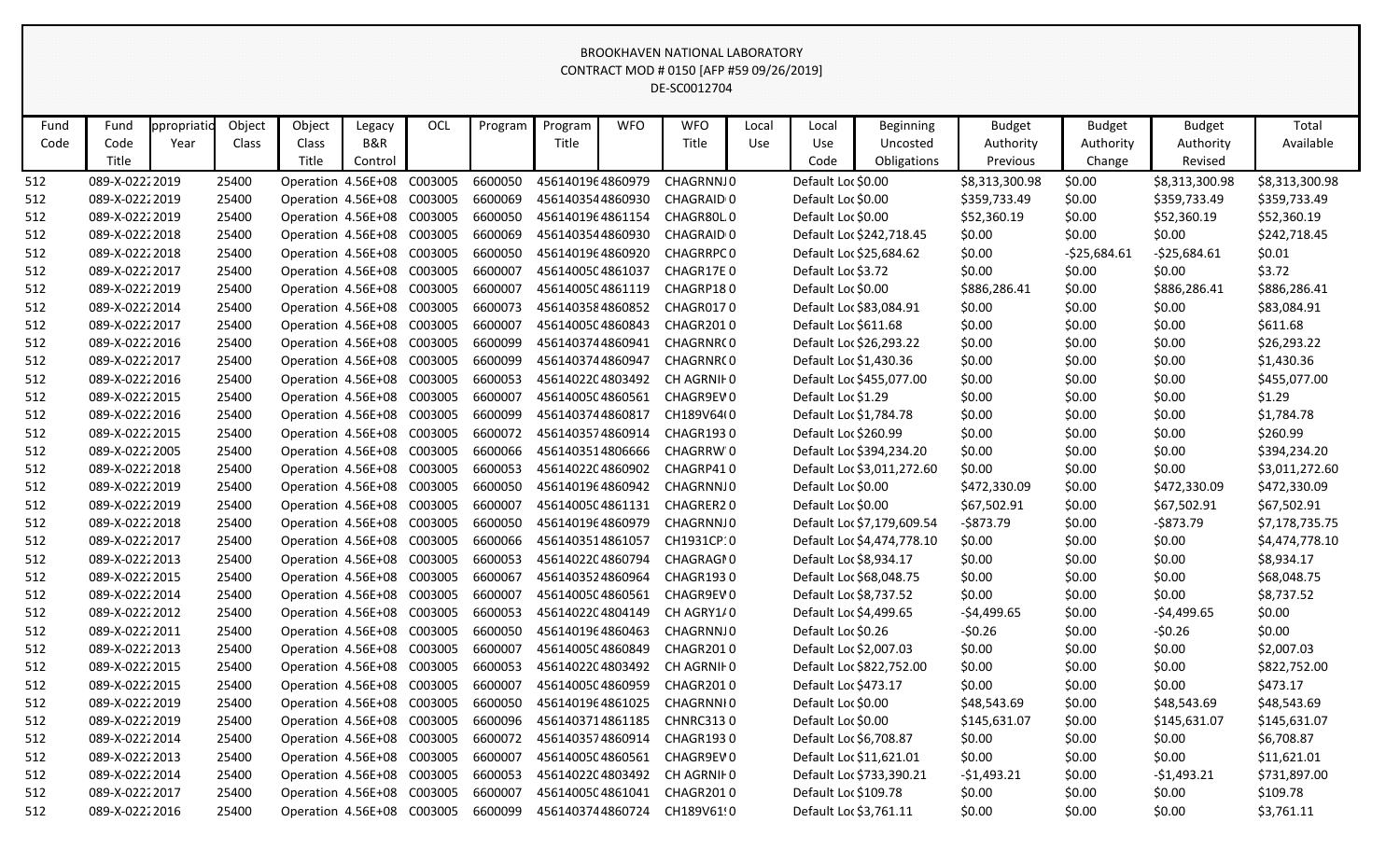BROOKHAVEN NATIONAL LABORATORY
CONTRACT MOD # 0150 [AFP #59 09/26/2019]
DE-SC0012704

| Fund Code | Fund Code Title | ppropriatio Year | Object Class | Object Class Title | Legacy B&R Control | OCL | Program | Program Title | WFO | WFO Title | Local Use | Local Use Code | Beginning Uncosted Obligations | Budget Authority Previous | Budget Authority Change | Budget Authority Revised | Total Available |
|---|---|---|---|---|---|---|---|---|---|---|---|---|---|---|---|---|---|
| 512 | 089-X-0222 | 2019 | 25400 | Operation | 4.56E+08 | C003005 | 6600050 | 45614019 | 64860979 | CHAGRNNJ | 0 | Default Loc | $0.00 | $8,313,300.98 | $0.00 | $8,313,300.98 | $8,313,300.98 |
| 512 | 089-X-0222 | 2019 | 25400 | Operation | 4.56E+08 | C003005 | 6600069 | 45614035 | 44860930 | CHAGRAID | 0 | Default Loc | $0.00 | $359,733.49 | $0.00 | $359,733.49 | $359,733.49 |
| 512 | 089-X-0222 | 2019 | 25400 | Operation | 4.56E+08 | C003005 | 6600050 | 45614019 | 64861154 | CHAGR80L | 0 | Default Loc | $0.00 | $52,360.19 | $0.00 | $52,360.19 | $52,360.19 |
| 512 | 089-X-0222 | 2018 | 25400 | Operation | 4.56E+08 | C003005 | 6600069 | 45614035 | 44860930 | CHAGRAID | 0 | Default Loc | $242,718.45 | $0.00 | $0.00 | $0.00 | $242,718.45 |
| 512 | 089-X-0222 | 2018 | 25400 | Operation | 4.56E+08 | C003005 | 6600050 | 45614019 | 64860920 | CHAGRRPC | 0 | Default Loc | $25,684.62 | $0.00 | -$25,684.61 | -$25,684.61 | $0.01 |
| 512 | 089-X-0222 | 2017 | 25400 | Operation | 4.56E+08 | C003005 | 6600007 | 45614005 | C4861037 | CHAGR17E | 0 | Default Loc | $3.72 | $0.00 | $0.00 | $0.00 | $3.72 |
| 512 | 089-X-0222 | 2019 | 25400 | Operation | 4.56E+08 | C003005 | 6600007 | 45614005 | C4861119 | CHAGRP18 | 0 | Default Loc | $0.00 | $886,286.41 | $0.00 | $886,286.41 | $886,286.41 |
| 512 | 089-X-0222 | 2014 | 25400 | Operation | 4.56E+08 | C003005 | 6600073 | 45614035 | 84860852 | CHAGR017 | 0 | Default Loc | $83,084.91 | $0.00 | $0.00 | $0.00 | $83,084.91 |
| 512 | 089-X-0222 | 2017 | 25400 | Operation | 4.56E+08 | C003005 | 6600007 | 45614005 | C4860843 | CHAGR201 | 0 | Default Loc | $611.68 | $0.00 | $0.00 | $0.00 | $611.68 |
| 512 | 089-X-0222 | 2016 | 25400 | Operation | 4.56E+08 | C003005 | 6600099 | 45614037 | 44860941 | CHAGRNR( | 0 | Default Loc | $26,293.22 | $0.00 | $0.00 | $0.00 | $26,293.22 |
| 512 | 089-X-0222 | 2017 | 25400 | Operation | 4.56E+08 | C003005 | 6600099 | 45614037 | 44860947 | CHAGRNR( | 0 | Default Loc | $1,430.36 | $0.00 | $0.00 | $0.00 | $1,430.36 |
| 512 | 089-X-0222 | 2016 | 25400 | Operation | 4.56E+08 | C003005 | 6600053 | 45614022 | C4803492 | CH AGRNIH | 0 | Default Loc | $455,077.00 | $0.00 | $0.00 | $0.00 | $455,077.00 |
| 512 | 089-X-0222 | 2015 | 25400 | Operation | 4.56E+08 | C003005 | 6600007 | 45614005 | C4860561 | CHAGR9EV | 0 | Default Loc | $1.29 | $0.00 | $0.00 | $0.00 | $1.29 |
| 512 | 089-X-0222 | 2016 | 25400 | Operation | 4.56E+08 | C003005 | 6600099 | 45614037 | 44860817 | CH189V64( | 0 | Default Loc | $1,784.78 | $0.00 | $0.00 | $0.00 | $1,784.78 |
| 512 | 089-X-0222 | 2015 | 25400 | Operation | 4.56E+08 | C003005 | 6600072 | 45614035 | 74860914 | CHAGR193 | 0 | Default Loc | $260.99 | $0.00 | $0.00 | $0.00 | $260.99 |
| 512 | 089-X-0222 | 2005 | 25400 | Operation | 4.56E+08 | C003005 | 6600066 | 45614035 | 14806666 | CHAGRRW | 0 | Default Loc | $394,234.20 | $0.00 | $0.00 | $0.00 | $394,234.20 |
| 512 | 089-X-0222 | 2018 | 25400 | Operation | 4.56E+08 | C003005 | 6600053 | 45614022 | C4860902 | CHAGRP41 | 0 | Default Loc | $3,011,272.60 | $0.00 | $0.00 | $0.00 | $3,011,272.60 |
| 512 | 089-X-0222 | 2019 | 25400 | Operation | 4.56E+08 | C003005 | 6600050 | 45614019 | 64860942 | CHAGRNNJ | 0 | Default Loc | $0.00 | $472,330.09 | $0.00 | $472,330.09 | $472,330.09 |
| 512 | 089-X-0222 | 2019 | 25400 | Operation | 4.56E+08 | C003005 | 6600007 | 45614005 | C4861131 | CHAGRER2 | 0 | Default Loc | $0.00 | $67,502.91 | $0.00 | $67,502.91 | $67,502.91 |
| 512 | 089-X-0222 | 2018 | 25400 | Operation | 4.56E+08 | C003005 | 6600050 | 45614019 | 64860979 | CHAGRNNJ | 0 | Default Loc | $7,179,609.54 | -$873.79 | $0.00 | -$873.79 | $7,178,735.75 |
| 512 | 089-X-0222 | 2017 | 25400 | Operation | 4.56E+08 | C003005 | 6600066 | 45614035 | 14861057 | CH1931CP | 0 | Default Loc | $4,474,778.10 | $0.00 | $0.00 | $0.00 | $4,474,778.10 |
| 512 | 089-X-0222 | 2013 | 25400 | Operation | 4.56E+08 | C003005 | 6600053 | 45614022 | C4860794 | CHAGRAGI | 0 | Default Loc | $8,934.17 | $0.00 | $0.00 | $0.00 | $8,934.17 |
| 512 | 089-X-0222 | 2015 | 25400 | Operation | 4.56E+08 | C003005 | 6600067 | 45614035 | 24860964 | CHAGR193 | 0 | Default Loc | $68,048.75 | $0.00 | $0.00 | $0.00 | $68,048.75 |
| 512 | 089-X-0222 | 2014 | 25400 | Operation | 4.56E+08 | C003005 | 6600007 | 45614005 | C4860561 | CHAGR9EV | 0 | Default Loc | $8,737.52 | $0.00 | $0.00 | $0.00 | $8,737.52 |
| 512 | 089-X-0222 | 2012 | 25400 | Operation | 4.56E+08 | C003005 | 6600053 | 45614022 | C4804149 | CH AGRY1/ | 0 | Default Loc | $4,499.65 | -$4,499.65 | $0.00 | -$4,499.65 | $0.00 |
| 512 | 089-X-0222 | 2011 | 25400 | Operation | 4.56E+08 | C003005 | 6600050 | 45614019 | 64860463 | CHAGRNNJ | 0 | Default Loc | $0.26 | -$0.26 | $0.00 | -$0.26 | $0.00 |
| 512 | 089-X-0222 | 2013 | 25400 | Operation | 4.56E+08 | C003005 | 6600007 | 45614005 | C4860849 | CHAGR201 | 0 | Default Loc | $2,007.03 | $0.00 | $0.00 | $0.00 | $2,007.03 |
| 512 | 089-X-0222 | 2015 | 25400 | Operation | 4.56E+08 | C003005 | 6600053 | 45614022 | C4803492 | CH AGRNIH | 0 | Default Loc | $822,752.00 | $0.00 | $0.00 | $0.00 | $822,752.00 |
| 512 | 089-X-0222 | 2015 | 25400 | Operation | 4.56E+08 | C003005 | 6600007 | 45614005 | C4860959 | CHAGR201 | 0 | Default Loc | $473.17 | $0.00 | $0.00 | $0.00 | $473.17 |
| 512 | 089-X-0222 | 2019 | 25400 | Operation | 4.56E+08 | C003005 | 6600050 | 45614019 | 64861025 | CHAGRNNI | 0 | Default Loc | $0.00 | $48,543.69 | $0.00 | $48,543.69 | $48,543.69 |
| 512 | 089-X-0222 | 2019 | 25400 | Operation | 4.56E+08 | C003005 | 6600096 | 45614037 | 14861185 | CHNRC313 | 0 | Default Loc | $0.00 | $145,631.07 | $0.00 | $145,631.07 | $145,631.07 |
| 512 | 089-X-0222 | 2014 | 25400 | Operation | 4.56E+08 | C003005 | 6600072 | 45614035 | 74860914 | CHAGR193 | 0 | Default Loc | $6,708.87 | $0.00 | $0.00 | $0.00 | $6,708.87 |
| 512 | 089-X-0222 | 2013 | 25400 | Operation | 4.56E+08 | C003005 | 6600007 | 45614005 | C4860561 | CHAGR9EV | 0 | Default Loc | $11,621.01 | $0.00 | $0.00 | $0.00 | $11,621.01 |
| 512 | 089-X-0222 | 2014 | 25400 | Operation | 4.56E+08 | C003005 | 6600053 | 45614022 | C4803492 | CH AGRNIH | 0 | Default Loc | $733,390.21 | -$1,493.21 | $0.00 | -$1,493.21 | $731,897.00 |
| 512 | 089-X-0222 | 2017 | 25400 | Operation | 4.56E+08 | C003005 | 6600007 | 45614005 | C4861041 | CHAGR201 | 0 | Default Loc | $109.78 | $0.00 | $0.00 | $0.00 | $109.78 |
| 512 | 089-X-0222 | 2016 | 25400 | Operation | 4.56E+08 | C003005 | 6600099 | 45614037 | 44860724 | CH189V61 | 0 | Default Loc | $3,761.11 | $0.00 | $0.00 | $0.00 | $3,761.11 |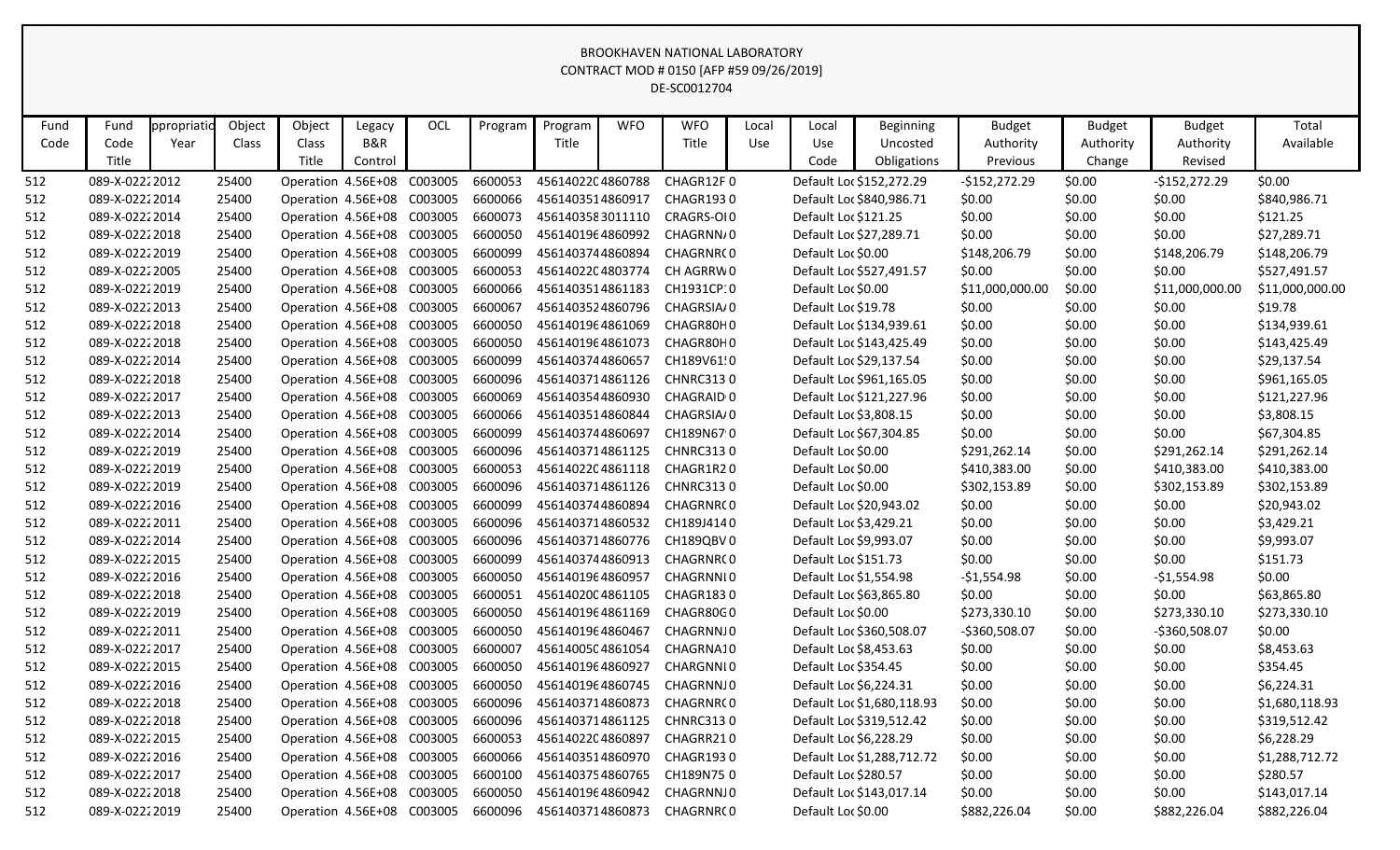# BROOKHAVEN NATIONAL LABORATORY
## CONTRACT MOD # 0150 [AFP #59 09/26/2019]
### DE-SC0012704

| Fund Code | Fund Code Title | ppropriatio Year | Object Class | Object Class Title | Legacy B&R Control | OCL | Program | Program Title | WFO | WFO Title | Local Use | Local Use Code | Beginning Uncosted Obligations | Budget Authority Previous | Budget Authority Change | Budget Authority Revised | Total Available |
|---|---|---|---|---|---|---|---|---|---|---|---|---|---|---|---|---|---|
| 512 | 089-X-0222 | 2012 | 25400 | Operation | 4.56E+08 | C003005 | 6600053 | 45614022C | 4860788 | CHAGR12F | 0 | Default Loc | $152,272.29 | -$152,272.29 | $0.00 | -$152,272.29 | $0.00 |
| 512 | 089-X-0222 | 2014 | 25400 | Operation | 4.56E+08 | C003005 | 6600066 | 456140351 | 4860917 | CHAGR193 | 0 | Default Loc | $840,986.71 | $0.00 | $0.00 | $0.00 | $840,986.71 |
| 512 | 089-X-0222 | 2014 | 25400 | Operation | 4.56E+08 | C003005 | 6600073 | 456140358 | 3011110 | CRAGRS-OI | 0 | Default Loc | $121.25 | $0.00 | $0.00 | $0.00 | $121.25 |
| 512 | 089-X-0222 | 2018 | 25400 | Operation | 4.56E+08 | C003005 | 6600050 | 456140196 | 4860992 | CHAGRNN/ | 0 | Default Loc | $27,289.71 | $0.00 | $0.00 | $0.00 | $27,289.71 |
| 512 | 089-X-0222 | 2019 | 25400 | Operation | 4.56E+08 | C003005 | 6600099 | 456140374 | 4860894 | CHAGRNR( | 0 | Default Loc | $0.00 | $148,206.79 | $0.00 | $148,206.79 | $148,206.79 |
| 512 | 089-X-0222 | 2005 | 25400 | Operation | 4.56E+08 | C003005 | 6600053 | 45614022C | 4803774 | CH AGRRW | 0 | Default Loc | $527,491.57 | $0.00 | $0.00 | $0.00 | $527,491.57 |
| 512 | 089-X-0222 | 2019 | 25400 | Operation | 4.56E+08 | C003005 | 6600066 | 456140351 | 4861183 | CH1931CP | 0 | Default Loc | $0.00 | $11,000,000.00 | $0.00 | $11,000,000.00 | $11,000,000.00 |
| 512 | 089-X-0222 | 2013 | 25400 | Operation | 4.56E+08 | C003005 | 6600067 | 456140352 | 4860796 | CHAGRSIA/ | 0 | Default Loc | $19.78 | $0.00 | $0.00 | $0.00 | $19.78 |
| 512 | 089-X-0222 | 2018 | 25400 | Operation | 4.56E+08 | C003005 | 6600050 | 456140196 | 4861069 | CHAGR80H | 0 | Default Loc | $134,939.61 | $0.00 | $0.00 | $0.00 | $134,939.61 |
| 512 | 089-X-0222 | 2018 | 25400 | Operation | 4.56E+08 | C003005 | 6600050 | 456140196 | 4861073 | CHAGR80H | 0 | Default Loc | $143,425.49 | $0.00 | $0.00 | $0.00 | $143,425.49 |
| 512 | 089-X-0222 | 2014 | 25400 | Operation | 4.56E+08 | C003005 | 6600099 | 456140374 | 4860657 | CH189V61! | 0 | Default Loc | $29,137.54 | $0.00 | $0.00 | $0.00 | $29,137.54 |
| 512 | 089-X-0222 | 2018 | 25400 | Operation | 4.56E+08 | C003005 | 6600096 | 456140371 | 4861126 | CHNRC313 | 0 | Default Loc | $961,165.05 | $0.00 | $0.00 | $0.00 | $961,165.05 |
| 512 | 089-X-0222 | 2017 | 25400 | Operation | 4.56E+08 | C003005 | 6600069 | 456140354 | 4860930 | CHAGRAID | 0 | Default Loc | $121,227.96 | $0.00 | $0.00 | $0.00 | $121,227.96 |
| 512 | 089-X-0222 | 2013 | 25400 | Operation | 4.56E+08 | C003005 | 6600066 | 456140351 | 4860844 | CHAGRSIA/ | 0 | Default Loc | $3,808.15 | $0.00 | $0.00 | $0.00 | $3,808.15 |
| 512 | 089-X-0222 | 2014 | 25400 | Operation | 4.56E+08 | C003005 | 6600099 | 456140374 | 4860697 | CH189N67 | 0 | Default Loc | $67,304.85 | $0.00 | $0.00 | $0.00 | $67,304.85 |
| 512 | 089-X-0222 | 2019 | 25400 | Operation | 4.56E+08 | C003005 | 6600096 | 456140371 | 4861125 | CHNRC313 | 0 | Default Loc | $0.00 | $291,262.14 | $0.00 | $291,262.14 | $291,262.14 |
| 512 | 089-X-0222 | 2019 | 25400 | Operation | 4.56E+08 | C003005 | 6600053 | 45614022C | 4861118 | CHAGR1R2 | 0 | Default Loc | $0.00 | $410,383.00 | $0.00 | $410,383.00 | $410,383.00 |
| 512 | 089-X-0222 | 2019 | 25400 | Operation | 4.56E+08 | C003005 | 6600096 | 456140371 | 4861126 | CHNRC313 | 0 | Default Loc | $0.00 | $302,153.89 | $0.00 | $302,153.89 | $302,153.89 |
| 512 | 089-X-0222 | 2016 | 25400 | Operation | 4.56E+08 | C003005 | 6600099 | 456140374 | 4860894 | CHAGRNR( | 0 | Default Loc | $20,943.02 | $0.00 | $0.00 | $0.00 | $20,943.02 |
| 512 | 089-X-0222 | 2011 | 25400 | Operation | 4.56E+08 | C003005 | 6600096 | 456140371 | 4860532 | CH189J414 | 0 | Default Loc | $3,429.21 | $0.00 | $0.00 | $0.00 | $3,429.21 |
| 512 | 089-X-0222 | 2014 | 25400 | Operation | 4.56E+08 | C003005 | 6600096 | 456140371 | 4860776 | CH189QBV | 0 | Default Loc | $9,993.07 | $0.00 | $0.00 | $0.00 | $9,993.07 |
| 512 | 089-X-0222 | 2015 | 25400 | Operation | 4.56E+08 | C003005 | 6600099 | 456140374 | 4860913 | CHAGRNR( | 0 | Default Loc | $151.73 | $0.00 | $0.00 | $0.00 | $151.73 |
| 512 | 089-X-0222 | 2016 | 25400 | Operation | 4.56E+08 | C003005 | 6600050 | 456140196 | 4860957 | CHAGRNNI | 0 | Default Loc | $1,554.98 | -$1,554.98 | $0.00 | -$1,554.98 | $0.00 |
| 512 | 089-X-0222 | 2018 | 25400 | Operation | 4.56E+08 | C003005 | 6600051 | 45614020C | 4861105 | CHAGR183 | 0 | Default Loc | $63,865.80 | $0.00 | $0.00 | $0.00 | $63,865.80 |
| 512 | 089-X-0222 | 2019 | 25400 | Operation | 4.56E+08 | C003005 | 6600050 | 456140196 | 4861169 | CHAGR80G | 0 | Default Loc | $0.00 | $273,330.10 | $0.00 | $273,330.10 | $273,330.10 |
| 512 | 089-X-0222 | 2011 | 25400 | Operation | 4.56E+08 | C003005 | 6600050 | 456140196 | 4860467 | CHAGRNNJ | 0 | Default Loc | $360,508.07 | -$360,508.07 | $0.00 | -$360,508.07 | $0.00 |
| 512 | 089-X-0222 | 2017 | 25400 | Operation | 4.56E+08 | C003005 | 6600007 | 45614005C | 4861054 | CHAGRNA1 | 0 | Default Loc | $8,453.63 | $0.00 | $0.00 | $0.00 | $8,453.63 |
| 512 | 089-X-0222 | 2015 | 25400 | Operation | 4.56E+08 | C003005 | 6600050 | 456140196 | 4860927 | CHARGNNI | 0 | Default Loc | $354.45 | $0.00 | $0.00 | $0.00 | $354.45 |
| 512 | 089-X-0222 | 2016 | 25400 | Operation | 4.56E+08 | C003005 | 6600050 | 456140196 | 4860745 | CHAGRNNJ | 0 | Default Loc | $6,224.31 | $0.00 | $0.00 | $0.00 | $6,224.31 |
| 512 | 089-X-0222 | 2018 | 25400 | Operation | 4.56E+08 | C003005 | 6600096 | 456140371 | 4860873 | CHAGRNR( | 0 | Default Loc | $1,680,118.93 | $0.00 | $0.00 | $0.00 | $1,680,118.93 |
| 512 | 089-X-0222 | 2018 | 25400 | Operation | 4.56E+08 | C003005 | 6600096 | 456140371 | 4861125 | CHNRC313 | 0 | Default Loc | $319,512.42 | $0.00 | $0.00 | $0.00 | $319,512.42 |
| 512 | 089-X-0222 | 2015 | 25400 | Operation | 4.56E+08 | C003005 | 6600053 | 45614022C | 4860897 | CHAGRR21 | 0 | Default Loc | $6,228.29 | $0.00 | $0.00 | $0.00 | $6,228.29 |
| 512 | 089-X-0222 | 2016 | 25400 | Operation | 4.56E+08 | C003005 | 6600066 | 456140351 | 4860970 | CHAGR193 | 0 | Default Loc | $1,288,712.72 | $0.00 | $0.00 | $0.00 | $1,288,712.72 |
| 512 | 089-X-0222 | 2017 | 25400 | Operation | 4.56E+08 | C003005 | 6600100 | 456140375 | 4860765 | CH189N75 | 0 | Default Loc | $280.57 | $0.00 | $0.00 | $0.00 | $280.57 |
| 512 | 089-X-0222 | 2018 | 25400 | Operation | 4.56E+08 | C003005 | 6600050 | 456140196 | 4860942 | CHAGRNNJ | 0 | Default Loc | $143,017.14 | $0.00 | $0.00 | $0.00 | $143,017.14 |
| 512 | 089-X-0222 | 2019 | 25400 | Operation | 4.56E+08 | C003005 | 6600096 | 456140371 | 4860873 | CHAGRNR( | 0 | Default Loc | $0.00 | $882,226.04 | $0.00 | $882,226.04 | $882,226.04 |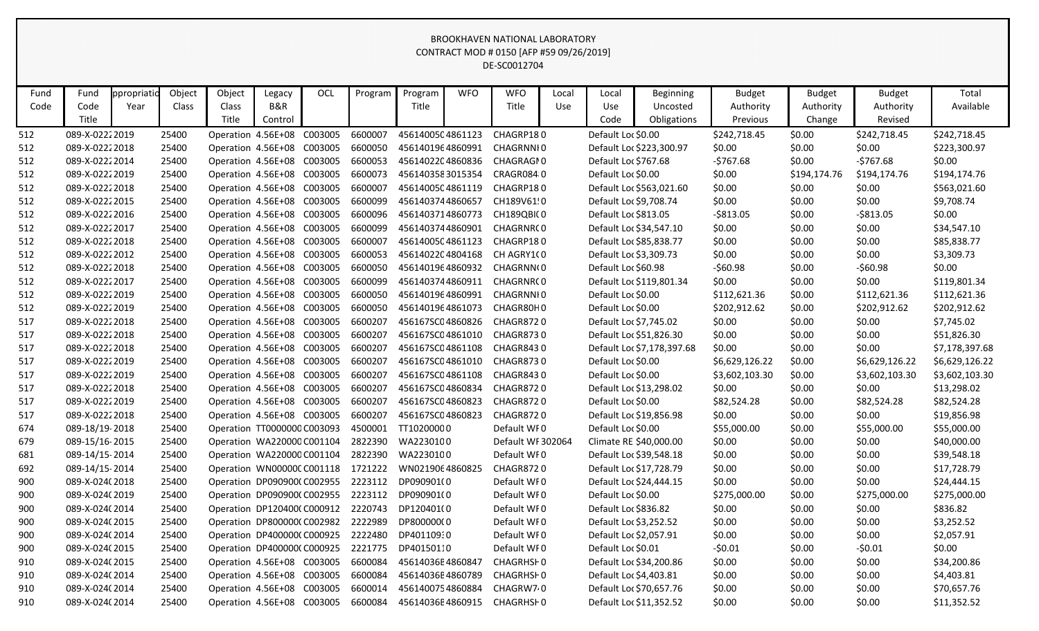BROOKHAVEN NATIONAL LABORATORY
CONTRACT MOD # 0150 [AFP #59 09/26/2019]
DE-SC0012704

| Fund Code | Fund Code Title | ppropriatio Year | Object Class | Object Class Title | Legacy B&R Control | OCL | Program | Program Title | WFO | WFO Title | Local Use | Local Use Code | Beginning Uncosted Obligations | Budget Authority Previous | Budget Authority Change | Budget Authority Revised | Total Available |
|---|---|---|---|---|---|---|---|---|---|---|---|---|---|---|---|---|---|
| 512 | 089-X-0222 | 2019 | 25400 | Operation | 4.56E+08 | C003005 | 6600007 | 45614005C | 4861123 | CHAGRP18 | 0 | Default Loc | $0.00 | $242,718.45 | $0.00 | $242,718.45 | $242,718.45 |
| 512 | 089-X-0222 | 2018 | 25400 | Operation | 4.56E+08 | C003005 | 6600050 | 456140196 | 4860991 | CHAGRNNI | 0 | Default Loc | $223,300.97 | $0.00 | $0.00 | $0.00 | $223,300.97 |
| 512 | 089-X-0222 | 2014 | 25400 | Operation | 4.56E+08 | C003005 | 6600053 | 45614022C | 4860836 | CHAGRAGI | 0 | Default Loc | $767.68 | -$767.68 | $0.00 | -$767.68 | $0.00 |
| 512 | 089-X-0222 | 2019 | 25400 | Operation | 4.56E+08 | C003005 | 6600073 | 456140358 | 3015354 | CRAGR084 | 0 | Default Loc | $0.00 | $0.00 | $194,174.76 | $194,174.76 | $194,174.76 |
| 512 | 089-X-0222 | 2018 | 25400 | Operation | 4.56E+08 | C003005 | 6600007 | 45614005C | 4861119 | CHAGRP18 | 0 | Default Loc | $563,021.60 | $0.00 | $0.00 | $0.00 | $563,021.60 |
| 512 | 089-X-0222 | 2015 | 25400 | Operation | 4.56E+08 | C003005 | 6600099 | 456140374 | 4860657 | CH189V61 | 0 | Default Loc | $9,708.74 | $0.00 | $0.00 | $0.00 | $9,708.74 |
| 512 | 089-X-0222 | 2016 | 25400 | Operation | 4.56E+08 | C003005 | 6600096 | 456140371 | 4860773 | CH189QBI | 0 | Default Loc | $813.05 | -$813.05 | $0.00 | -$813.05 | $0.00 |
| 512 | 089-X-0222 | 2017 | 25400 | Operation | 4.56E+08 | C003005 | 6600099 | 456140374 | 4860901 | CHAGRNR | 0 | Default Loc | $34,547.10 | $0.00 | $0.00 | $0.00 | $34,547.10 |
| 512 | 089-X-0222 | 2018 | 25400 | Operation | 4.56E+08 | C003005 | 6600007 | 45614005C | 4861123 | CHAGRP18 | 0 | Default Loc | $85,838.77 | $0.00 | $0.00 | $0.00 | $85,838.77 |
| 512 | 089-X-0222 | 2012 | 25400 | Operation | 4.56E+08 | C003005 | 6600053 | 45614022C | 4804168 | CH AGRY1 | 0 | Default Loc | $3,309.73 | $0.00 | $0.00 | $0.00 | $3,309.73 |
| 512 | 089-X-0222 | 2018 | 25400 | Operation | 4.56E+08 | C003005 | 6600050 | 456140196 | 4860932 | CHAGRNN | 0 | Default Loc | $60.98 | -$60.98 | $0.00 | -$60.98 | $0.00 |
| 512 | 089-X-0222 | 2017 | 25400 | Operation | 4.56E+08 | C003005 | 6600099 | 456140374 | 4860911 | CHAGRNR | 0 | Default Loc | $119,801.34 | $0.00 | $0.00 | $0.00 | $119,801.34 |
| 512 | 089-X-0222 | 2019 | 25400 | Operation | 4.56E+08 | C003005 | 6600050 | 456140196 | 4860991 | CHAGRNNI | 0 | Default Loc | $0.00 | $112,621.36 | $0.00 | $112,621.36 | $112,621.36 |
| 512 | 089-X-0222 | 2019 | 25400 | Operation | 4.56E+08 | C003005 | 6600050 | 456140196 | 4861073 | CHAGR80H | 0 | Default Loc | $0.00 | $202,912.62 | $0.00 | $202,912.62 | $202,912.62 |
| 517 | 089-X-0222 | 2018 | 25400 | Operation | 4.56E+08 | C003005 | 6600207 | 456167SC0 | 4860826 | CHAGR872 | 0 | Default Loc | $7,745.02 | $0.00 | $0.00 | $0.00 | $7,745.02 |
| 517 | 089-X-0222 | 2018 | 25400 | Operation | 4.56E+08 | C003005 | 6600207 | 456167SC0 | 4861010 | CHAGR873 | 0 | Default Loc | $51,826.30 | $0.00 | $0.00 | $0.00 | $51,826.30 |
| 517 | 089-X-0222 | 2018 | 25400 | Operation | 4.56E+08 | C003005 | 6600207 | 456167SC0 | 4861108 | CHAGR843 | 0 | Default Loc | $7,178,397.68 | $0.00 | $0.00 | $0.00 | $7,178,397.68 |
| 517 | 089-X-0222 | 2019 | 25400 | Operation | 4.56E+08 | C003005 | 6600207 | 456167SC0 | 4861010 | CHAGR873 | 0 | Default Loc | $0.00 | $6,629,126.22 | $0.00 | $6,629,126.22 | $6,629,126.22 |
| 517 | 089-X-0222 | 2019 | 25400 | Operation | 4.56E+08 | C003005 | 6600207 | 456167SC0 | 4861108 | CHAGR843 | 0 | Default Loc | $0.00 | $3,602,103.30 | $0.00 | $3,602,103.30 | $3,602,103.30 |
| 517 | 089-X-0222 | 2018 | 25400 | Operation | 4.56E+08 | C003005 | 6600207 | 456167SC0 | 4860834 | CHAGR872 | 0 | Default Loc | $13,298.02 | $0.00 | $0.00 | $0.00 | $13,298.02 |
| 517 | 089-X-0222 | 2019 | 25400 | Operation | 4.56E+08 | C003005 | 6600207 | 456167SC0 | 4860823 | CHAGR872 | 0 | Default Loc | $0.00 | $82,524.28 | $0.00 | $82,524.28 | $82,524.28 |
| 517 | 089-X-0222 | 2018 | 25400 | Operation | 4.56E+08 | C003005 | 6600207 | 456167SC0 | 4860823 | CHAGR872 | 0 | Default Loc | $19,856.98 | $0.00 | $0.00 | $0.00 | $19,856.98 |
| 674 | 089-18/19- | 2018 | 25400 | Operation | TT0000000 | C003093 | 4500001 | TT1020000 | 0 | Default WF | 0 | Default Loc | $0.00 | $55,000.00 | $0.00 | $55,000.00 | $55,000.00 |
| 679 | 089-15/16- | 2015 | 25400 | Operation | WA220000 | C001104 | 2822390 | WA2230100 | 0 | Default WF | 302064 | Climate RE | $40,000.00 | $0.00 | $0.00 | $0.00 | $40,000.00 |
| 681 | 089-14/15- | 2014 | 25400 | Operation | WA220000 | C001104 | 2822390 | WA2230100 | 0 | Default WF | 0 | Default Loc | $39,548.18 | $0.00 | $0.00 | $0.00 | $39,548.18 |
| 692 | 089-14/15- | 2014 | 25400 | Operation | WN000000 | C001118 | 1721222 | WN021906 | 4860825 | CHAGR872 | 0 | Default Loc | $17,728.79 | $0.00 | $0.00 | $0.00 | $17,728.79 |
| 900 | 089-X-024( | 2018 | 25400 | Operation | DP090900( | C002955 | 2223112 | DP0909010 | 0 | Default WF | 0 | Default Loc | $24,444.15 | $0.00 | $0.00 | $0.00 | $24,444.15 |
| 900 | 089-X-024( | 2019 | 25400 | Operation | DP090900( | C002955 | 2223112 | DP0909010 | 0 | Default WF | 0 | Default Loc | $0.00 | $275,000.00 | $0.00 | $275,000.00 | $275,000.00 |
| 900 | 089-X-024( | 2014 | 25400 | Operation | DP120400( | C000912 | 2220743 | DP1204010 | 0 | Default WF | 0 | Default Loc | $836.82 | $0.00 | $0.00 | $0.00 | $836.82 |
| 900 | 089-X-024( | 2015 | 25400 | Operation | DP800000( | C002982 | 2222989 | DP8000000 | 0 | Default WF | 0 | Default Loc | $3,252.52 | $0.00 | $0.00 | $0.00 | $3,252.52 |
| 900 | 089-X-024( | 2014 | 25400 | Operation | DP400000( | C000925 | 2222480 | DP4011093 | 0 | Default WF | 0 | Default Loc | $2,057.91 | $0.00 | $0.00 | $0.00 | $2,057.91 |
| 900 | 089-X-024( | 2015 | 25400 | Operation | DP400000( | C000925 | 2221775 | DP4015011 | 0 | Default WF | 0 | Default Loc | $0.01 | -$0.01 | $0.00 | -$0.01 | $0.00 |
| 910 | 089-X-024( | 2015 | 25400 | Operation | 4.56E+08 | C003005 | 6600084 | 45614036E | 4860847 | CHAGRHSH | 0 | Default Loc | $34,200.86 | $0.00 | $0.00 | $0.00 | $34,200.86 |
| 910 | 089-X-024( | 2014 | 25400 | Operation | 4.56E+08 | C003005 | 6600084 | 45614036E | 4860789 | CHAGRHSH | 0 | Default Loc | $4,403.81 | $0.00 | $0.00 | $0.00 | $4,403.81 |
| 910 | 089-X-024( | 2014 | 25400 | Operation | 4.56E+08 | C003005 | 6600014 | 456140075 | 4860884 | CHAGRW7 | 0 | Default Loc | $70,657.76 | $0.00 | $0.00 | $0.00 | $70,657.76 |
| 910 | 089-X-024( | 2014 | 25400 | Operation | 4.56E+08 | C003005 | 6600084 | 45614036E | 4860915 | CHAGRHSH | 0 | Default Loc | $11,352.52 | $0.00 | $0.00 | $0.00 | $11,352.52 |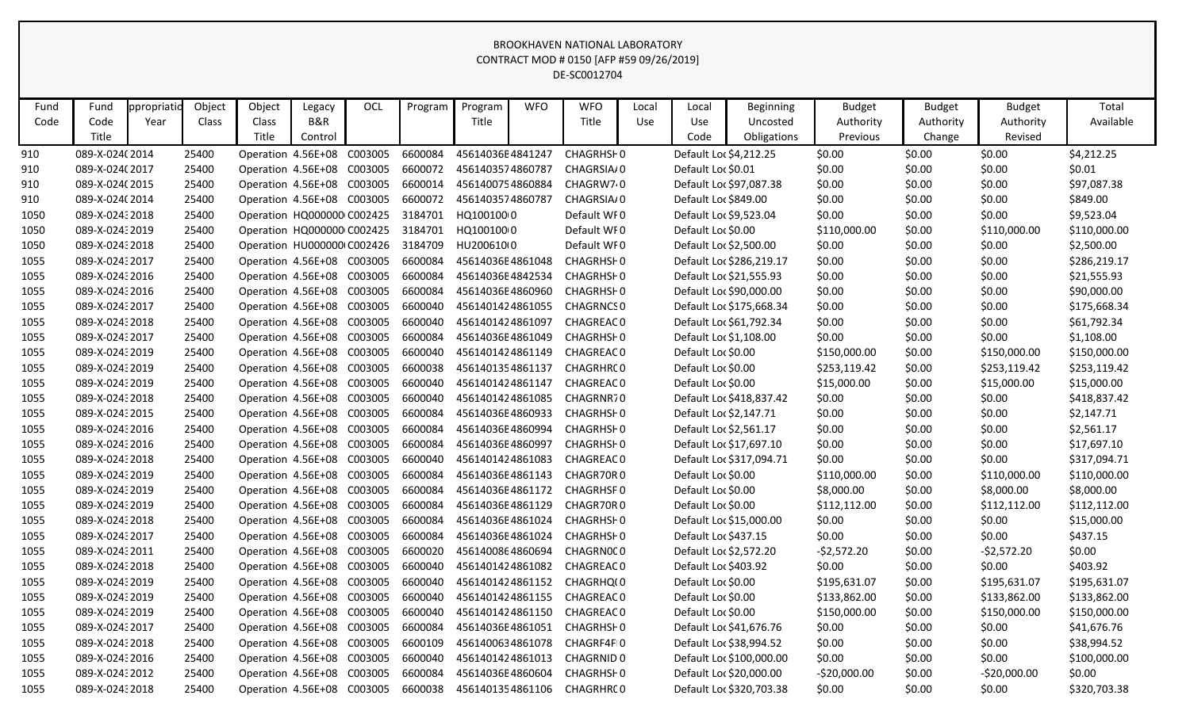BROOKHAVEN NATIONAL LABORATORY
CONTRACT MOD # 0150 [AFP #59 09/26/2019]
DE-SC0012704

| Fund Code | Fund Code Title | ppropriatio Year | Object Class | Object Class Title | Legacy B&R Control | OCL | Program | Program Title | WFO | WFO Title | Local Use | Local Use Code | Beginning Uncosted Obligations | Budget Authority Previous | Budget Authority Change | Budget Authority Revised | Total Available |
|---|---|---|---|---|---|---|---|---|---|---|---|---|---|---|---|---|---|
| 910 | 089-X-024( | 2014 | 25400 | Operation | 4.56E+08 | C003005 | 6600084 | 45614036E | 4841247 | CHAGRHSH | 0 | Default Loc | $4,212.25 | $0.00 | $0.00 | $0.00 | $4,212.25 |
| 910 | 089-X-024( | 2017 | 25400 | Operation | 4.56E+08 | C003005 | 6600072 | 45614035 | 74860787 | CHAGRSIA/ | 0 | Default Loc | $0.01 | $0.00 | $0.00 | $0.00 | $0.01 |
| 910 | 089-X-024( | 2015 | 25400 | Operation | 4.56E+08 | C003005 | 6600014 | 45614007 | 54860884 | CHAGRW7 | 0 | Default Loc | $97,087.38 | $0.00 | $0.00 | $0.00 | $97,087.38 |
| 910 | 089-X-024( | 2014 | 25400 | Operation | 4.56E+08 | C003005 | 6600072 | 45614035 | 74860787 | CHAGRSIA/ | 0 | Default Loc | $849.00 | $0.00 | $0.00 | $0.00 | $849.00 |
| 1050 | 089-X-024 | 2018 | 25400 | Operation | HQ000000 | C002425 | 3184701 | HQ100100 | 0 | Default WF | 0 | Default Loc | $9,523.04 | $0.00 | $0.00 | $0.00 | $9,523.04 |
| 1050 | 089-X-024 | 2019 | 25400 | Operation | HQ000000 | C002425 | 3184701 | HQ100100 | 0 | Default WF | 0 | Default Loc | $0.00 | $110,000.00 | $0.00 | $110,000.00 | $110,000.00 |
| 1050 | 089-X-024 | 2018 | 25400 | Operation | HU000000 | C002426 | 3184709 | HU200610 | 0 | Default WF | 0 | Default Loc | $2,500.00 | $0.00 | $0.00 | $0.00 | $2,500.00 |
| 1055 | 089-X-024 | 2017 | 25400 | Operation | 4.56E+08 | C003005 | 6600084 | 45614036E | 4861048 | CHAGRHSH | 0 | Default Loc | $286,219.17 | $0.00 | $0.00 | $0.00 | $286,219.17 |
| 1055 | 089-X-024 | 2016 | 25400 | Operation | 4.56E+08 | C003005 | 6600084 | 45614036E | 4842534 | CHAGRHSH | 0 | Default Loc | $21,555.93 | $0.00 | $0.00 | $0.00 | $21,555.93 |
| 1055 | 089-X-024 | 2016 | 25400 | Operation | 4.56E+08 | C003005 | 6600084 | 45614036E | 4860960 | CHAGRHSH | 0 | Default Loc | $90,000.00 | $0.00 | $0.00 | $0.00 | $90,000.00 |
| 1055 | 089-X-024 | 2017 | 25400 | Operation | 4.56E+08 | C003005 | 6600040 | 45614014 | 24861055 | CHAGRNCS | 0 | Default Loc | $175,668.34 | $0.00 | $0.00 | $0.00 | $175,668.34 |
| 1055 | 089-X-024 | 2018 | 25400 | Operation | 4.56E+08 | C003005 | 6600040 | 45614014 | 24861097 | CHAGREAC | 0 | Default Loc | $61,792.34 | $0.00 | $0.00 | $0.00 | $61,792.34 |
| 1055 | 089-X-024 | 2017 | 25400 | Operation | 4.56E+08 | C003005 | 6600084 | 45614036E | 4861049 | CHAGRHSH | 0 | Default Loc | $1,108.00 | $0.00 | $0.00 | $0.00 | $1,108.00 |
| 1055 | 089-X-024 | 2019 | 25400 | Operation | 4.56E+08 | C003005 | 6600040 | 45614014 | 24861149 | CHAGREAC | 0 | Default Loc | $0.00 | $150,000.00 | $0.00 | $150,000.00 | $150,000.00 |
| 1055 | 089-X-024 | 2019 | 25400 | Operation | 4.56E+08 | C003005 | 6600038 | 45614013 | 54861137 | CHAGRHRC | 0 | Default Loc | $0.00 | $253,119.42 | $0.00 | $253,119.42 | $253,119.42 |
| 1055 | 089-X-024 | 2019 | 25400 | Operation | 4.56E+08 | C003005 | 6600040 | 45614014 | 24861147 | CHAGREAC | 0 | Default Loc | $0.00 | $15,000.00 | $0.00 | $15,000.00 | $15,000.00 |
| 1055 | 089-X-024 | 2018 | 25400 | Operation | 4.56E+08 | C003005 | 6600040 | 45614014 | 24861085 | CHAGRNR7 | 0 | Default Loc | $418,837.42 | $0.00 | $0.00 | $0.00 | $418,837.42 |
| 1055 | 089-X-024 | 2015 | 25400 | Operation | 4.56E+08 | C003005 | 6600084 | 45614036E | 4860933 | CHAGRHSH | 0 | Default Loc | $2,147.71 | $0.00 | $0.00 | $0.00 | $2,147.71 |
| 1055 | 089-X-024 | 2016 | 25400 | Operation | 4.56E+08 | C003005 | 6600084 | 45614036E | 4860994 | CHAGRHSH | 0 | Default Loc | $2,561.17 | $0.00 | $0.00 | $0.00 | $2,561.17 |
| 1055 | 089-X-024 | 2016 | 25400 | Operation | 4.56E+08 | C003005 | 6600084 | 45614036E | 4860997 | CHAGRHSH | 0 | Default Loc | $17,697.10 | $0.00 | $0.00 | $0.00 | $17,697.10 |
| 1055 | 089-X-024 | 2018 | 25400 | Operation | 4.56E+08 | C003005 | 6600040 | 45614014 | 24861083 | CHAGREAC | 0 | Default Loc | $317,094.71 | $0.00 | $0.00 | $0.00 | $317,094.71 |
| 1055 | 089-X-024 | 2019 | 25400 | Operation | 4.56E+08 | C003005 | 6600084 | 45614036E | 4861143 | CHAGR70R | 0 | Default Loc | $0.00 | $110,000.00 | $0.00 | $110,000.00 | $110,000.00 |
| 1055 | 089-X-024 | 2019 | 25400 | Operation | 4.56E+08 | C003005 | 6600084 | 45614036E | 4861172 | CHAGRHSF | 0 | Default Loc | $0.00 | $8,000.00 | $0.00 | $8,000.00 | $8,000.00 |
| 1055 | 089-X-024 | 2019 | 25400 | Operation | 4.56E+08 | C003005 | 6600084 | 45614036E | 4861129 | CHAGR70R | 0 | Default Loc | $0.00 | $112,112.00 | $0.00 | $112,112.00 | $112,112.00 |
| 1055 | 089-X-024 | 2018 | 25400 | Operation | 4.56E+08 | C003005 | 6600084 | 45614036E | 4861024 | CHAGRHSH | 0 | Default Loc | $15,000.00 | $0.00 | $0.00 | $0.00 | $15,000.00 |
| 1055 | 089-X-024 | 2017 | 25400 | Operation | 4.56E+08 | C003005 | 6600084 | 45614036E | 4861024 | CHAGRHSH | 0 | Default Loc | $437.15 | $0.00 | $0.00 | $0.00 | $437.15 |
| 1055 | 089-X-024 | 2011 | 25400 | Operation | 4.56E+08 | C003005 | 6600020 | 45614008 | 64860694 | CHAGRN0C | 0 | Default Loc | $2,572.20 | -$2,572.20 | $0.00 | -$2,572.20 | $0.00 |
| 1055 | 089-X-024 | 2018 | 25400 | Operation | 4.56E+08 | C003005 | 6600040 | 45614014 | 24861082 | CHAGREAC | 0 | Default Loc | $403.92 | $0.00 | $0.00 | $0.00 | $403.92 |
| 1055 | 089-X-024 | 2019 | 25400 | Operation | 4.56E+08 | C003005 | 6600040 | 45614014 | 24861152 | CHAGRHQ( | 0 | Default Loc | $0.00 | $195,631.07 | $0.00 | $195,631.07 | $195,631.07 |
| 1055 | 089-X-024 | 2019 | 25400 | Operation | 4.56E+08 | C003005 | 6600040 | 45614014 | 24861155 | CHAGREAC | 0 | Default Loc | $0.00 | $133,862.00 | $0.00 | $133,862.00 | $133,862.00 |
| 1055 | 089-X-024 | 2019 | 25400 | Operation | 4.56E+08 | C003005 | 6600040 | 45614014 | 24861150 | CHAGREAC | 0 | Default Loc | $0.00 | $150,000.00 | $0.00 | $150,000.00 | $150,000.00 |
| 1055 | 089-X-024 | 2017 | 25400 | Operation | 4.56E+08 | C003005 | 6600084 | 45614036E | 4861051 | CHAGRHSH | 0 | Default Loc | $41,676.76 | $0.00 | $0.00 | $0.00 | $41,676.76 |
| 1055 | 089-X-024 | 2018 | 25400 | Operation | 4.56E+08 | C003005 | 6600109 | 45614006 | 34861078 | CHAGRF4F | 0 | Default Loc | $38,994.52 | $0.00 | $0.00 | $0.00 | $38,994.52 |
| 1055 | 089-X-024 | 2016 | 25400 | Operation | 4.56E+08 | C003005 | 6600040 | 45614014 | 24861013 | CHAGRNID | 0 | Default Loc | $100,000.00 | $0.00 | $0.00 | $0.00 | $100,000.00 |
| 1055 | 089-X-024 | 2012 | 25400 | Operation | 4.56E+08 | C003005 | 6600084 | 45614036E | 4860604 | CHAGRHSH | 0 | Default Loc | $20,000.00 | -$20,000.00 | $0.00 | -$20,000.00 | $0.00 |
| 1055 | 089-X-024 | 2018 | 25400 | Operation | 4.56E+08 | C003005 | 6600038 | 45614013 | 54861106 | CHAGRHRC | 0 | Default Loc | $320,703.38 | $0.00 | $0.00 | $0.00 | $320,703.38 |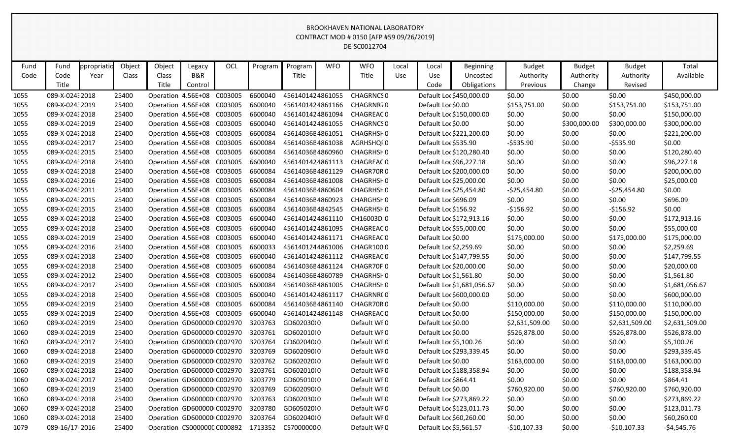BROOKHAVEN NATIONAL LABORATORY
CONTRACT MOD # 0150 [AFP #59 09/26/2019]
DE-SC0012704

| Fund Code | Fund Code Title | ppropriatio Year | Object Class | Object Class Title | Legacy B&R Control | OCL | Program | Program Title | WFO | WFO Title | Local Use | Local Use Code | Beginning Uncosted Obligations | Budget Authority Previous | Budget Authority Change | Budget Authority Revised | Total Available |
|---|---|---|---|---|---|---|---|---|---|---|---|---|---|---|---|---|---|
| 1055 | 089-X-024: | 2018 | 25400 | Operation | 4.56E+08 | C003005 | 6600040 | 456140142 | 4861055 | CHAGRNCS | 0 | Default Loc | $450,000.00 | $0.00 | $0.00 | $0.00 | $450,000.00 |
| 1055 | 089-X-024: | 2019 | 25400 | Operation | 4.56E+08 | C003005 | 6600040 | 456140142 | 4861166 | CHAGRNR7 | 0 | Default Loc | $0.00 | $153,751.00 | $0.00 | $153,751.00 | $153,751.00 |
| 1055 | 089-X-024: | 2018 | 25400 | Operation | 4.56E+08 | C003005 | 6600040 | 456140142 | 4861094 | CHAGREAC | 0 | Default Loc | $150,000.00 | $0.00 | $0.00 | $0.00 | $150,000.00 |
| 1055 | 089-X-024: | 2019 | 25400 | Operation | 4.56E+08 | C003005 | 6600040 | 456140142 | 4861055 | CHAGRNCS | 0 | Default Loc | $0.00 | $0.00 | $300,000.00 | $300,000.00 | $300,000.00 |
| 1055 | 089-X-024: | 2018 | 25400 | Operation | 4.56E+08 | C003005 | 6600084 | 45614036E | 4861051 | CHAGRHSH | 0 | Default Loc | $221,200.00 | $0.00 | $0.00 | $0.00 | $221,200.00 |
| 1055 | 089-X-024: | 2017 | 25400 | Operation | 4.56E+08 | C003005 | 6600084 | 45614036E | 4861038 | AGRHSHQF | 0 | Default Loc | $535.90 | -$535.90 | $0.00 | -$535.90 | $0.00 |
| 1055 | 089-X-024: | 2015 | 25400 | Operation | 4.56E+08 | C003005 | 6600084 | 45614036E | 4860960 | CHAGRHSH | 0 | Default Loc | $120,280.40 | $0.00 | $0.00 | $0.00 | $120,280.40 |
| 1055 | 089-X-024: | 2018 | 25400 | Operation | 4.56E+08 | C003005 | 6600040 | 456140142 | 4861113 | CHAGREAC | 0 | Default Loc | $96,227.18 | $0.00 | $0.00 | $0.00 | $96,227.18 |
| 1055 | 089-X-024: | 2018 | 25400 | Operation | 4.56E+08 | C003005 | 6600084 | 45614036E | 4861129 | CHAGR70R | 0 | Default Loc | $200,000.00 | $0.00 | $0.00 | $0.00 | $200,000.00 |
| 1055 | 089-X-024: | 2016 | 25400 | Operation | 4.56E+08 | C003005 | 6600084 | 45614036E | 4861008 | CHAGRHSH | 0 | Default Loc | $25,000.00 | $0.00 | $0.00 | $0.00 | $25,000.00 |
| 1055 | 089-X-024: | 2011 | 25400 | Operation | 4.56E+08 | C003005 | 6600084 | 45614036E | 4860604 | CHAGRHSH | 0 | Default Loc | $25,454.80 | -$25,454.80 | $0.00 | -$25,454.80 | $0.00 |
| 1055 | 089-X-024: | 2015 | 25400 | Operation | 4.56E+08 | C003005 | 6600084 | 45614036E | 4860923 | CHARGHSH | 0 | Default Loc | $696.09 | $0.00 | $0.00 | $0.00 | $696.09 |
| 1055 | 089-X-024: | 2015 | 25400 | Operation | 4.56E+08 | C003005 | 6600084 | 45614036E | 4842545 | CHAGRHSH | 0 | Default Loc | $156.92 | -$156.92 | $0.00 | -$156.92 | $0.00 |
| 1055 | 089-X-024: | 2018 | 25400 | Operation | 4.56E+08 | C003005 | 6600040 | 456140142 | 4861110 | CH16003D. | 0 | Default Loc | $172,913.16 | $0.00 | $0.00 | $0.00 | $172,913.16 |
| 1055 | 089-X-024: | 2018 | 25400 | Operation | 4.56E+08 | C003005 | 6600040 | 456140142 | 4861095 | CHAGREAC | 0 | Default Loc | $55,000.00 | $0.00 | $0.00 | $0.00 | $55,000.00 |
| 1055 | 089-X-024: | 2019 | 25400 | Operation | 4.56E+08 | C003005 | 6600040 | 456140142 | 4861171 | CHAGREAC | 0 | Default Loc | $0.00 | $175,000.00 | $0.00 | $175,000.00 | $175,000.00 |
| 1055 | 089-X-024: | 2016 | 25400 | Operation | 4.56E+08 | C003005 | 6600033 | 456140124 | 4861006 | CHAGR100 | 0 | Default Loc | $2,259.69 | $0.00 | $0.00 | $0.00 | $2,259.69 |
| 1055 | 089-X-024: | 2018 | 25400 | Operation | 4.56E+08 | C003005 | 6600040 | 456140142 | 4861112 | CHAGREAC | 0 | Default Loc | $147,799.55 | $0.00 | $0.00 | $0.00 | $147,799.55 |
| 1055 | 089-X-024: | 2018 | 25400 | Operation | 4.56E+08 | C003005 | 6600084 | 45614036E | 4861124 | CHAGR70F | 0 | Default Loc | $20,000.00 | $0.00 | $0.00 | $0.00 | $20,000.00 |
| 1055 | 089-X-024: | 2012 | 25400 | Operation | 4.56E+08 | C003005 | 6600084 | 45614036E | 4860789 | CHAGRHSH | 0 | Default Loc | $1,561.80 | $0.00 | $0.00 | $0.00 | $1,561.80 |
| 1055 | 089-X-024: | 2017 | 25400 | Operation | 4.56E+08 | C003005 | 6600084 | 45614036E | 4861005 | CHAGRHSH | 0 | Default Loc | $1,681,056.67 | $0.00 | $0.00 | $0.00 | $1,681,056.67 |
| 1055 | 089-X-024: | 2018 | 25400 | Operation | 4.56E+08 | C003005 | 6600040 | 456140142 | 4861117 | CHAGRNR( | 0 | Default Loc | $600,000.00 | $0.00 | $0.00 | $0.00 | $600,000.00 |
| 1055 | 089-X-024: | 2019 | 25400 | Operation | 4.56E+08 | C003005 | 6600084 | 45614036E | 4861140 | CHAGR70R | 0 | Default Loc | $0.00 | $110,000.00 | $0.00 | $110,000.00 | $110,000.00 |
| 1055 | 089-X-024: | 2019 | 25400 | Operation | 4.56E+08 | C003005 | 6600040 | 456140142 | 4861148 | CHAGREAC | 0 | Default Loc | $0.00 | $150,000.00 | $0.00 | $150,000.00 | $150,000.00 |
| 1060 | 089-X-024: | 2019 | 25400 | Operation | GD600000( | C002970 | 3203763 | GD602030( | 0 | Default WF | 0 | Default Loc | $0.00 | $2,631,509.00 | $0.00 | $2,631,509.00 | $2,631,509.00 |
| 1060 | 089-X-024: | 2019 | 25400 | Operation | GD600000( | C002970 | 3203761 | GD602010( | 0 | Default WF | 0 | Default Loc | $0.00 | $526,878.00 | $0.00 | $526,878.00 | $526,878.00 |
| 1060 | 089-X-024: | 2017 | 25400 | Operation | GD600000( | C002970 | 3203764 | GD602040( | 0 | Default WF | 0 | Default Loc | $5,100.26 | $0.00 | $0.00 | $0.00 | $5,100.26 |
| 1060 | 089-X-024: | 2018 | 25400 | Operation | GD600000( | C002970 | 3203769 | GD602090( | 0 | Default WF | 0 | Default Loc | $293,339.45 | $0.00 | $0.00 | $0.00 | $293,339.45 |
| 1060 | 089-X-024: | 2019 | 25400 | Operation | GD600000( | C002970 | 3203762 | GD602020( | 0 | Default WF | 0 | Default Loc | $0.00 | $163,000.00 | $0.00 | $163,000.00 | $163,000.00 |
| 1060 | 089-X-024: | 2018 | 25400 | Operation | GD600000( | C002970 | 3203761 | GD602010( | 0 | Default WF | 0 | Default Loc | $188,358.94 | $0.00 | $0.00 | $0.00 | $188,358.94 |
| 1060 | 089-X-024: | 2017 | 25400 | Operation | GD600000( | C002970 | 3203779 | GD605010( | 0 | Default WF | 0 | Default Loc | $864.41 | $0.00 | $0.00 | $0.00 | $864.41 |
| 1060 | 089-X-024: | 2019 | 25400 | Operation | GD600000( | C002970 | 3203769 | GD602090( | 0 | Default WF | 0 | Default Loc | $0.00 | $760,920.00 | $0.00 | $760,920.00 | $760,920.00 |
| 1060 | 089-X-024: | 2018 | 25400 | Operation | GD600000( | C002970 | 3203763 | GD602030( | 0 | Default WF | 0 | Default Loc | $273,869.22 | $0.00 | $0.00 | $0.00 | $273,869.22 |
| 1060 | 089-X-024: | 2018 | 25400 | Operation | GD600000( | C002970 | 3203780 | GD605020( | 0 | Default WF | 0 | Default Loc | $123,011.73 | $0.00 | $0.00 | $0.00 | $123,011.73 |
| 1060 | 089-X-024: | 2018 | 25400 | Operation | GD600000( | C002970 | 3203764 | GD602040( | 0 | Default WF | 0 | Default Loc | $60,260.00 | $0.00 | $0.00 | $0.00 | $60,260.00 |
| 1079 | 089-16/17- | 2016 | 25400 | Operation | CS000000C | C000892 | 1713352 | CS7000000 | 0 | Default WF | 0 | Default Loc | $5,561.57 | -$10,107.33 | $0.00 | -$10,107.33 | -$4,545.76 |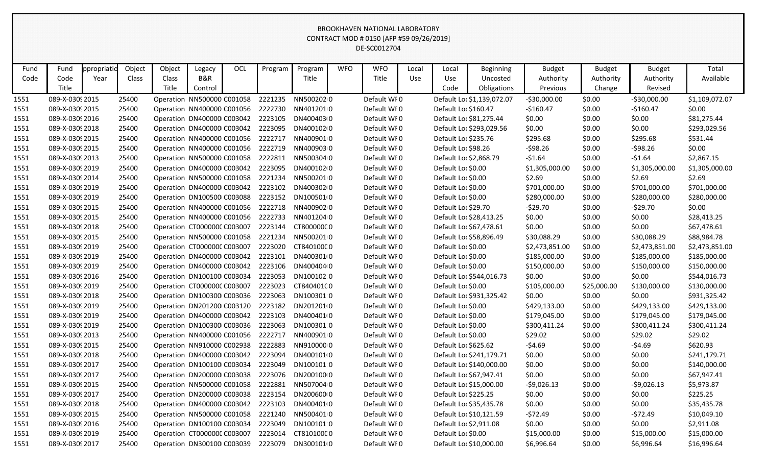BROOKHAVEN NATIONAL LABORATORY
CONTRACT MOD # 0150 [AFP #59 09/26/2019]
DE-SC0012704

| Fund Code | Fund Code Title | ppropriatio Year | Object Class | Object Class Title | Legacy B&R Control | OCL | Program | Program Title | WFO | WFO Title | Local Use | Local Use Code | Beginning Uncosted Obligations | Budget Authority Previous | Budget Authority Change | Budget Authority Revised | Total Available |
|---|---|---|---|---|---|---|---|---|---|---|---|---|---|---|---|---|---|
| 1551 | 089-X-0309 | 2015 | 25400 | Operation | NN500000 | C001058 | 2221235 | NN500202 | 0 | | Default WF | 0 | Default Loc | $1,139,072.07 | -$30,000.00 | $0.00 | -$30,000.00 | $1,109,072.07 |
| 1551 | 089-X-0309 | 2015 | 25400 | Operation | NN400000 | C001056 | 2222730 | NN401201 | 0 | | Default WF | 0 | Default Loc | $160.47 | -$160.47 | $0.00 | -$160.47 | $0.00 |
| 1551 | 089-X-0309 | 2016 | 25400 | Operation | DN400000 | C003042 | 2223105 | DN400403 | 0 | | Default WF | 0 | Default Loc | $81,275.44 | $0.00 | $0.00 | $0.00 | $81,275.44 |
| 1551 | 089-X-0309 | 2018 | 25400 | Operation | DN400000 | C003042 | 2223095 | DN400102 | 0 | | Default WF | 0 | Default Loc | $293,029.56 | $0.00 | $0.00 | $0.00 | $293,029.56 |
| 1551 | 089-X-0309 | 2015 | 25400 | Operation | NN400000 | C001056 | 2222717 | NN400901 | 0 | | Default WF | 0 | Default Loc | $235.76 | $295.68 | $0.00 | $295.68 | $531.44 |
| 1551 | 089-X-0309 | 2015 | 25400 | Operation | NN400000 | C001056 | 2222719 | NN400903 | 0 | | Default WF | 0 | Default Loc | $98.26 | -$98.26 | $0.00 | -$98.26 | $0.00 |
| 1551 | 089-X-0309 | 2013 | 25400 | Operation | NN500000 | C001058 | 2222811 | NN500304 | 0 | | Default WF | 0 | Default Loc | $2,868.79 | -$1.64 | $0.00 | -$1.64 | $2,867.15 |
| 1551 | 089-X-0309 | 2019 | 25400 | Operation | DN400000 | C003042 | 2223095 | DN400102 | 0 | | Default WF | 0 | Default Loc | $0.00 | $1,305,000.00 | $0.00 | $1,305,000.00 | $1,305,000.00 |
| 1551 | 089-X-0309 | 2014 | 25400 | Operation | NN500000 | C001058 | 2221234 | NN500201 | 0 | | Default WF | 0 | Default Loc | $0.00 | $2.69 | $0.00 | $2.69 | $2.69 |
| 1551 | 089-X-0309 | 2019 | 25400 | Operation | DN400000 | C003042 | 2223102 | DN400302 | 0 | | Default WF | 0 | Default Loc | $0.00 | $701,000.00 | $0.00 | $701,000.00 | $701,000.00 |
| 1551 | 089-X-0309 | 2019 | 25400 | Operation | DN100500 | C003088 | 2223152 | DN100501 | 0 | | Default WF | 0 | Default Loc | $0.00 | $280,000.00 | $0.00 | $280,000.00 | $280,000.00 |
| 1551 | 089-X-0309 | 2015 | 25400 | Operation | NN400000 | C001056 | 2222718 | NN400902 | 0 | | Default WF | 0 | Default Loc | $29.70 | -$29.70 | $0.00 | -$29.70 | $0.00 |
| 1551 | 089-X-0309 | 2015 | 25400 | Operation | NN400000 | C001056 | 2222733 | NN401204 | 0 | | Default WF | 0 | Default Loc | $28,413.25 | $0.00 | $0.00 | $0.00 | $28,413.25 |
| 1551 | 089-X-0309 | 2018 | 25400 | Operation | CT000000 | C003007 | 2223144 | CT800000 | 0 | | Default WF | 0 | Default Loc | $67,478.61 | $0.00 | $0.00 | $0.00 | $67,478.61 |
| 1551 | 089-X-0309 | 2015 | 25400 | Operation | NN500000 | C001058 | 2221234 | NN500201 | 0 | | Default WF | 0 | Default Loc | $58,896.49 | $30,088.29 | $0.00 | $30,088.29 | $88,984.78 |
| 1551 | 089-X-0309 | 2019 | 25400 | Operation | CT000000 | C003007 | 2223020 | CT840100 | 0 | | Default WF | 0 | Default Loc | $0.00 | $2,473,851.00 | $0.00 | $2,473,851.00 | $2,473,851.00 |
| 1551 | 089-X-0309 | 2019 | 25400 | Operation | DN400000 | C003042 | 2223101 | DN400301 | 0 | | Default WF | 0 | Default Loc | $0.00 | $185,000.00 | $0.00 | $185,000.00 | $185,000.00 |
| 1551 | 089-X-0309 | 2019 | 25400 | Operation | DN400000 | C003042 | 2223106 | DN400404 | 0 | | Default WF | 0 | Default Loc | $0.00 | $150,000.00 | $0.00 | $150,000.00 | $150,000.00 |
| 1551 | 089-X-0309 | 2016 | 25400 | Operation | DN100100 | C003034 | 2223053 | DN100102 | 0 | | Default WF | 0 | Default Loc | $544,016.73 | $0.00 | $0.00 | $0.00 | $544,016.73 |
| 1551 | 089-X-0309 | 2019 | 25400 | Operation | CT000000 | C003007 | 2223023 | CT840401 | 0 | | Default WF | 0 | Default Loc | $0.00 | $105,000.00 | $25,000.00 | $130,000.00 | $130,000.00 |
| 1551 | 089-X-0309 | 2018 | 25400 | Operation | DN100300 | C003036 | 2223063 | DN100301 | 0 | | Default WF | 0 | Default Loc | $931,325.42 | $0.00 | $0.00 | $0.00 | $931,325.42 |
| 1551 | 089-X-0309 | 2019 | 25400 | Operation | DN201200 | C003120 | 2223182 | DN201201 | 0 | | Default WF | 0 | Default Loc | $0.00 | $429,133.00 | $0.00 | $429,133.00 | $429,133.00 |
| 1551 | 089-X-0309 | 2019 | 25400 | Operation | DN400000 | C003042 | 2223103 | DN400401 | 0 | | Default WF | 0 | Default Loc | $0.00 | $179,045.00 | $0.00 | $179,045.00 | $179,045.00 |
| 1551 | 089-X-0309 | 2019 | 25400 | Operation | DN100300 | C003036 | 2223063 | DN100301 | 0 | | Default WF | 0 | Default Loc | $0.00 | $300,411.24 | $0.00 | $300,411.24 | $300,411.24 |
| 1551 | 089-X-0309 | 2013 | 25400 | Operation | NN400000 | C001056 | 2222717 | NN400901 | 0 | | Default WF | 0 | Default Loc | $0.00 | $29.02 | $0.00 | $29.02 | $29.02 |
| 1551 | 089-X-0309 | 2015 | 25400 | Operation | NN910000 | C002938 | 2222883 | NN910000 | 0 | | Default WF | 0 | Default Loc | $625.62 | -$4.69 | $0.00 | -$4.69 | $620.93 |
| 1551 | 089-X-0309 | 2018 | 25400 | Operation | DN400000 | C003042 | 2223094 | DN400101 | 0 | | Default WF | 0 | Default Loc | $241,179.71 | $0.00 | $0.00 | $0.00 | $241,179.71 |
| 1551 | 089-X-0309 | 2017 | 25400 | Operation | DN100100 | C003034 | 2223049 | DN100101 | 0 | | Default WF | 0 | Default Loc | $140,000.00 | $0.00 | $0.00 | $0.00 | $140,000.00 |
| 1551 | 089-X-0309 | 2017 | 25400 | Operation | DN200000 | C003038 | 2223076 | DN200100 | 0 | | Default WF | 0 | Default Loc | $67,947.41 | $0.00 | $0.00 | $0.00 | $67,947.41 |
| 1551 | 089-X-0309 | 2015 | 25400 | Operation | NN500000 | C001058 | 2222881 | NN507004 | 0 | | Default WF | 0 | Default Loc | $15,000.00 | -$9,026.13 | $0.00 | -$9,026.13 | $5,973.87 |
| 1551 | 089-X-0309 | 2017 | 25400 | Operation | DN200000 | C003038 | 2223154 | DN200600 | 0 | | Default WF | 0 | Default Loc | $225.25 | $0.00 | $0.00 | $0.00 | $225.25 |
| 1551 | 089-X-0309 | 2018 | 25400 | Operation | DN400000 | C003042 | 2223103 | DN400401 | 0 | | Default WF | 0 | Default Loc | $35,435.78 | $0.00 | $0.00 | $0.00 | $35,435.78 |
| 1551 | 089-X-0309 | 2015 | 25400 | Operation | NN500000 | C001058 | 2221240 | NN500401 | 0 | | Default WF | 0 | Default Loc | $10,121.59 | -$72.49 | $0.00 | -$72.49 | $10,049.10 |
| 1551 | 089-X-0309 | 2016 | 25400 | Operation | DN100100 | C003034 | 2223049 | DN100101 | 0 | | Default WF | 0 | Default Loc | $2,911.08 | $0.00 | $0.00 | $0.00 | $2,911.08 |
| 1551 | 089-X-0309 | 2019 | 25400 | Operation | CT000000 | C003007 | 2223014 | CT810100 | 0 | | Default WF | 0 | Default Loc | $0.00 | $15,000.00 | $0.00 | $15,000.00 | $15,000.00 |
| 1551 | 089-X-0309 | 2017 | 25400 | Operation | DN300100 | C003039 | 2223079 | DN300101 | 0 | | Default WF | 0 | Default Loc | $10,000.00 | $6,996.64 | $0.00 | $6,996.64 | $16,996.64 |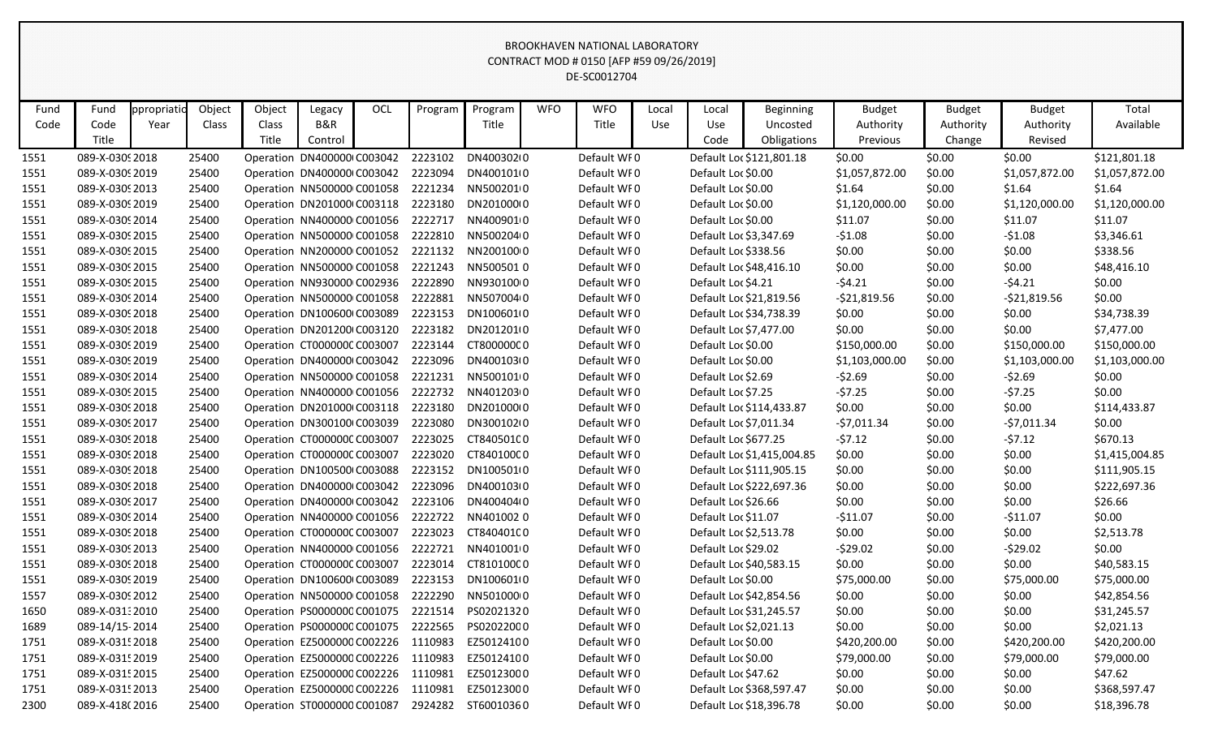BROOKHAVEN NATIONAL LABORATORY
CONTRACT MOD # 0150 [AFP #59 09/26/2019]
DE-SC0012704

| Fund Code | Fund Code Title | ppropriatio Year | Object Class | Object Class Title | Legacy B&R Control | OCL | Program | Program Title | WFO | WFO Title | Local Use | Local Use Code | Beginning Uncosted Obligations | Budget Authority Previous | Budget Authority Change | Budget Authority Revised | Total Available |
|---|---|---|---|---|---|---|---|---|---|---|---|---|---|---|---|---|---|
| 1551 | 089-X-0309 | 2018 | 25400 | Operation | DN400000 | C003042 | 2223102 | DN400302 | 0 | Default WF | 0 | Default Loc | $121,801.18 | $0.00 | $0.00 | $0.00 | $121,801.18 |
| 1551 | 089-X-0309 | 2019 | 25400 | Operation | DN400000 | C003042 | 2223094 | DN400101 | 0 | Default WF | 0 | Default Loc | $0.00 | $1,057,872.00 | $0.00 | $1,057,872.00 | $1,057,872.00 |
| 1551 | 089-X-0309 | 2013 | 25400 | Operation | NN500000 | C001058 | 2221234 | NN500201 | 0 | Default WF | 0 | Default Loc | $0.00 | $1.64 | $0.00 | $1.64 | $1.64 |
| 1551 | 089-X-0309 | 2019 | 25400 | Operation | DN201000 | C003118 | 2223180 | DN201000 | 0 | Default WF | 0 | Default Loc | $0.00 | $1,120,000.00 | $0.00 | $1,120,000.00 | $1,120,000.00 |
| 1551 | 089-X-0309 | 2014 | 25400 | Operation | NN400000 | C001056 | 2222717 | NN400901 | 0 | Default WF | 0 | Default Loc | $0.00 | $11.07 | $0.00 | $11.07 | $11.07 |
| 1551 | 089-X-0309 | 2015 | 25400 | Operation | NN500000 | C001058 | 2222810 | NN500204 | 0 | Default WF | 0 | Default Loc | $3,347.69 | -$1.08 | $0.00 | -$1.08 | $3,346.61 |
| 1551 | 089-X-0309 | 2015 | 25400 | Operation | NN200000 | C001052 | 2221132 | NN200100 | 0 | Default WF | 0 | Default Loc | $338.56 | $0.00 | $0.00 | $0.00 | $338.56 |
| 1551 | 089-X-0309 | 2015 | 25400 | Operation | NN500000 | C001058 | 2221243 | NN500501 | 0 | Default WF | 0 | Default Loc | $48,416.10 | $0.00 | $0.00 | $0.00 | $48,416.10 |
| 1551 | 089-X-0309 | 2015 | 25400 | Operation | NN930000 | C002936 | 2222890 | NN930100 | 0 | Default WF | 0 | Default Loc | $4.21 | -$4.21 | $0.00 | -$4.21 | $0.00 |
| 1551 | 089-X-0309 | 2014 | 25400 | Operation | NN500000 | C001058 | 2222881 | NN507004 | 0 | Default WF | 0 | Default Loc | $21,819.56 | -$21,819.56 | $0.00 | -$21,819.56 | $0.00 |
| 1551 | 089-X-0309 | 2018 | 25400 | Operation | DN100600 | C003089 | 2223153 | DN100601 | 0 | Default WF | 0 | Default Loc | $34,738.39 | $0.00 | $0.00 | $0.00 | $34,738.39 |
| 1551 | 089-X-0309 | 2018 | 25400 | Operation | DN201200 | C003120 | 2223182 | DN201201 | 0 | Default WF | 0 | Default Loc | $7,477.00 | $0.00 | $0.00 | $0.00 | $7,477.00 |
| 1551 | 089-X-0309 | 2019 | 25400 | Operation | CT000000 | C003007 | 2223144 | CT800000 | 0 | Default WF | 0 | Default Loc | $0.00 | $150,000.00 | $0.00 | $150,000.00 | $150,000.00 |
| 1551 | 089-X-0309 | 2019 | 25400 | Operation | DN400000 | C003042 | 2223096 | DN400103 | 0 | Default WF | 0 | Default Loc | $0.00 | $1,103,000.00 | $0.00 | $1,103,000.00 | $1,103,000.00 |
| 1551 | 089-X-0309 | 2014 | 25400 | Operation | NN500000 | C001058 | 2221231 | NN500101 | 0 | Default WF | 0 | Default Loc | $2.69 | -$2.69 | $0.00 | -$2.69 | $0.00 |
| 1551 | 089-X-0309 | 2015 | 25400 | Operation | NN400000 | C001056 | 2222732 | NN401203 | 0 | Default WF | 0 | Default Loc | $7.25 | -$7.25 | $0.00 | -$7.25 | $0.00 |
| 1551 | 089-X-0309 | 2018 | 25400 | Operation | DN201000 | C003118 | 2223180 | DN201000 | 0 | Default WF | 0 | Default Loc | $114,433.87 | $0.00 | $0.00 | $0.00 | $114,433.87 |
| 1551 | 089-X-0309 | 2017 | 25400 | Operation | DN300100 | C003039 | 2223080 | DN300102 | 0 | Default WF | 0 | Default Loc | $7,011.34 | -$7,011.34 | $0.00 | -$7,011.34 | $0.00 |
| 1551 | 089-X-0309 | 2018 | 25400 | Operation | CT000000 | C003007 | 2223025 | CT840501 | 0 | Default WF | 0 | Default Loc | $677.25 | -$7.12 | $0.00 | -$7.12 | $670.13 |
| 1551 | 089-X-0309 | 2018 | 25400 | Operation | CT000000 | C003007 | 2223020 | CT840100 | 0 | Default WF | 0 | Default Loc | $1,415,004.85 | $0.00 | $0.00 | $0.00 | $1,415,004.85 |
| 1551 | 089-X-0309 | 2018 | 25400 | Operation | DN100500 | C003088 | 2223152 | DN100501 | 0 | Default WF | 0 | Default Loc | $111,905.15 | $0.00 | $0.00 | $0.00 | $111,905.15 |
| 1551 | 089-X-0309 | 2018 | 25400 | Operation | DN400000 | C003042 | 2223096 | DN400103 | 0 | Default WF | 0 | Default Loc | $222,697.36 | $0.00 | $0.00 | $0.00 | $222,697.36 |
| 1551 | 089-X-0309 | 2017 | 25400 | Operation | DN400000 | C003042 | 2223106 | DN400404 | 0 | Default WF | 0 | Default Loc | $26.66 | $0.00 | $0.00 | $0.00 | $26.66 |
| 1551 | 089-X-0309 | 2014 | 25400 | Operation | NN400000 | C001056 | 2222722 | NN401002 | 0 | Default WF | 0 | Default Loc | $11.07 | -$11.07 | $0.00 | -$11.07 | $0.00 |
| 1551 | 089-X-0309 | 2018 | 25400 | Operation | CT000000 | C003007 | 2223023 | CT840401 | 0 | Default WF | 0 | Default Loc | $2,513.78 | $0.00 | $0.00 | $0.00 | $2,513.78 |
| 1551 | 089-X-0309 | 2013 | 25400 | Operation | NN400000 | C001056 | 2222721 | NN401001 | 0 | Default WF | 0 | Default Loc | $29.02 | -$29.02 | $0.00 | -$29.02 | $0.00 |
| 1551 | 089-X-0309 | 2018 | 25400 | Operation | CT000000 | C003007 | 2223014 | CT810100 | 0 | Default WF | 0 | Default Loc | $40,583.15 | $0.00 | $0.00 | $0.00 | $40,583.15 |
| 1551 | 089-X-0309 | 2019 | 25400 | Operation | DN100600 | C003089 | 2223153 | DN100601 | 0 | Default WF | 0 | Default Loc | $0.00 | $75,000.00 | $0.00 | $75,000.00 | $75,000.00 |
| 1557 | 089-X-0309 | 2012 | 25400 | Operation | NN500000 | C001058 | 2222290 | NN501000 | 0 | Default WF | 0 | Default Loc | $42,854.56 | $0.00 | $0.00 | $0.00 | $42,854.56 |
| 1650 | 089-X-0313 | 2010 | 25400 | Operation | PS000000 | C001075 | 2221514 | PS020213 | 0 | Default WF | 0 | Default Loc | $31,245.57 | $0.00 | $0.00 | $0.00 | $31,245.57 |
| 1689 | 089-14/15- | 2014 | 25400 | Operation | PS000000 | C001075 | 2222565 | PS020220 | 0 | Default WF | 0 | Default Loc | $2,021.13 | $0.00 | $0.00 | $0.00 | $2,021.13 |
| 1751 | 089-X-0315 | 2018 | 25400 | Operation | EZ500000 | C002226 | 1110983 | EZ501241 | 0 | Default WF | 0 | Default Loc | $0.00 | $420,200.00 | $0.00 | $420,200.00 | $420,200.00 |
| 1751 | 089-X-0315 | 2019 | 25400 | Operation | EZ500000 | C002226 | 1110983 | EZ501241 | 0 | Default WF | 0 | Default Loc | $0.00 | $79,000.00 | $0.00 | $79,000.00 | $79,000.00 |
| 1751 | 089-X-0315 | 2015 | 25400 | Operation | EZ500000 | C002226 | 1110981 | EZ501230 | 0 | Default WF | 0 | Default Loc | $47.62 | $0.00 | $0.00 | $0.00 | $47.62 |
| 1751 | 089-X-0315 | 2013 | 25400 | Operation | EZ500000 | C002226 | 1110981 | EZ501230 | 0 | Default WF | 0 | Default Loc | $368,597.47 | $0.00 | $0.00 | $0.00 | $368,597.47 |
| 2300 | 089-X-418( | 2016 | 25400 | Operation | ST000000 | C001087 | 2924282 | ST600103 | 0 | Default WF | 0 | Default Loc | $18,396.78 | $0.00 | $0.00 | $0.00 | $18,396.78 |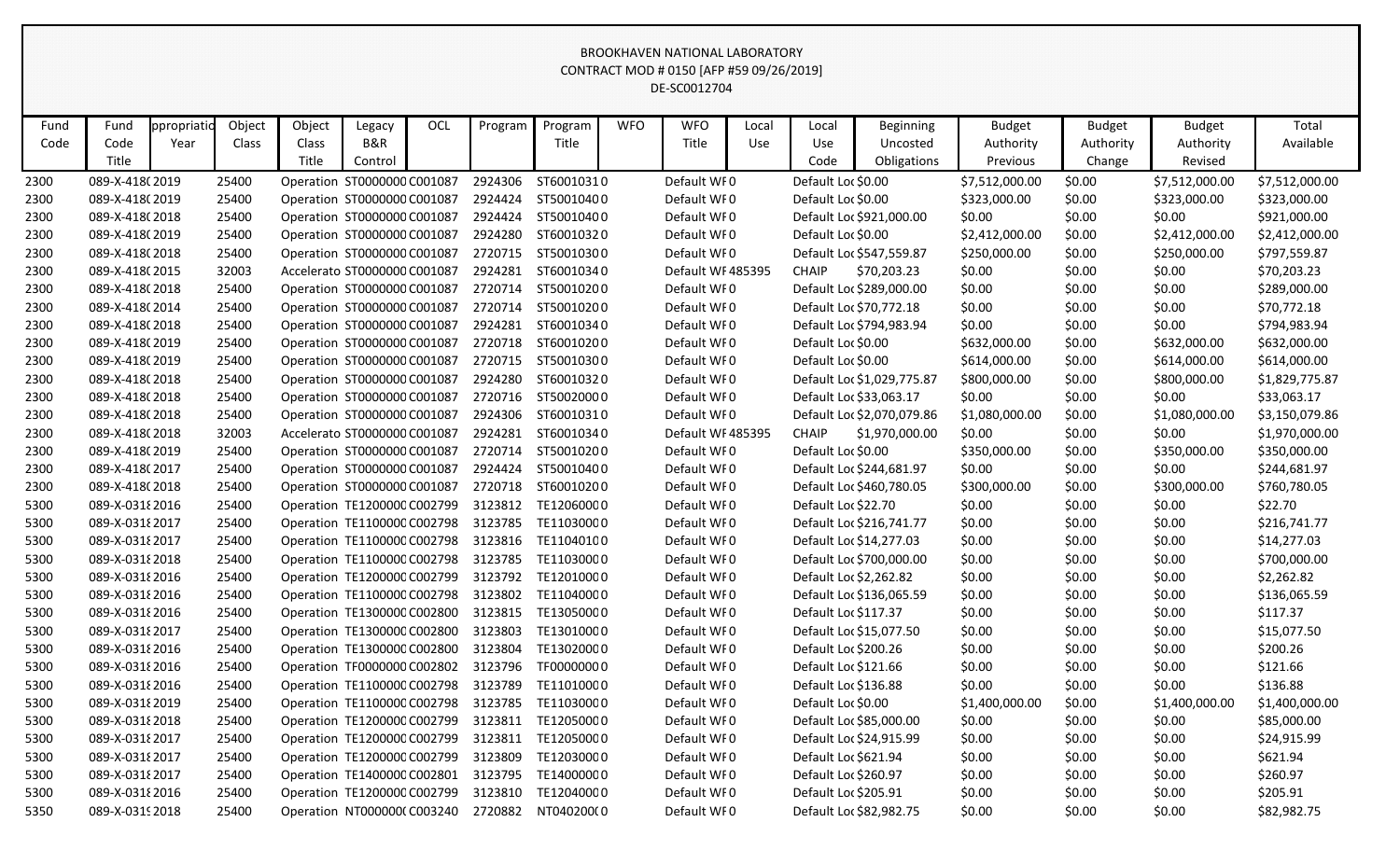BROOKHAVEN NATIONAL LABORATORY
CONTRACT MOD # 0150 [AFP #59 09/26/2019]
DE-SC0012704

| Fund Code | Fund Code Title | ppropriatio Year | Object Class | Object Class Title | Legacy B&R Control | OCL | Program | Program Title | WFO | WFO Title | Local Use | Local Use Code | Beginning Uncosted Obligations | Budget Authority Previous | Budget Authority Change | Budget Authority Revised | Total Available |
|---|---|---|---|---|---|---|---|---|---|---|---|---|---|---|---|---|---|
| 2300 | 089-X-418( | 2019 | 25400 | Operation | ST0000000 | C001087 | 2924306 | ST6001031 | 0 | Default WF | 0 | Default Loc | $0.00 | $7,512,000.00 | $0.00 | $7,512,000.00 | $7,512,000.00 |
| 2300 | 089-X-418( | 2019 | 25400 | Operation | ST0000000 | C001087 | 2924424 | ST5001040 | 0 | Default WF | 0 | Default Loc | $0.00 | $323,000.00 | $0.00 | $323,000.00 | $323,000.00 |
| 2300 | 089-X-418( | 2018 | 25400 | Operation | ST0000000 | C001087 | 2924424 | ST5001040 | 0 | Default WF | 0 | Default Loc | $921,000.00 | $0.00 | $0.00 | $0.00 | $921,000.00 |
| 2300 | 089-X-418( | 2019 | 25400 | Operation | ST0000000 | C001087 | 2924280 | ST6001032 | 0 | Default WF | 0 | Default Loc | $0.00 | $2,412,000.00 | $0.00 | $2,412,000.00 | $2,412,000.00 |
| 2300 | 089-X-418( | 2018 | 25400 | Operation | ST0000000 | C001087 | 2720715 | ST5001030 | 0 | Default WF | 0 | Default Loc | $547,559.87 | $250,000.00 | $0.00 | $250,000.00 | $797,559.87 |
| 2300 | 089-X-418( | 2015 | 32003 | Accelerato | ST0000000 | C001087 | 2924281 | ST6001034 | 0 | Default WF | 485395 | CHAIP | $70,203.23 | $0.00 | $0.00 | $0.00 | $70,203.23 |
| 2300 | 089-X-418( | 2018 | 25400 | Operation | ST0000000 | C001087 | 2720714 | ST5001020 | 0 | Default WF | 0 | Default Loc | $289,000.00 | $0.00 | $0.00 | $0.00 | $289,000.00 |
| 2300 | 089-X-418( | 2014 | 25400 | Operation | ST0000000 | C001087 | 2720714 | ST5001020 | 0 | Default WF | 0 | Default Loc | $70,772.18 | $0.00 | $0.00 | $0.00 | $70,772.18 |
| 2300 | 089-X-418( | 2018 | 25400 | Operation | ST0000000 | C001087 | 2924281 | ST6001034 | 0 | Default WF | 0 | Default Loc | $794,983.94 | $0.00 | $0.00 | $0.00 | $794,983.94 |
| 2300 | 089-X-418( | 2019 | 25400 | Operation | ST0000000 | C001087 | 2720718 | ST6001020 | 0 | Default WF | 0 | Default Loc | $0.00 | $632,000.00 | $0.00 | $632,000.00 | $632,000.00 |
| 2300 | 089-X-418( | 2019 | 25400 | Operation | ST0000000 | C001087 | 2720715 | ST5001030 | 0 | Default WF | 0 | Default Loc | $0.00 | $614,000.00 | $0.00 | $614,000.00 | $614,000.00 |
| 2300 | 089-X-418( | 2018 | 25400 | Operation | ST0000000 | C001087 | 2924280 | ST6001032 | 0 | Default WF | 0 | Default Loc | $1,029,775.87 | $800,000.00 | $0.00 | $800,000.00 | $1,829,775.87 |
| 2300 | 089-X-418( | 2018 | 25400 | Operation | ST0000000 | C001087 | 2720716 | ST5002000 | 0 | Default WF | 0 | Default Loc | $33,063.17 | $0.00 | $0.00 | $0.00 | $33,063.17 |
| 2300 | 089-X-418( | 2018 | 25400 | Operation | ST0000000 | C001087 | 2924306 | ST6001031 | 0 | Default WF | 0 | Default Loc | $2,070,079.86 | $1,080,000.00 | $0.00 | $1,080,000.00 | $3,150,079.86 |
| 2300 | 089-X-418( | 2018 | 32003 | Accelerato | ST0000000 | C001087 | 2924281 | ST6001034 | 0 | Default WF | 485395 | CHAIP | $1,970,000.00 | $0.00 | $0.00 | $0.00 | $1,970,000.00 |
| 2300 | 089-X-418( | 2019 | 25400 | Operation | ST0000000 | C001087 | 2720714 | ST5001020 | 0 | Default WF | 0 | Default Loc | $0.00 | $350,000.00 | $0.00 | $350,000.00 | $350,000.00 |
| 2300 | 089-X-418( | 2017 | 25400 | Operation | ST0000000 | C001087 | 2924424 | ST5001040 | 0 | Default WF | 0 | Default Loc | $244,681.97 | $0.00 | $0.00 | $0.00 | $244,681.97 |
| 2300 | 089-X-418( | 2018 | 25400 | Operation | ST0000000 | C001087 | 2720718 | ST6001020 | 0 | Default WF | 0 | Default Loc | $460,780.05 | $300,000.00 | $0.00 | $300,000.00 | $760,780.05 |
| 5300 | 089-X-0318 | 2016 | 25400 | Operation | TE1200000 | C002799 | 3123812 | TE1206000 | 0 | Default WF | 0 | Default Loc | $22.70 | $0.00 | $0.00 | $0.00 | $22.70 |
| 5300 | 089-X-0318 | 2017 | 25400 | Operation | TE1100000 | C002798 | 3123785 | TE1103000 | 0 | Default WF | 0 | Default Loc | $216,741.77 | $0.00 | $0.00 | $0.00 | $216,741.77 |
| 5300 | 089-X-0318 | 2017 | 25400 | Operation | TE1100000 | C002798 | 3123816 | TE1104010 | 0 | Default WF | 0 | Default Loc | $14,277.03 | $0.00 | $0.00 | $0.00 | $14,277.03 |
| 5300 | 089-X-0318 | 2018 | 25400 | Operation | TE1100000 | C002798 | 3123785 | TE1103000 | 0 | Default WF | 0 | Default Loc | $700,000.00 | $0.00 | $0.00 | $0.00 | $700,000.00 |
| 5300 | 089-X-0318 | 2016 | 25400 | Operation | TE1200000 | C002799 | 3123792 | TE1201000 | 0 | Default WF | 0 | Default Loc | $2,262.82 | $0.00 | $0.00 | $0.00 | $2,262.82 |
| 5300 | 089-X-0318 | 2016 | 25400 | Operation | TE1100000 | C002798 | 3123802 | TE1104000 | 0 | Default WF | 0 | Default Loc | $136,065.59 | $0.00 | $0.00 | $0.00 | $136,065.59 |
| 5300 | 089-X-0318 | 2016 | 25400 | Operation | TE1300000 | C002800 | 3123815 | TE1305000 | 0 | Default WF | 0 | Default Loc | $117.37 | $0.00 | $0.00 | $0.00 | $117.37 |
| 5300 | 089-X-0318 | 2017 | 25400 | Operation | TE1300000 | C002800 | 3123803 | TE1301000 | 0 | Default WF | 0 | Default Loc | $15,077.50 | $0.00 | $0.00 | $0.00 | $15,077.50 |
| 5300 | 089-X-0318 | 2016 | 25400 | Operation | TE1300000 | C002800 | 3123804 | TE1302000 | 0 | Default WF | 0 | Default Loc | $200.26 | $0.00 | $0.00 | $0.00 | $200.26 |
| 5300 | 089-X-0318 | 2016 | 25400 | Operation | TF0000000 | C002802 | 3123796 | TF0000000 | 0 | Default WF | 0 | Default Loc | $121.66 | $0.00 | $0.00 | $0.00 | $121.66 |
| 5300 | 089-X-0318 | 2016 | 25400 | Operation | TE1100000 | C002798 | 3123789 | TE1101000 | 0 | Default WF | 0 | Default Loc | $136.88 | $0.00 | $0.00 | $0.00 | $136.88 |
| 5300 | 089-X-0318 | 2019 | 25400 | Operation | TE1100000 | C002798 | 3123785 | TE1103000 | 0 | Default WF | 0 | Default Loc | $0.00 | $1,400,000.00 | $0.00 | $1,400,000.00 | $1,400,000.00 |
| 5300 | 089-X-0318 | 2018 | 25400 | Operation | TE1200000 | C002799 | 3123811 | TE1205000 | 0 | Default WF | 0 | Default Loc | $85,000.00 | $0.00 | $0.00 | $0.00 | $85,000.00 |
| 5300 | 089-X-0318 | 2017 | 25400 | Operation | TE1200000 | C002799 | 3123811 | TE1205000 | 0 | Default WF | 0 | Default Loc | $24,915.99 | $0.00 | $0.00 | $0.00 | $24,915.99 |
| 5300 | 089-X-0318 | 2017 | 25400 | Operation | TE1200000 | C002799 | 3123809 | TE1203000 | 0 | Default WF | 0 | Default Loc | $621.94 | $0.00 | $0.00 | $0.00 | $621.94 |
| 5300 | 089-X-0318 | 2017 | 25400 | Operation | TE1400000 | C002801 | 3123795 | TE1400000 | 0 | Default WF | 0 | Default Loc | $260.97 | $0.00 | $0.00 | $0.00 | $260.97 |
| 5300 | 089-X-0318 | 2016 | 25400 | Operation | TE1200000 | C002799 | 3123810 | TE1204000 | 0 | Default WF | 0 | Default Loc | $205.91 | $0.00 | $0.00 | $0.00 | $205.91 |
| 5350 | 089-X-0319 | 2018 | 25400 | Operation | NT0000000 | C003240 | 2720882 | NT0402000 | 0 | Default WF | 0 | Default Loc | $82,982.75 | $0.00 | $0.00 | $0.00 | $82,982.75 |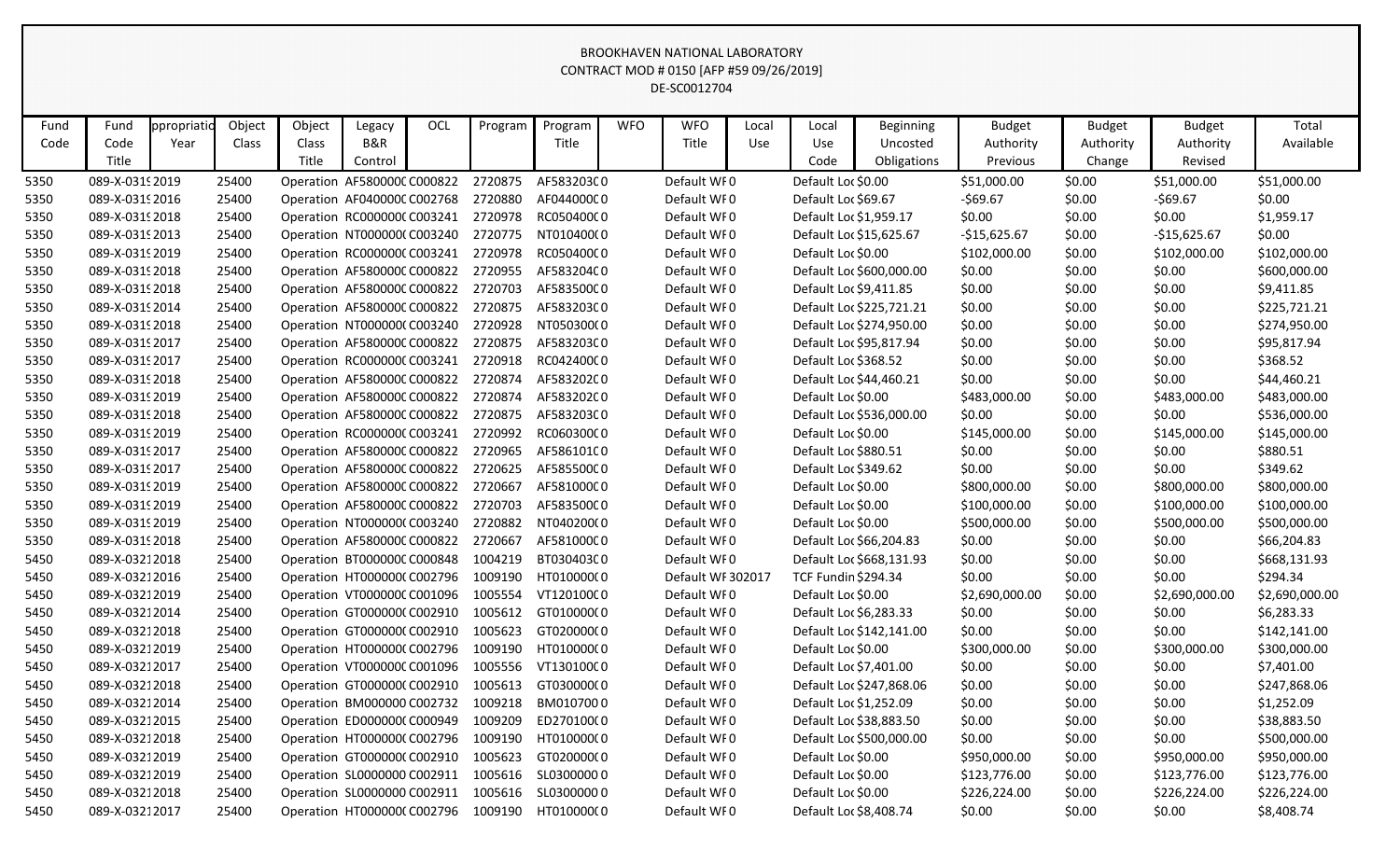BROOKHAVEN NATIONAL LABORATORY
CONTRACT MOD # 0150 [AFP #59 09/26/2019]
DE-SC0012704

| Fund Code | Fund Code Title | ppropriatio Year | Object Class | Object Class Title | Legacy B&R Control | OCL | Program | Program Title | WFO | WFO Title | Local Use | Local Use Code | Beginning Uncosted Obligations | Budget Authority Previous | Budget Authority Change | Budget Authority Revised | Total Available |
|---|---|---|---|---|---|---|---|---|---|---|---|---|---|---|---|---|---|
| 5350 | 089-X-0319 | 2019 | 25400 | Operation | AF5800000 | C000822 | 2720875 | AF5832030 | 0 | Default WF | 0 | Default Loc | $0.00 | $51,000.00 | $0.00 | $51,000.00 | $51,000.00 |
| 5350 | 089-X-0319 | 2016 | 25400 | Operation | AF0400000 | C002768 | 2720880 | AF0440000 | 0 | Default WF | 0 | Default Loc | $69.67 | -$69.67 | $0.00 | -$69.67 | $0.00 |
| 5350 | 089-X-0319 | 2018 | 25400 | Operation | RC0000000 | C003241 | 2720978 | RC0504000 | 0 | Default WF | 0 | Default Loc | $1,959.17 | $0.00 | $0.00 | $0.00 | $1,959.17 |
| 5350 | 089-X-0319 | 2013 | 25400 | Operation | NT0000000 | C003240 | 2720775 | NT0104000 | 0 | Default WF | 0 | Default Loc | $15,625.67 | -$15,625.67 | $0.00 | -$15,625.67 | $0.00 |
| 5350 | 089-X-0319 | 2019 | 25400 | Operation | RC0000000 | C003241 | 2720978 | RC0504000 | 0 | Default WF | 0 | Default Loc | $0.00 | $102,000.00 | $0.00 | $102,000.00 | $102,000.00 |
| 5350 | 089-X-0319 | 2018 | 25400 | Operation | AF5800000 | C000822 | 2720955 | AF5832040 | 0 | Default WF | 0 | Default Loc | $600,000.00 | $0.00 | $0.00 | $0.00 | $600,000.00 |
| 5350 | 089-X-0319 | 2018 | 25400 | Operation | AF5800000 | C000822 | 2720703 | AF5835000 | 0 | Default WF | 0 | Default Loc | $9,411.85 | $0.00 | $0.00 | $0.00 | $9,411.85 |
| 5350 | 089-X-0319 | 2014 | 25400 | Operation | AF5800000 | C000822 | 2720875 | AF5832030 | 0 | Default WF | 0 | Default Loc | $225,721.21 | $0.00 | $0.00 | $0.00 | $225,721.21 |
| 5350 | 089-X-0319 | 2018 | 25400 | Operation | NT0000000 | C003240 | 2720928 | NT0503000 | 0 | Default WF | 0 | Default Loc | $274,950.00 | $0.00 | $0.00 | $0.00 | $274,950.00 |
| 5350 | 089-X-0319 | 2017 | 25400 | Operation | AF5800000 | C000822 | 2720875 | AF5832030 | 0 | Default WF | 0 | Default Loc | $95,817.94 | $0.00 | $0.00 | $0.00 | $95,817.94 |
| 5350 | 089-X-0319 | 2017 | 25400 | Operation | RC0000000 | C003241 | 2720918 | RC0424000 | 0 | Default WF | 0 | Default Loc | $368.52 | $0.00 | $0.00 | $0.00 | $368.52 |
| 5350 | 089-X-0319 | 2018 | 25400 | Operation | AF5800000 | C000822 | 2720874 | AF5832020 | 0 | Default WF | 0 | Default Loc | $44,460.21 | $0.00 | $0.00 | $0.00 | $44,460.21 |
| 5350 | 089-X-0319 | 2019 | 25400 | Operation | AF5800000 | C000822 | 2720874 | AF5832020 | 0 | Default WF | 0 | Default Loc | $0.00 | $483,000.00 | $0.00 | $483,000.00 | $483,000.00 |
| 5350 | 089-X-0319 | 2018 | 25400 | Operation | AF5800000 | C000822 | 2720875 | AF5832030 | 0 | Default WF | 0 | Default Loc | $536,000.00 | $0.00 | $0.00 | $0.00 | $536,000.00 |
| 5350 | 089-X-0319 | 2019 | 25400 | Operation | RC0000000 | C003241 | 2720992 | RC0603000 | 0 | Default WF | 0 | Default Loc | $0.00 | $145,000.00 | $0.00 | $145,000.00 | $145,000.00 |
| 5350 | 089-X-0319 | 2017 | 25400 | Operation | AF5800000 | C000822 | 2720965 | AF5861010 | 0 | Default WF | 0 | Default Loc | $880.51 | $0.00 | $0.00 | $0.00 | $880.51 |
| 5350 | 089-X-0319 | 2017 | 25400 | Operation | AF5800000 | C000822 | 2720625 | AF5855000 | 0 | Default WF | 0 | Default Loc | $349.62 | $0.00 | $0.00 | $0.00 | $349.62 |
| 5350 | 089-X-0319 | 2019 | 25400 | Operation | AF5800000 | C000822 | 2720667 | AF5810000 | 0 | Default WF | 0 | Default Loc | $0.00 | $800,000.00 | $0.00 | $800,000.00 | $800,000.00 |
| 5350 | 089-X-0319 | 2019 | 25400 | Operation | AF5800000 | C000822 | 2720703 | AF5835000 | 0 | Default WF | 0 | Default Loc | $0.00 | $100,000.00 | $0.00 | $100,000.00 | $100,000.00 |
| 5350 | 089-X-0319 | 2019 | 25400 | Operation | NT0000000 | C003240 | 2720882 | NT0402000 | 0 | Default WF | 0 | Default Loc | $0.00 | $500,000.00 | $0.00 | $500,000.00 | $500,000.00 |
| 5350 | 089-X-0319 | 2018 | 25400 | Operation | AF5800000 | C000822 | 2720667 | AF5810000 | 0 | Default WF | 0 | Default Loc | $66,204.83 | $0.00 | $0.00 | $0.00 | $66,204.83 |
| 5450 | 089-X-0321 | 2018 | 25400 | Operation | BT0000000 | C000848 | 1004219 | BT0304030 | 0 | Default WF | 0 | Default Loc | $668,131.93 | $0.00 | $0.00 | $0.00 | $668,131.93 |
| 5450 | 089-X-0321 | 2016 | 25400 | Operation | HT0000000 | C002796 | 1009190 | HT0100000 | 0 | Default WF | 302017 | TCF Fundin | $294.34 | $0.00 | $0.00 | $0.00 | $294.34 |
| 5450 | 089-X-0321 | 2019 | 25400 | Operation | VT0000000 | C001096 | 1005554 | VT1201000 | 0 | Default WF | 0 | Default Loc | $0.00 | $2,690,000.00 | $0.00 | $2,690,000.00 | $2,690,000.00 |
| 5450 | 089-X-0321 | 2014 | 25400 | Operation | GT0000000 | C002910 | 1005612 | GT0100000 | 0 | Default WF | 0 | Default Loc | $6,283.33 | $0.00 | $0.00 | $0.00 | $6,283.33 |
| 5450 | 089-X-0321 | 2018 | 25400 | Operation | GT0000000 | C002910 | 1005623 | GT0200000 | 0 | Default WF | 0 | Default Loc | $142,141.00 | $0.00 | $0.00 | $0.00 | $142,141.00 |
| 5450 | 089-X-0321 | 2019 | 25400 | Operation | HT0000000 | C002796 | 1009190 | HT0100000 | 0 | Default WF | 0 | Default Loc | $0.00 | $300,000.00 | $0.00 | $300,000.00 | $300,000.00 |
| 5450 | 089-X-0321 | 2017 | 25400 | Operation | VT0000000 | C001096 | 1005556 | VT1301000 | 0 | Default WF | 0 | Default Loc | $7,401.00 | $0.00 | $0.00 | $0.00 | $7,401.00 |
| 5450 | 089-X-0321 | 2018 | 25400 | Operation | GT0000000 | C002910 | 1005613 | GT0300000 | 0 | Default WF | 0 | Default Loc | $247,868.06 | $0.00 | $0.00 | $0.00 | $247,868.06 |
| 5450 | 089-X-0321 | 2014 | 25400 | Operation | BM0000000 | C002732 | 1009218 | BM0107000 | 0 | Default WF | 0 | Default Loc | $1,252.09 | $0.00 | $0.00 | $0.00 | $1,252.09 |
| 5450 | 089-X-0321 | 2015 | 25400 | Operation | ED0000000 | C000949 | 1009209 | ED2701000 | 0 | Default WF | 0 | Default Loc | $38,883.50 | $0.00 | $0.00 | $0.00 | $38,883.50 |
| 5450 | 089-X-0321 | 2018 | 25400 | Operation | HT0000000 | C002796 | 1009190 | HT0100000 | 0 | Default WF | 0 | Default Loc | $500,000.00 | $0.00 | $0.00 | $0.00 | $500,000.00 |
| 5450 | 089-X-0321 | 2019 | 25400 | Operation | GT0000000 | C002910 | 1005623 | GT0200000 | 0 | Default WF | 0 | Default Loc | $0.00 | $950,000.00 | $0.00 | $950,000.00 | $950,000.00 |
| 5450 | 089-X-0321 | 2019 | 25400 | Operation | SL0000000 | C002911 | 1005616 | SL0300000 | 0 | Default WF | 0 | Default Loc | $0.00 | $123,776.00 | $0.00 | $123,776.00 | $123,776.00 |
| 5450 | 089-X-0321 | 2018 | 25400 | Operation | SL0000000 | C002911 | 1005616 | SL0300000 | 0 | Default WF | 0 | Default Loc | $0.00 | $226,224.00 | $0.00 | $226,224.00 | $226,224.00 |
| 5450 | 089-X-0321 | 2017 | 25400 | Operation | HT0000000 | C002796 | 1009190 | HT0100000 | 0 | Default WF | 0 | Default Loc | $8,408.74 | $0.00 | $0.00 | $0.00 | $8,408.74 |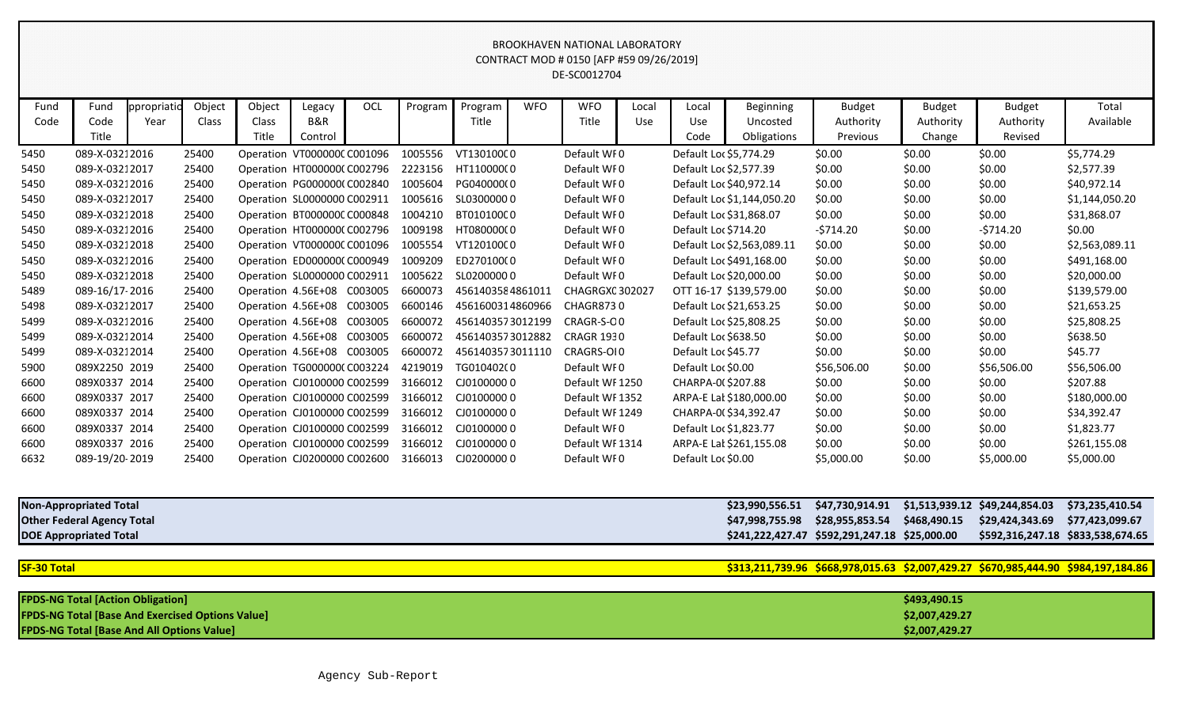# BROOKHAVEN NATIONAL LABORATORY
## CONTRACT MOD # 0150 [AFP #59 09/26/2019]
## DE-SC0012704

| Fund Code | Fund Code Title | ppropriatio Year | Object Class | Object Class Title | Legacy B&R Control | OCL | Program | Program Title | WFO | WFO Title | Local Use | Local Use Code | Beginning Uncosted Obligations | Budget Authority Previous | Budget Authority Change | Budget Authority Revised | Total Available |
|---|---|---|---|---|---|---|---|---|---|---|---|---|---|---|---|---|---|
| 5450 | 089-X-0321 | 2016 | 25400 | Operation | VT0000000 | C001096 | 1005556 | VT1301000 | 0 | Default WF | 0 | Default Loc | $5,774.29 | $0.00 | $0.00 | $0.00 | $5,774.29 |
| 5450 | 089-X-0321 | 2017 | 25400 | Operation | HT0000000 | C002796 | 2223156 | HT1100000 | 0 | Default WF | 0 | Default Loc | $2,577.39 | $0.00 | $0.00 | $0.00 | $2,577.39 |
| 5450 | 089-X-0321 | 2016 | 25400 | Operation | PG0000000 | C002840 | 1005604 | PG0400000 | 0 | Default WF | 0 | Default Loc | $40,972.14 | $0.00 | $0.00 | $0.00 | $40,972.14 |
| 5450 | 089-X-0321 | 2017 | 25400 | Operation | SL0000000 | C002911 | 1005616 | SL0300000 | 0 | Default WF | 0 | Default Loc | $1,144,050.20 | $0.00 | $0.00 | $0.00 | $1,144,050.20 |
| 5450 | 089-X-0321 | 2018 | 25400 | Operation | BT0000000 | C000848 | 1004210 | BT0101000 | 0 | Default WF | 0 | Default Loc | $31,868.07 | $0.00 | $0.00 | $0.00 | $31,868.07 |
| 5450 | 089-X-0321 | 2016 | 25400 | Operation | HT0000000 | C002796 | 1009198 | HT0800000 | 0 | Default WF | 0 | Default Loc | $714.20 | -$714.20 | $0.00 | -$714.20 | $0.00 |
| 5450 | 089-X-0321 | 2018 | 25400 | Operation | VT0000000 | C001096 | 1005554 | VT1201000 | 0 | Default WF | 0 | Default Loc | $2,563,089.11 | $0.00 | $0.00 | $0.00 | $2,563,089.11 |
| 5450 | 089-X-0321 | 2016 | 25400 | Operation | ED0000000 | C000949 | 1009209 | ED2701000 | 0 | Default WF | 0 | Default Loc | $491,168.00 | $0.00 | $0.00 | $0.00 | $491,168.00 |
| 5450 | 089-X-0321 | 2018 | 25400 | Operation | SL0000000 | C002911 | 1005622 | SL0200000 | 0 | Default WF | 0 | Default Loc | $20,000.00 | $0.00 | $0.00 | $0.00 | $20,000.00 |
| 5489 | 089-16/17- | 2016 | 25400 | Operation | 4.56E+08 | C003005 | 6600073 | 456140358 | 4861011 | CHAGRGXC | 302027 | OTT 16-17 | $139,579.00 | $0.00 | $0.00 | $0.00 | $139,579.00 |
| 5498 | 089-X-0321 | 2017 | 25400 | Operation | 4.56E+08 | C003005 | 6600146 | 456160031 | 4860966 | CHAGR873 | 0 | Default Loc | $21,653.25 | $0.00 | $0.00 | $0.00 | $21,653.25 |
| 5499 | 089-X-0321 | 2016 | 25400 | Operation | 4.56E+08 | C003005 | 6600072 | 456140357 | 3012199 | CRAGR-S-C | 0 | Default Loc | $25,808.25 | $0.00 | $0.00 | $0.00 | $25,808.25 |
| 5499 | 089-X-0321 | 2014 | 25400 | Operation | 4.56E+08 | C003005 | 6600072 | 456140357 | 3012882 | CRAGR 193 | 0 | Default Loc | $638.50 | $0.00 | $0.00 | $0.00 | $638.50 |
| 5499 | 089-X-0321 | 2014 | 25400 | Operation | 4.56E+08 | C003005 | 6600072 | 456140357 | 3011110 | CRAGRS-OI | 0 | Default Loc | $45.77 | $0.00 | $0.00 | $0.00 | $45.77 |
| 5900 | 089X2250 | 2019 | 25400 | Operation | TG0000000 | C003224 | 4219019 | TG0104020 | 0 | Default WF | 0 | Default Loc | $0.00 | $56,506.00 | $0.00 | $56,506.00 | $56,506.00 |
| 6600 | 089X0337 | 2014 | 25400 | Operation | CJ0100000 | C002599 | 3166012 | CJ0100000 | 0 | Default WF | 1250 | CHARPA-0( | $207.88 | $0.00 | $0.00 | $0.00 | $207.88 |
| 6600 | 089X0337 | 2017 | 25400 | Operation | CJ0100000 | C002599 | 3166012 | CJ0100000 | 0 | Default WF | 1352 | ARPA-E Lat | $180,000.00 | $0.00 | $0.00 | $0.00 | $180,000.00 |
| 6600 | 089X0337 | 2014 | 25400 | Operation | CJ0100000 | C002599 | 3166012 | CJ0100000 | 0 | Default WF | 1249 | CHARPA-0( | $34,392.47 | $0.00 | $0.00 | $0.00 | $34,392.47 |
| 6600 | 089X0337 | 2014 | 25400 | Operation | CJ0100000 | C002599 | 3166012 | CJ0100000 | 0 | Default WF | 0 | Default Loc | $1,823.77 | $0.00 | $0.00 | $0.00 | $1,823.77 |
| 6600 | 089X0337 | 2016 | 25400 | Operation | CJ0100000 | C002599 | 3166012 | CJ0100000 | 0 | Default WF | 1314 | ARPA-E Lat | $261,155.08 | $0.00 | $0.00 | $0.00 | $261,155.08 |
| 6632 | 089-19/20- | 2019 | 25400 | Operation | CJ0200000 | C002600 | 3166013 | CJ0200000 | 0 | Default WF | 0 | Default Loc | $0.00 | $5,000.00 | $0.00 | $5,000.00 | $5,000.00 |

| | Beginning Uncosted Obligations | Budget Authority Previous | Budget Authority Change | Budget Authority Revised | Total Available |
|---|---|---|---|---|---|
| **Non-Appropriated Total** | **$23,990,556.51** | **$47,730,914.91** | **$1,513,939.12** | **$49,244,854.03** | **$73,235,410.54** |
| **Other Federal Agency Total** | **$47,998,755.98** | **$28,955,853.54** | **$468,490.15** | **$29,424,343.69** | **$77,423,099.67** |
| **DOE Appropriated Total** | **$241,222,427.47** | **$592,291,247.18** | **$25,000.00** | **$592,316,247.18** | **$833,538,674.65** |
| **SF-30 Total** | **$313,211,739.96** | **$668,978,015.63** | **$2,007,429.27** | **$670,985,444.90** | **$984,197,184.86** |

| | |
|---|---|
| **FPDS-NG Total [Action Obligation]** | **$493,490.15** |
| **FPDS-NG Total [Base And Exercised Options Value]** | **$2,007,429.27** |
| **FPDS-NG Total [Base And All Options Value]** | **$2,007,429.27** |

Agency Sub-Report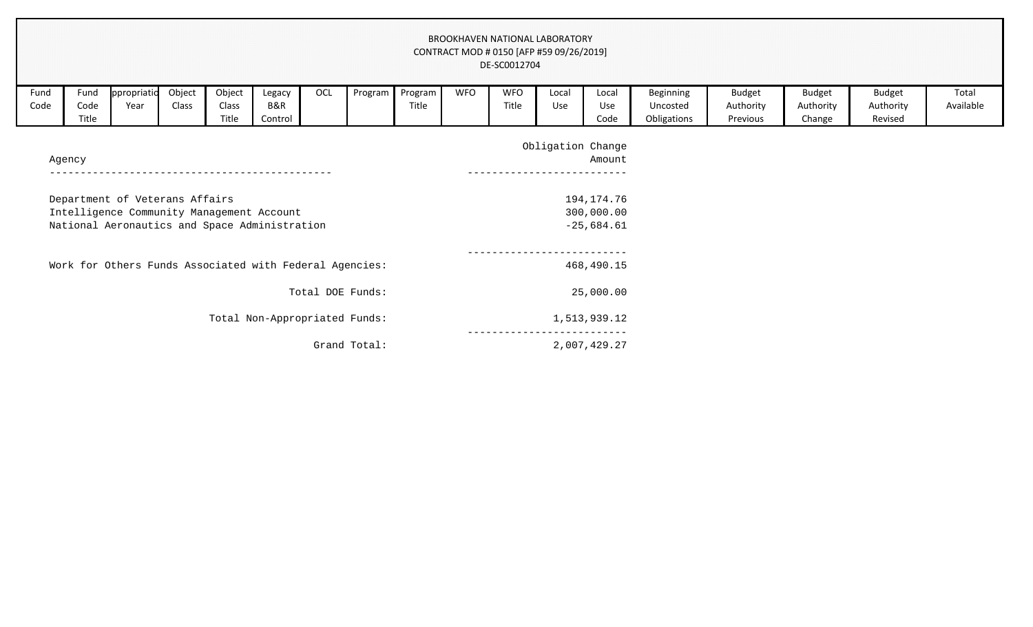BROOKHAVEN NATIONAL LABORATORY
CONTRACT MOD # 0150 [AFP #59 09/26/2019]
DE-SC0012704

| Fund Code | Fund Code Title | ppropriatio Year | Object Class | Object Class Title | Legacy B&R Control | OCL | Program | Program Title | WFO | WFO Title | Local Use | Local Use Code | Beginning Uncosted Obligations | Budget Authority Previous | Budget Authority Change | Budget Authority Revised | Total Available |
|---|---|---|---|---|---|---|---|---|---|---|---|---|---|---|---|---|---|

| Agency | Obligation Change Amount |
|---|---|
| Department of Veterans Affairs | 194,174.76 |
| Intelligence Community Management Account | 300,000.00 |
| National Aeronautics and Space Administration | -25,684.61 |
| Work for Others Funds Associated with Federal Agencies: | 468,490.15 |
| Total DOE Funds: | 25,000.00 |
| Total Non-Appropriated Funds: | 1,513,939.12 |
| Grand Total: | 2,007,429.27 |